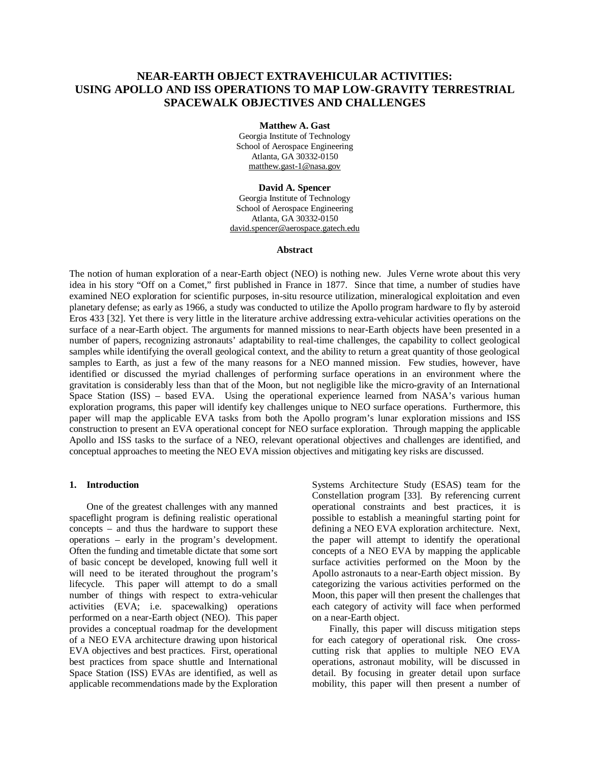# NEAR-EARTH OBJECT EXTRAVEHICULAR ACTIVITIES: USING APOLLO AND ISS OPERATIONS TO MAP LOW-GRAVITY TERRESTRIAL SPACEWALK OBJECTIVES AND CHALLENGES

**Matthew A. Gast**
Georgia Institute of Technology
School of Aerospace Engineering
Atlanta, GA 30332-0150
matthew.gast-1@nasa.gov

**David A. Spencer**
Georgia Institute of Technology
School of Aerospace Engineering
Atlanta, GA 30332-0150
david.spencer@aerospace.gatech.edu

### Abstract

The notion of human exploration of a near-Earth object (NEO) is nothing new. Jules Verne wrote about this very idea in his story "Off on a Comet," first published in France in 1877. Since that time, a number of studies have examined NEO exploration for scientific purposes, in-situ resource utilization, mineralogical exploitation and even planetary defense; as early as 1966, a study was conducted to utilize the Apollo program hardware to fly by asteroid Eros 433 [32]. Yet there is very little in the literature archive addressing extra-vehicular activities operations on the surface of a near-Earth object. The arguments for manned missions to near-Earth objects have been presented in a number of papers, recognizing astronauts' adaptability to real-time challenges, the capability to collect geological samples while identifying the overall geological context, and the ability to return a great quantity of those geological samples to Earth, as just a few of the many reasons for a NEO manned mission. Few studies, however, have identified or discussed the myriad challenges of performing surface operations in an environment where the gravitation is considerably less than that of the Moon, but not negligible like the micro-gravity of an International Space Station (ISS) – based EVA. Using the operational experience learned from NASA's various human exploration programs, this paper will identify key challenges unique to NEO surface operations. Furthermore, this paper will map the applicable EVA tasks from both the Apollo program's lunar exploration missions and ISS construction to present an EVA operational concept for NEO surface exploration. Through mapping the applicable Apollo and ISS tasks to the surface of a NEO, relevant operational objectives and challenges are identified, and conceptual approaches to meeting the NEO EVA mission objectives and mitigating key risks are discussed.

## 1. Introduction

One of the greatest challenges with any manned spaceflight program is defining realistic operational concepts – and thus the hardware to support these operations – early in the program's development. Often the funding and timetable dictate that some sort of basic concept be developed, knowing full well it will need to be iterated throughout the program's lifecycle. This paper will attempt to do a small number of things with respect to extra-vehicular activities (EVA; i.e. spacewalking) operations performed on a near-Earth object (NEO). This paper provides a conceptual roadmap for the development of a NEO EVA architecture drawing upon historical EVA objectives and best practices. First, operational best practices from space shuttle and International Space Station (ISS) EVAs are identified, as well as applicable recommendations made by the Exploration Systems Architecture Study (ESAS) team for the Constellation program [33]. By referencing current operational constraints and best practices, it is possible to establish a meaningful starting point for defining a NEO EVA exploration architecture. Next, the paper will attempt to identify the operational concepts of a NEO EVA by mapping the applicable surface activities performed on the Moon by the Apollo astronauts to a near-Earth object mission. By categorizing the various activities performed on the Moon, this paper will then present the challenges that each category of activity will face when performed on a near-Earth object.

Finally, this paper will discuss mitigation steps for each category of operational risk. One cross-cutting risk that applies to multiple NEO EVA operations, astronaut mobility, will be discussed in detail. By focusing in greater detail upon surface mobility, this paper will then present a number of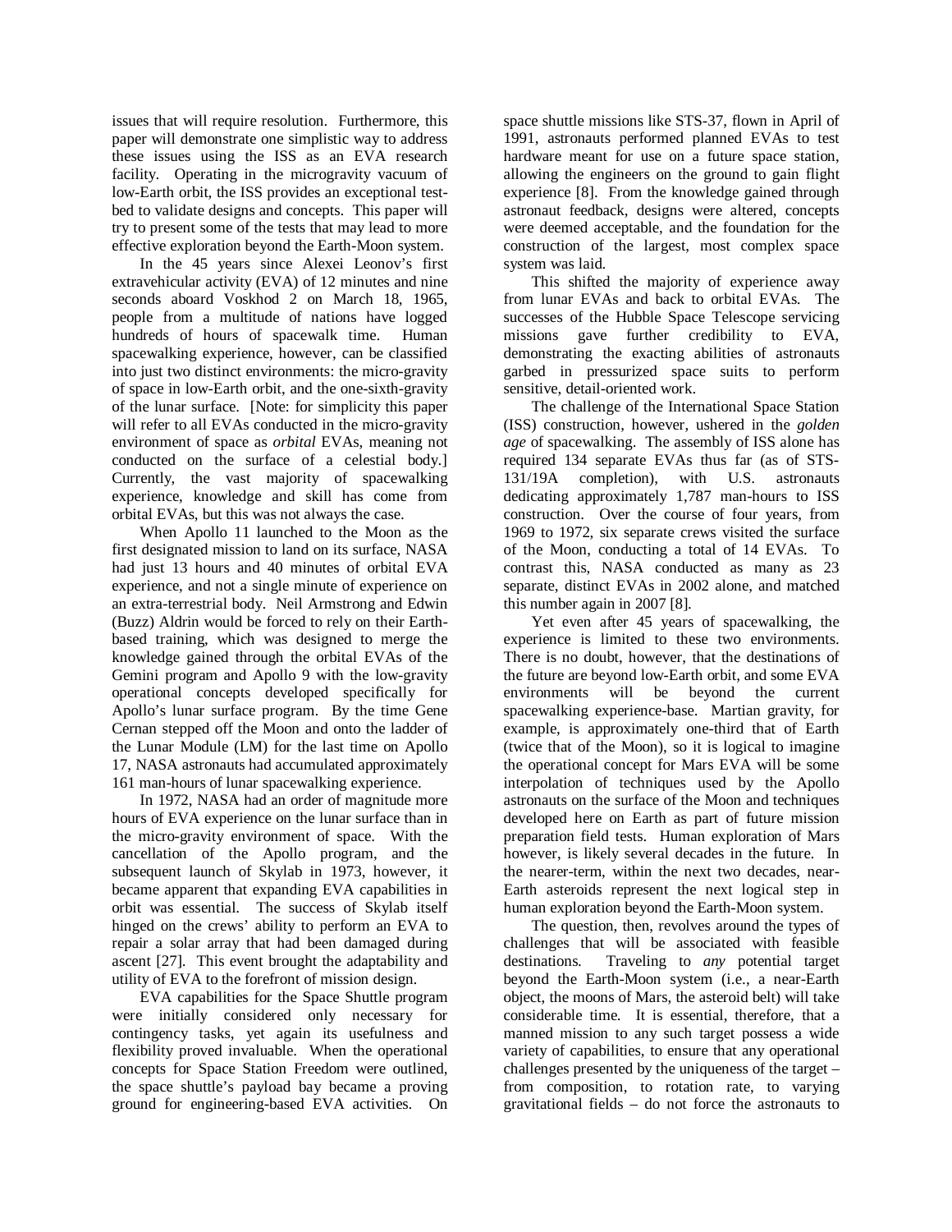issues that will require resolution. Furthermore, this paper will demonstrate one simplistic way to address these issues using the ISS as an EVA research facility. Operating in the microgravity vacuum of low-Earth orbit, the ISS provides an exceptional test-bed to validate designs and concepts. This paper will try to present some of the tests that may lead to more effective exploration beyond the Earth-Moon system.

In the 45 years since Alexei Leonov's first extravehicular activity (EVA) of 12 minutes and nine seconds aboard Voskhod 2 on March 18, 1965, people from a multitude of nations have logged hundreds of hours of spacewalk time. Human spacewalking experience, however, can be classified into just two distinct environments: the micro-gravity of space in low-Earth orbit, and the one-sixth-gravity of the lunar surface. [Note: for simplicity this paper will refer to all EVAs conducted in the micro-gravity environment of space as *orbital* EVAs, meaning not conducted on the surface of a celestial body.] Currently, the vast majority of spacewalking experience, knowledge and skill has come from orbital EVAs, but this was not always the case.

When Apollo 11 launched to the Moon as the first designated mission to land on its surface, NASA had just 13 hours and 40 minutes of orbital EVA experience, and not a single minute of experience on an extra-terrestrial body. Neil Armstrong and Edwin (Buzz) Aldrin would be forced to rely on their Earth-based training, which was designed to merge the knowledge gained through the orbital EVAs of the Gemini program and Apollo 9 with the low-gravity operational concepts developed specifically for Apollo's lunar surface program. By the time Gene Cernan stepped off the Moon and onto the ladder of the Lunar Module (LM) for the last time on Apollo 17, NASA astronauts had accumulated approximately 161 man-hours of lunar spacewalking experience.

In 1972, NASA had an order of magnitude more hours of EVA experience on the lunar surface than in the micro-gravity environment of space. With the cancellation of the Apollo program, and the subsequent launch of Skylab in 1973, however, it became apparent that expanding EVA capabilities in orbit was essential. The success of Skylab itself hinged on the crews' ability to perform an EVA to repair a solar array that had been damaged during ascent [27]. This event brought the adaptability and utility of EVA to the forefront of mission design.

EVA capabilities for the Space Shuttle program were initially considered only necessary for contingency tasks, yet again its usefulness and flexibility proved invaluable. When the operational concepts for Space Station Freedom were outlined, the space shuttle's payload bay became a proving ground for engineering-based EVA activities. On space shuttle missions like STS-37, flown in April of 1991, astronauts performed planned EVAs to test hardware meant for use on a future space station, allowing the engineers on the ground to gain flight experience [8]. From the knowledge gained through astronaut feedback, designs were altered, concepts were deemed acceptable, and the foundation for the construction of the largest, most complex space system was laid.

This shifted the majority of experience away from lunar EVAs and back to orbital EVAs. The successes of the Hubble Space Telescope servicing missions gave further credibility to EVA, demonstrating the exacting abilities of astronauts garbed in pressurized space suits to perform sensitive, detail-oriented work.

The challenge of the International Space Station (ISS) construction, however, ushered in the *golden age* of spacewalking. The assembly of ISS alone has required 134 separate EVAs thus far (as of STS-131/19A completion), with U.S. astronauts dedicating approximately 1,787 man-hours to ISS construction. Over the course of four years, from 1969 to 1972, six separate crews visited the surface of the Moon, conducting a total of 14 EVAs. To contrast this, NASA conducted as many as 23 separate, distinct EVAs in 2002 alone, and matched this number again in 2007 [8].

Yet even after 45 years of spacewalking, the experience is limited to these two environments. There is no doubt, however, that the destinations of the future are beyond low-Earth orbit, and some EVA environments will be beyond the current spacewalking experience-base. Martian gravity, for example, is approximately one-third that of Earth (twice that of the Moon), so it is logical to imagine the operational concept for Mars EVA will be some interpolation of techniques used by the Apollo astronauts on the surface of the Moon and techniques developed here on Earth as part of future mission preparation field tests. Human exploration of Mars however, is likely several decades in the future. In the nearer-term, within the next two decades, near-Earth asteroids represent the next logical step in human exploration beyond the Earth-Moon system.

The question, then, revolves around the types of challenges that will be associated with feasible destinations. Traveling to *any* potential target beyond the Earth-Moon system (i.e., a near-Earth object, the moons of Mars, the asteroid belt) will take considerable time. It is essential, therefore, that a manned mission to any such target possess a wide variety of capabilities, to ensure that any operational challenges presented by the uniqueness of the target – from composition, to rotation rate, to varying gravitational fields – do not force the astronauts to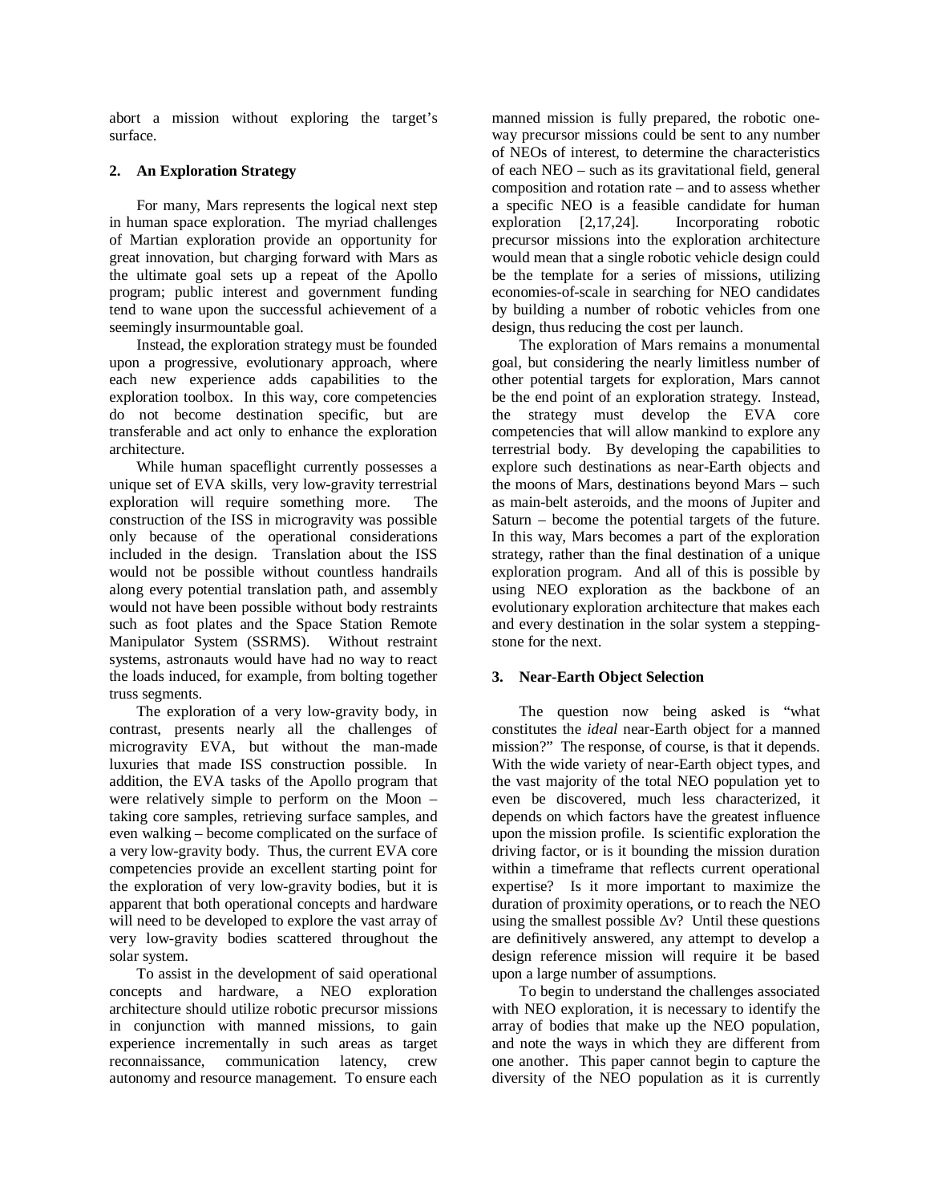abort a mission without exploring the target's surface.

## 2. An Exploration Strategy

For many, Mars represents the logical next step in human space exploration. The myriad challenges of Martian exploration provide an opportunity for great innovation, but charging forward with Mars as the ultimate goal sets up a repeat of the Apollo program; public interest and government funding tend to wane upon the successful achievement of a seemingly insurmountable goal.

Instead, the exploration strategy must be founded upon a progressive, evolutionary approach, where each new experience adds capabilities to the exploration toolbox. In this way, core competencies do not become destination specific, but are transferable and act only to enhance the exploration architecture.

While human spaceflight currently possesses a unique set of EVA skills, very low-gravity terrestrial exploration will require something more. The construction of the ISS in microgravity was possible only because of the operational considerations included in the design. Translation about the ISS would not be possible without countless handrails along every potential translation path, and assembly would not have been possible without body restraints such as foot plates and the Space Station Remote Manipulator System (SSRMS). Without restraint systems, astronauts would have had no way to react the loads induced, for example, from bolting together truss segments.

The exploration of a very low-gravity body, in contrast, presents nearly all the challenges of microgravity EVA, but without the man-made luxuries that made ISS construction possible. In addition, the EVA tasks of the Apollo program that were relatively simple to perform on the Moon – taking core samples, retrieving surface samples, and even walking – become complicated on the surface of a very low-gravity body. Thus, the current EVA core competencies provide an excellent starting point for the exploration of very low-gravity bodies, but it is apparent that both operational concepts and hardware will need to be developed to explore the vast array of very low-gravity bodies scattered throughout the solar system.

To assist in the development of said operational concepts and hardware, a NEO exploration architecture should utilize robotic precursor missions in conjunction with manned missions, to gain experience incrementally in such areas as target reconnaissance, communication latency, crew autonomy and resource management. To ensure each manned mission is fully prepared, the robotic one-way precursor missions could be sent to any number of NEOs of interest, to determine the characteristics of each NEO – such as its gravitational field, general composition and rotation rate – and to assess whether a specific NEO is a feasible candidate for human exploration [2,17,24]. Incorporating robotic precursor missions into the exploration architecture would mean that a single robotic vehicle design could be the template for a series of missions, utilizing economies-of-scale in searching for NEO candidates by building a number of robotic vehicles from one design, thus reducing the cost per launch.

The exploration of Mars remains a monumental goal, but considering the nearly limitless number of other potential targets for exploration, Mars cannot be the end point of an exploration strategy. Instead, the strategy must develop the EVA core competencies that will allow mankind to explore any terrestrial body. By developing the capabilities to explore such destinations as near-Earth objects and the moons of Mars, destinations beyond Mars – such as main-belt asteroids, and the moons of Jupiter and Saturn – become the potential targets of the future. In this way, Mars becomes a part of the exploration strategy, rather than the final destination of a unique exploration program. And all of this is possible by using NEO exploration as the backbone of an evolutionary exploration architecture that makes each and every destination in the solar system a stepping-stone for the next.

## 3. Near-Earth Object Selection

The question now being asked is "what constitutes the *ideal* near-Earth object for a manned mission?" The response, of course, is that it depends. With the wide variety of near-Earth object types, and the vast majority of the total NEO population yet to even be discovered, much less characterized, it depends on which factors have the greatest influence upon the mission profile. Is scientific exploration the driving factor, or is it bounding the mission duration within a timeframe that reflects current operational expertise? Is it more important to maximize the duration of proximity operations, or to reach the NEO using the smallest possible $\Delta v$? Until these questions are definitively answered, any attempt to develop a design reference mission will require it be based upon a large number of assumptions.

To begin to understand the challenges associated with NEO exploration, it is necessary to identify the array of bodies that make up the NEO population, and note the ways in which they are different from one another. This paper cannot begin to capture the diversity of the NEO population as it is currently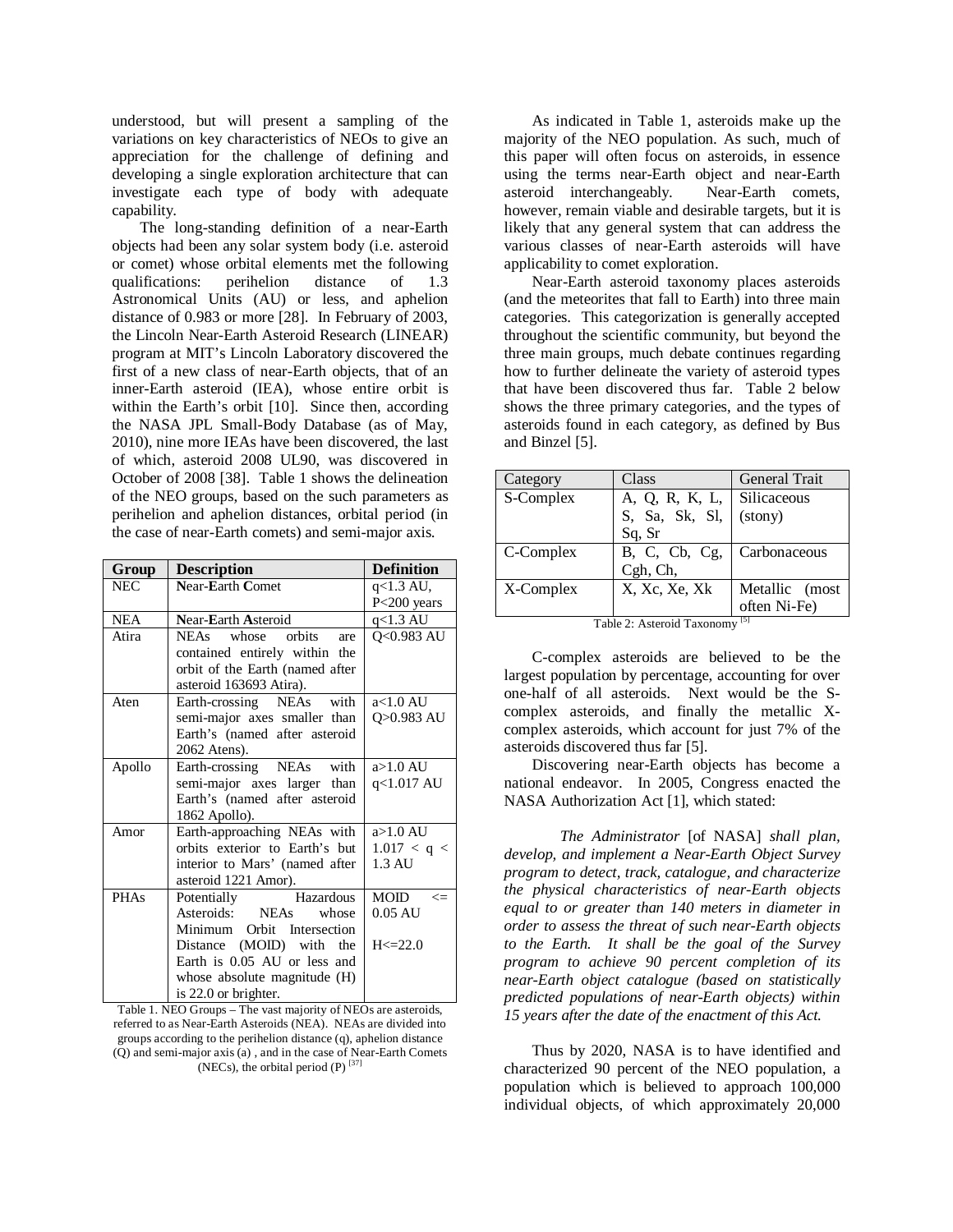understood, but will present a sampling of the variations on key characteristics of NEOs to give an appreciation for the challenge of defining and developing a single exploration architecture that can investigate each type of body with adequate capability.

The long-standing definition of a near-Earth objects had been any solar system body (i.e. asteroid or comet) whose orbital elements met the following qualifications: perihelion distance of 1.3 Astronomical Units (AU) or less, and aphelion distance of 0.983 or more [28]. In February of 2003, the Lincoln Near-Earth Asteroid Research (LINEAR) program at MIT's Lincoln Laboratory discovered the first of a new class of near-Earth objects, that of an inner-Earth asteroid (IEA), whose entire orbit is within the Earth's orbit [10]. Since then, according the NASA JPL Small-Body Database (as of May, 2010), nine more IEAs have been discovered, the last of which, asteroid 2008 UL90, was discovered in October of 2008 [38]. Table 1 shows the delineation of the NEO groups, based on the such parameters as perihelion and aphelion distances, orbital period (in the case of near-Earth comets) and semi-major axis.

| Group | Description | Definition |
|---|---|---|
| NEC | **N**ear-**E**arth **C**omet | $q<1.3$ AU, $P<200$ years |
| NEA | **N**ear-**E**arth **A**steroid | $q<1.3$ AU |
| Atira | NEAs whose orbits are contained entirely within the orbit of the Earth (named after asteroid 163693 Atira). | $Q<0.983$ AU |
| Aten | Earth-crossing NEAs with semi-major axes smaller than Earth's (named after asteroid 2062 Atens). | $a<1.0$ AU $Q>0.983$ AU |
| Apollo | Earth-crossing NEAs with semi-major axes larger than Earth's (named after asteroid 1862 Apollo). | $a>1.0$ AU $q<1.017$ AU |
| Amor | Earth-approaching NEAs with orbits exterior to Earth's but interior to Mars' (named after asteroid 1221 Amor). | $a>1.0$ AU $1.017 < q < 1.3$ AU |
| PHAs | Potentially Hazardous Asteroids: NEAs whose Minimum Orbit Intersection Distance (MOID) with the Earth is 0.05 AU or less and whose absolute magnitude (H) is 22.0 or brighter. | MOID $<=$ 0.05 AU $H<=22.0$ |

Table 1. NEO Groups – The vast majority of NEOs are asteroids, referred to as Near-Earth Asteroids (NEA). NEAs are divided into groups according to the perihelion distance (q), aphelion distance (Q) and semi-major axis (a) , and in the case of Near-Earth Comets (NECs), the orbital period (P) [37]

As indicated in Table 1, asteroids make up the majority of the NEO population. As such, much of this paper will often focus on asteroids, in essence using the terms near-Earth object and near-Earth asteroid interchangeably. Near-Earth comets, however, remain viable and desirable targets, but it is likely that any general system that can address the various classes of near-Earth asteroids will have applicability to comet exploration.

Near-Earth asteroid taxonomy places asteroids (and the meteorites that fall to Earth) into three main categories. This categorization is generally accepted throughout the scientific community, but beyond the three main groups, much debate continues regarding how to further delineate the variety of asteroid types that have been discovered thus far. Table 2 below shows the three primary categories, and the types of asteroids found in each category, as defined by Bus and Binzel [5].

| Category | Class | General Trait |
|---|---|---|
| S-Complex | A, Q, R, K, L, S, Sa, Sk, Sl, Sq, Sr | Silicaceous (stony) |
| C-Complex | B, C, Cb, Cg, Cgh, Ch, | Carbonaceous |
| X-Complex | X, Xc, Xe, Xk | Metallic (most often Ni-Fe) |

Table 2: Asteroid Taxonomy [5]

C-complex asteroids are believed to be the largest population by percentage, accounting for over one-half of all asteroids. Next would be the S-complex asteroids, and finally the metallic X-complex asteroids, which account for just 7% of the asteroids discovered thus far [5].

Discovering near-Earth objects has become a national endeavor. In 2005, Congress enacted the NASA Authorization Act [1], which stated:

> *The Administrator* [of NASA] *shall plan, develop, and implement a Near-Earth Object Survey program to detect, track, catalogue, and characterize the physical characteristics of near-Earth objects equal to or greater than 140 meters in diameter in order to assess the threat of such near-Earth objects to the Earth. It shall be the goal of the Survey program to achieve 90 percent completion of its near-Earth object catalogue (based on statistically predicted populations of near-Earth objects) within 15 years after the date of the enactment of this Act.*

Thus by 2020, NASA is to have identified and characterized 90 percent of the NEO population, a population which is believed to approach 100,000 individual objects, of which approximately 20,000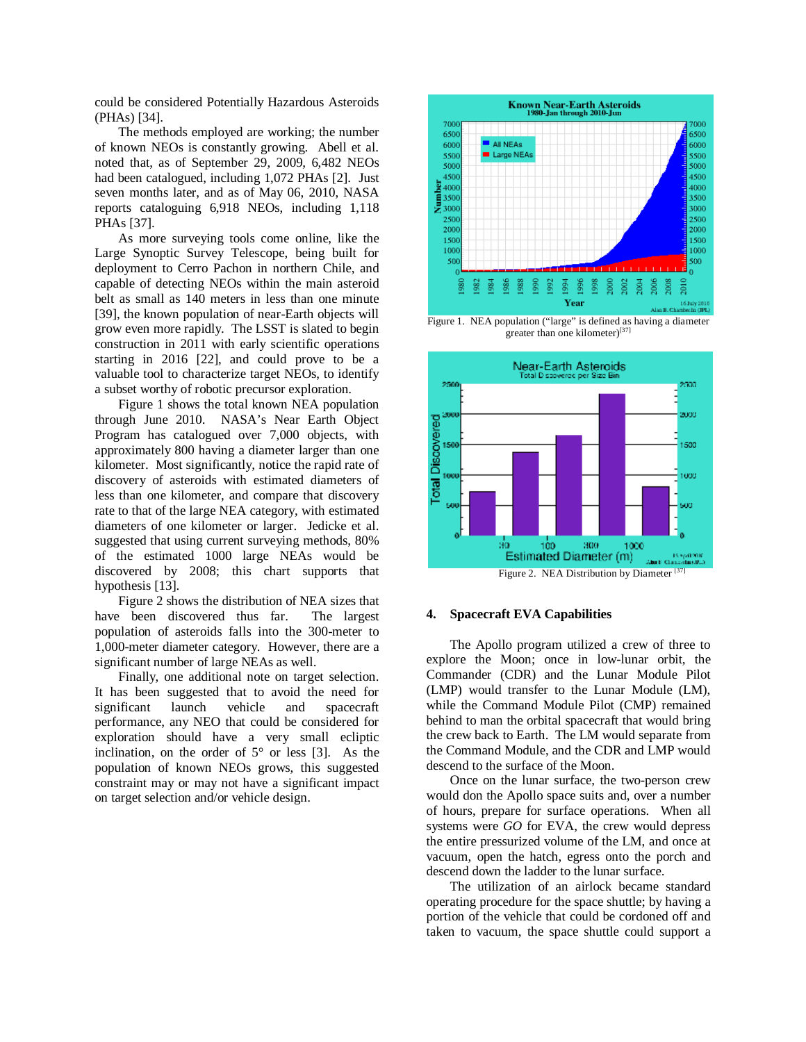could be considered Potentially Hazardous Asteroids (PHAs) [34].

The methods employed are working; the number of known NEOs is constantly growing. Abell et al. noted that, as of September 29, 2009, 6,482 NEOs had been catalogued, including 1,072 PHAs [2]. Just seven months later, and as of May 06, 2010, NASA reports cataloguing 6,918 NEOs, including 1,118 PHAs [37].

As more surveying tools come online, like the Large Synoptic Survey Telescope, being built for deployment to Cerro Pachon in northern Chile, and capable of detecting NEOs within the main asteroid belt as small as 140 meters in less than one minute [39], the known population of near-Earth objects will grow even more rapidly. The LSST is slated to begin construction in 2011 with early scientific operations starting in 2016 [22], and could prove to be a valuable tool to characterize target NEOs, to identify a subset worthy of robotic precursor exploration.

Figure 1 shows the total known NEA population through June 2010. NASA's Near Earth Object Program has catalogued over 7,000 objects, with approximately 800 having a diameter larger than one kilometer. Most significantly, notice the rapid rate of discovery of asteroids with estimated diameters of less than one kilometer, and compare that discovery rate to that of the large NEA category, with estimated diameters of one kilometer or larger. Jedicke et al. suggested that using current surveying methods, 80% of the estimated 1000 large NEAs would be discovered by 2008; this chart supports that hypothesis [13].

Figure 2 shows the distribution of NEA sizes that have been discovered thus far. The largest population of asteroids falls into the 300-meter to 1,000-meter diameter category. However, there are a significant number of large NEAs as well.

Finally, one additional note on target selection. It has been suggested that to avoid the need for significant launch vehicle and spacecraft performance, any NEO that could be considered for exploration should have a very small ecliptic inclination, on the order of 5° or less [3]. As the population of known NEOs grows, this suggested constraint may or may not have a significant impact on target selection and/or vehicle design.

Figure 1. NEA population ("large" is defined as having a diameter greater than one kilometer)[37]

Figure 2. NEA Distribution by Diameter [37]

## 4. Spacecraft EVA Capabilities

The Apollo program utilized a crew of three to explore the Moon; once in low-lunar orbit, the Commander (CDR) and the Lunar Module Pilot (LMP) would transfer to the Lunar Module (LM), while the Command Module Pilot (CMP) remained behind to man the orbital spacecraft that would bring the crew back to Earth. The LM would separate from the Command Module, and the CDR and LMP would descend to the surface of the Moon.

Once on the lunar surface, the two-person crew would don the Apollo space suits and, over a number of hours, prepare for surface operations. When all systems were *GO* for EVA, the crew would depress the entire pressurized volume of the LM, and once at vacuum, open the hatch, egress onto the porch and descend down the ladder to the lunar surface.

The utilization of an airlock became standard operating procedure for the space shuttle; by having a portion of the vehicle that could be cordoned off and taken to vacuum, the space shuttle could support a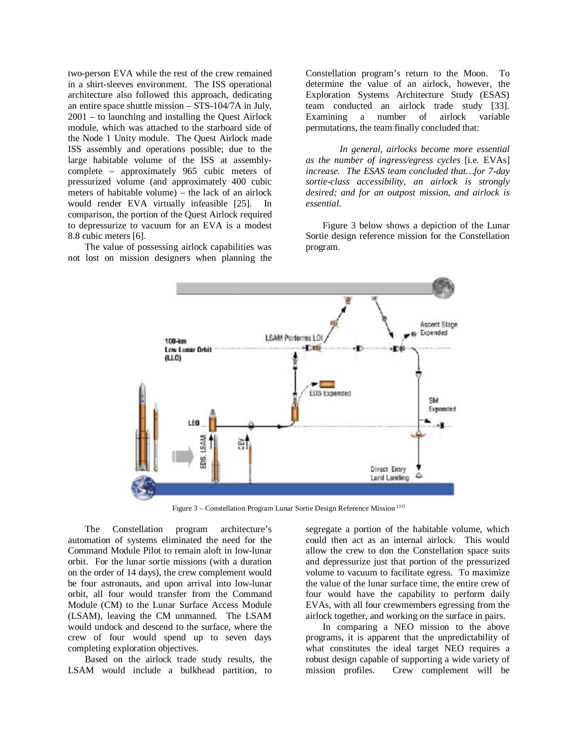two-person EVA while the rest of the crew remained in a shirt-sleeves environment. The ISS operational architecture also followed this approach, dedicating an entire space shuttle mission – STS-104/7A in July, 2001 – to launching and installing the Quest Airlock module, which was attached to the starboard side of the Node 1 Unity module. The Quest Airlock made ISS assembly and operations possible; due to the large habitable volume of the ISS at assembly-complete – approximately 965 cubic meters of pressurized volume (and approximately 400 cubic meters of habitable volume) – the lack of an airlock would render EVA virtually infeasible [25]. In comparison, the portion of the Quest Airlock required to depressurize to vacuum for an EVA is a modest 8.8 cubic meters [6].

The value of possessing airlock capabilities was not lost on mission designers when planning the Constellation program's return to the Moon. To determine the value of an airlock, however, the Exploration Systems Architecture Study (ESAS) team conducted an airlock trade study [33]. Examining a number of airlock variable permutations, the team finally concluded that:

> *In general, airlocks become more essential as the number of ingress/egress cycles* [i.e. EVAs] *increase. The ESAS team concluded that…for 7-day sortie-class accessibility, an airlock is strongly desired; and for an outpost mission, and airlock is essential.*

Figure 3 below shows a depiction of the Lunar Sortie design reference mission for the Constellation program.

Figure 3 – Constellation Program Lunar Sortie Design Reference Mission [33]

The Constellation program architecture's automation of systems eliminated the need for the Command Module Pilot to remain aloft in low-lunar orbit. For the lunar sortie missions (with a duration on the order of 14 days), the crew complement would be four astronauts, and upon arrival into low-lunar orbit, all four would transfer from the Command Module (CM) to the Lunar Surface Access Module (LSAM), leaving the CM unmanned. The LSAM would undock and descend to the surface, where the crew of four would spend up to seven days completing exploration objectives.

Based on the airlock trade study results, the LSAM would include a bulkhead partition, to segregate a portion of the habitable volume, which could then act as an internal airlock. This would allow the crew to don the Constellation space suits and depressurize just that portion of the pressurized volume to vacuum to facilitate egress. To maximize the value of the lunar surface time, the entire crew of four would have the capability to perform daily EVAs, with all four crewmembers egressing from the airlock together, and working on the surface in pairs.

In comparing a NEO mission to the above programs, it is apparent that the unpredictability of what constitutes the ideal target NEO requires a robust design capable of supporting a wide variety of mission profiles. Crew complement will be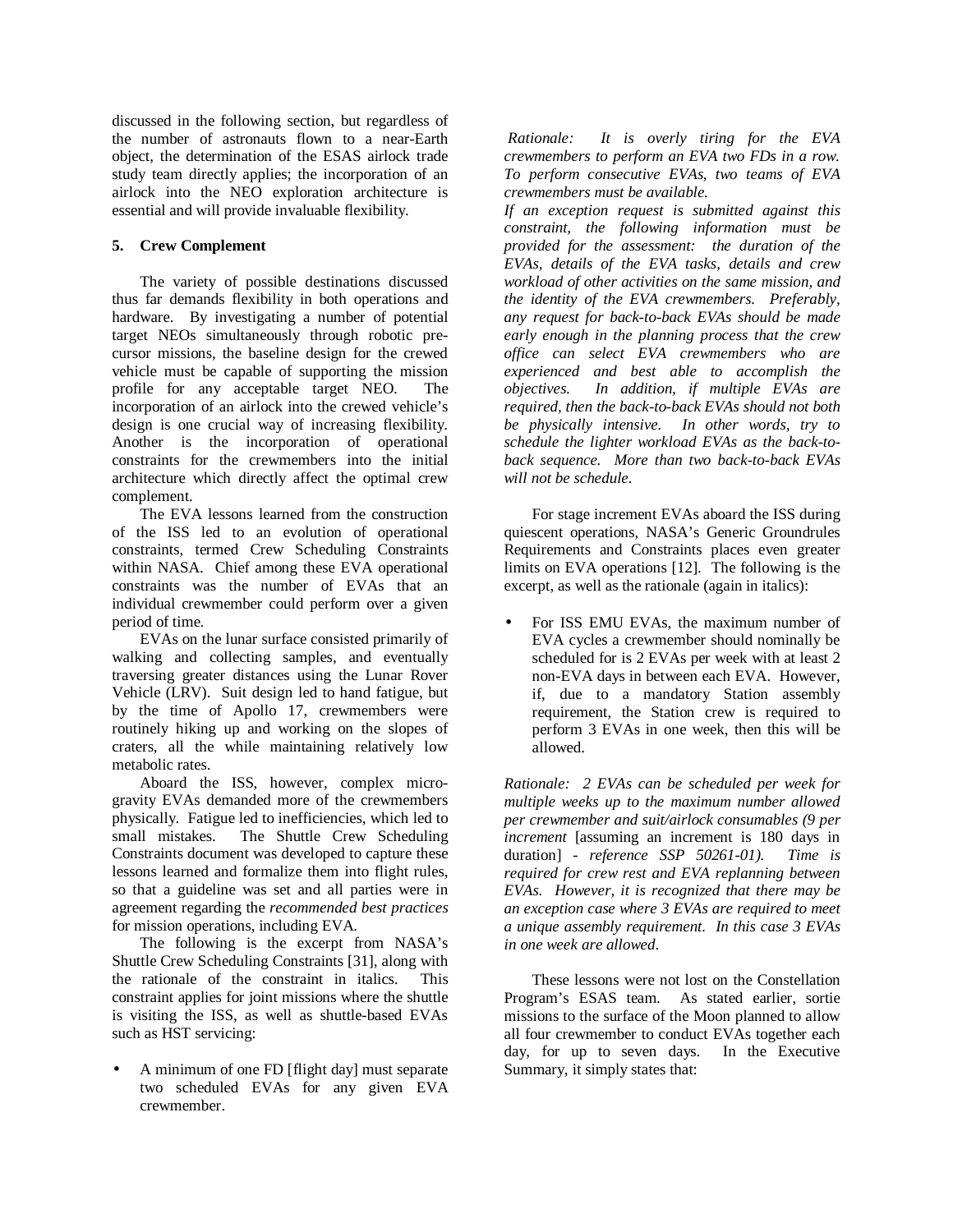discussed in the following section, but regardless of the number of astronauts flown to a near-Earth object, the determination of the ESAS airlock trade study team directly applies; the incorporation of an airlock into the NEO exploration architecture is essential and will provide invaluable flexibility.

## 5. Crew Complement

The variety of possible destinations discussed thus far demands flexibility in both operations and hardware. By investigating a number of potential target NEOs simultaneously through robotic pre-cursor missions, the baseline design for the crewed vehicle must be capable of supporting the mission profile for any acceptable target NEO. The incorporation of an airlock into the crewed vehicle's design is one crucial way of increasing flexibility. Another is the incorporation of operational constraints for the crewmembers into the initial architecture which directly affect the optimal crew complement.

The EVA lessons learned from the construction of the ISS led to an evolution of operational constraints, termed Crew Scheduling Constraints within NASA. Chief among these EVA operational constraints was the number of EVAs that an individual crewmember could perform over a given period of time.

EVAs on the lunar surface consisted primarily of walking and collecting samples, and eventually traversing greater distances using the Lunar Rover Vehicle (LRV). Suit design led to hand fatigue, but by the time of Apollo 17, crewmembers were routinely hiking up and working on the slopes of craters, all the while maintaining relatively low metabolic rates.

Aboard the ISS, however, complex micro-gravity EVAs demanded more of the crewmembers physically. Fatigue led to inefficiencies, which led to small mistakes. The Shuttle Crew Scheduling Constraints document was developed to capture these lessons learned and formalize them into flight rules, so that a guideline was set and all parties were in agreement regarding the *recommended best practices* for mission operations, including EVA.

The following is the excerpt from NASA's Shuttle Crew Scheduling Constraints [31], along with the rationale of the constraint in italics. This constraint applies for joint missions where the shuttle is visiting the ISS, as well as shuttle-based EVAs such as HST servicing:

- A minimum of one FD [flight day] must separate two scheduled EVAs for any given EVA crewmember.

*Rationale: It is overly tiring for the EVA crewmembers to perform an EVA two FDs in a row. To perform consecutive EVAs, two teams of EVA crewmembers must be available.*

*If an exception request is submitted against this constraint, the following information must be provided for the assessment: the duration of the EVAs, details of the EVA tasks, details and crew workload of other activities on the same mission, and the identity of the EVA crewmembers. Preferably, any request for back-to-back EVAs should be made early enough in the planning process that the crew office can select EVA crewmembers who are experienced and best able to accomplish the objectives. In addition, if multiple EVAs are required, then the back-to-back EVAs should not both be physically intensive. In other words, try to schedule the lighter workload EVAs as the back-to-back sequence. More than two back-to-back EVAs will not be schedule.*

For stage increment EVAs aboard the ISS during quiescent operations, NASA's Generic Groundrules Requirements and Constraints places even greater limits on EVA operations [12]. The following is the excerpt, as well as the rationale (again in italics):

- For ISS EMU EVAs, the maximum number of EVA cycles a crewmember should nominally be scheduled for is 2 EVAs per week with at least 2 non-EVA days in between each EVA. However, if, due to a mandatory Station assembly requirement, the Station crew is required to perform 3 EVAs in one week, then this will be allowed.

*Rationale: 2 EVAs can be scheduled per week for multiple weeks up to the maximum number allowed per crewmember and suit/airlock consumables (9 per increment* [assuming an increment is 180 days in duration] *- reference SSP 50261-01). Time is required for crew rest and EVA replanning between EVAs. However, it is recognized that there may be an exception case where 3 EVAs are required to meet a unique assembly requirement. In this case 3 EVAs in one week are allowed.*

These lessons were not lost on the Constellation Program's ESAS team. As stated earlier, sortie missions to the surface of the Moon planned to allow all four crewmember to conduct EVAs together each day, for up to seven days. In the Executive Summary, it simply states that: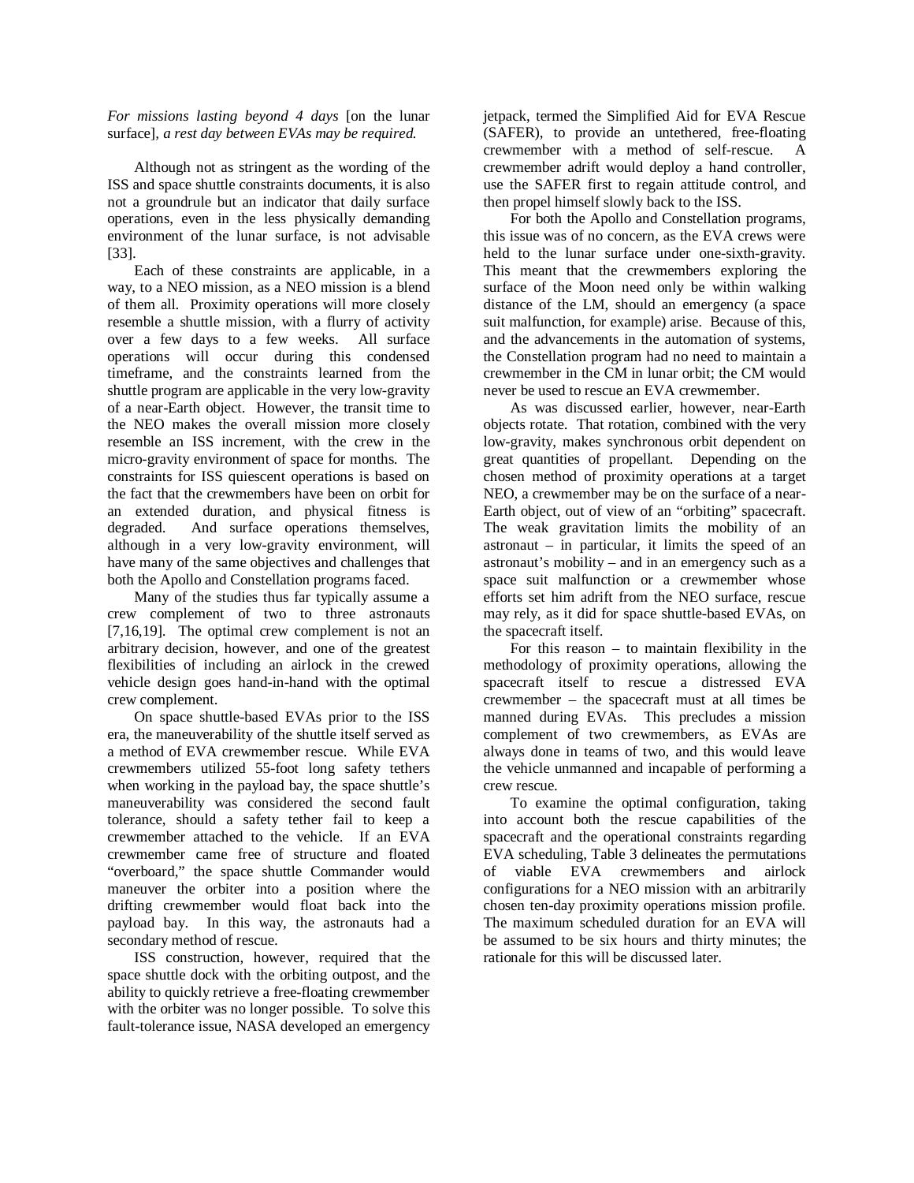*For missions lasting beyond 4 days* [on the lunar surface], *a rest day between EVAs may be required.*

Although not as stringent as the wording of the ISS and space shuttle constraints documents, it is also not a groundrule but an indicator that daily surface operations, even in the less physically demanding environment of the lunar surface, is not advisable [33].

Each of these constraints are applicable, in a way, to a NEO mission, as a NEO mission is a blend of them all. Proximity operations will more closely resemble a shuttle mission, with a flurry of activity over a few days to a few weeks. All surface operations will occur during this condensed timeframe, and the constraints learned from the shuttle program are applicable in the very low-gravity of a near-Earth object. However, the transit time to the NEO makes the overall mission more closely resemble an ISS increment, with the crew in the micro-gravity environment of space for months. The constraints for ISS quiescent operations is based on the fact that the crewmembers have been on orbit for an extended duration, and physical fitness is degraded. And surface operations themselves, although in a very low-gravity environment, will have many of the same objectives and challenges that both the Apollo and Constellation programs faced.

Many of the studies thus far typically assume a crew complement of two to three astronauts [7,16,19]. The optimal crew complement is not an arbitrary decision, however, and one of the greatest flexibilities of including an airlock in the crewed vehicle design goes hand-in-hand with the optimal crew complement.

On space shuttle-based EVAs prior to the ISS era, the maneuverability of the shuttle itself served as a method of EVA crewmember rescue. While EVA crewmembers utilized 55-foot long safety tethers when working in the payload bay, the space shuttle's maneuverability was considered the second fault tolerance, should a safety tether fail to keep a crewmember attached to the vehicle. If an EVA crewmember came free of structure and floated "overboard," the space shuttle Commander would maneuver the orbiter into a position where the drifting crewmember would float back into the payload bay. In this way, the astronauts had a secondary method of rescue.

ISS construction, however, required that the space shuttle dock with the orbiting outpost, and the ability to quickly retrieve a free-floating crewmember with the orbiter was no longer possible. To solve this fault-tolerance issue, NASA developed an emergency jetpack, termed the Simplified Aid for EVA Rescue (SAFER), to provide an untethered, free-floating crewmember with a method of self-rescue. A crewmember adrift would deploy a hand controller, use the SAFER first to regain attitude control, and then propel himself slowly back to the ISS.

For both the Apollo and Constellation programs, this issue was of no concern, as the EVA crews were held to the lunar surface under one-sixth-gravity. This meant that the crewmembers exploring the surface of the Moon need only be within walking distance of the LM, should an emergency (a space suit malfunction, for example) arise. Because of this, and the advancements in the automation of systems, the Constellation program had no need to maintain a crewmember in the CM in lunar orbit; the CM would never be used to rescue an EVA crewmember.

As was discussed earlier, however, near-Earth objects rotate. That rotation, combined with the very low-gravity, makes synchronous orbit dependent on great quantities of propellant. Depending on the chosen method of proximity operations at a target NEO, a crewmember may be on the surface of a near-Earth object, out of view of an "orbiting" spacecraft. The weak gravitation limits the mobility of an astronaut – in particular, it limits the speed of an astronaut's mobility – and in an emergency such as a space suit malfunction or a crewmember whose efforts set him adrift from the NEO surface, rescue may rely, as it did for space shuttle-based EVAs, on the spacecraft itself.

For this reason – to maintain flexibility in the methodology of proximity operations, allowing the spacecraft itself to rescue a distressed EVA crewmember – the spacecraft must at all times be manned during EVAs. This precludes a mission complement of two crewmembers, as EVAs are always done in teams of two, and this would leave the vehicle unmanned and incapable of performing a crew rescue.

To examine the optimal configuration, taking into account both the rescue capabilities of the spacecraft and the operational constraints regarding EVA scheduling, Table 3 delineates the permutations of viable EVA crewmembers and airlock configurations for a NEO mission with an arbitrarily chosen ten-day proximity operations mission profile. The maximum scheduled duration for an EVA will be assumed to be six hours and thirty minutes; the rationale for this will be discussed later.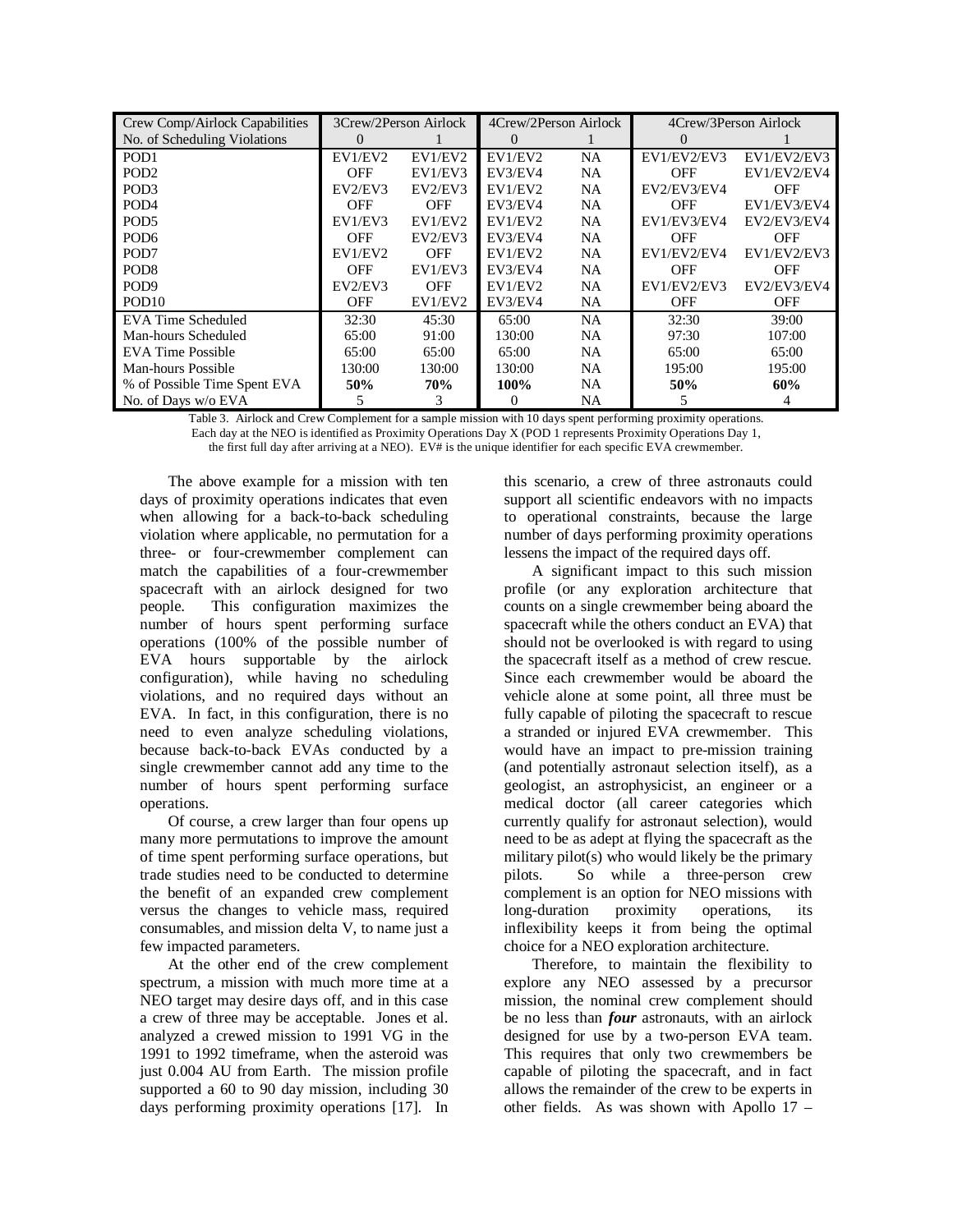| Crew Comp/Airlock Capabilities | 3Crew/2Person Airlock | | 4Crew/2Person Airlock | | 4Crew/3Person Airlock | |
|---|---|---|---|---|---|---|
| No. of Scheduling Violations | 0 | 1 | 0 | 1 | 0 | 1 |
| POD1 | EV1/EV2 | EV1/EV2 | EV1/EV2 | NA | EV1/EV2/EV3 | EV1/EV2/EV3 |
| POD2 | OFF | EV1/EV3 | EV3/EV4 | NA | OFF | EV1/EV2/EV4 |
| POD3 | EV2/EV3 | EV2/EV3 | EV1/EV2 | NA | EV2/EV3/EV4 | OFF |
| POD4 | OFF | OFF | EV3/EV4 | NA | OFF | EV1/EV3/EV4 |
| POD5 | EV1/EV3 | EV1/EV2 | EV1/EV2 | NA | EV1/EV3/EV4 | EV2/EV3/EV4 |
| POD6 | OFF | EV2/EV3 | EV3/EV4 | NA | OFF | OFF |
| POD7 | EV1/EV2 | OFF | EV1/EV2 | NA | EV1/EV2/EV4 | EV1/EV2/EV3 |
| POD8 | OFF | EV1/EV3 | EV3/EV4 | NA | OFF | OFF |
| POD9 | EV2/EV3 | OFF | EV1/EV2 | NA | EV1/EV2/EV3 | EV2/EV3/EV4 |
| POD10 | OFF | EV1/EV2 | EV3/EV4 | NA | OFF | OFF |
| EVA Time Scheduled | 32:30 | 45:30 | 65:00 | NA | 32:30 | 39:00 |
| Man-hours Scheduled | 65:00 | 91:00 | 130:00 | NA | 97:30 | 107:00 |
| EVA Time Possible | 65:00 | 65:00 | 65:00 | NA | 65:00 | 65:00 |
| Man-hours Possible | 130:00 | 130:00 | 130:00 | NA | 195:00 | 195:00 |
| % of Possible Time Spent EVA | **50%** | **70%** | **100%** | NA | **50%** | **60%** |
| No. of Days w/o EVA | 5 | 3 | 0 | NA | 5 | 4 |

Table 3. Airlock and Crew Complement for a sample mission with 10 days spent performing proximity operations. Each day at the NEO is identified as Proximity Operations Day X (POD 1 represents Proximity Operations Day 1, the first full day after arriving at a NEO). EV# is the unique identifier for each specific EVA crewmember.

The above example for a mission with ten days of proximity operations indicates that even when allowing for a back-to-back scheduling violation where applicable, no permutation for a three- or four-crewmember complement can match the capabilities of a four-crewmember spacecraft with an airlock designed for two people. This configuration maximizes the number of hours spent performing surface operations (100% of the possible number of EVA hours supportable by the airlock configuration), while having no scheduling violations, and no required days without an EVA. In fact, in this configuration, there is no need to even analyze scheduling violations, because back-to-back EVAs conducted by a single crewmember cannot add any time to the number of hours spent performing surface operations.

Of course, a crew larger than four opens up many more permutations to improve the amount of time spent performing surface operations, but trade studies need to be conducted to determine the benefit of an expanded crew complement versus the changes to vehicle mass, required consumables, and mission delta V, to name just a few impacted parameters.

At the other end of the crew complement spectrum, a mission with much more time at a NEO target may desire days off, and in this case a crew of three may be acceptable. Jones et al. analyzed a crewed mission to 1991 VG in the 1991 to 1992 timeframe, when the asteroid was just 0.004 AU from Earth. The mission profile supported a 60 to 90 day mission, including 30 days performing proximity operations [17]. In this scenario, a crew of three astronauts could support all scientific endeavors with no impacts to operational constraints, because the large number of days performing proximity operations lessens the impact of the required days off.

A significant impact to this such mission profile (or any exploration architecture that counts on a single crewmember being aboard the spacecraft while the others conduct an EVA) that should not be overlooked is with regard to using the spacecraft itself as a method of crew rescue. Since each crewmember would be aboard the vehicle alone at some point, all three must be fully capable of piloting the spacecraft to rescue a stranded or injured EVA crewmember. This would have an impact to pre-mission training (and potentially astronaut selection itself), as a geologist, an astrophysicist, an engineer or a medical doctor (all career categories which currently qualify for astronaut selection), would need to be as adept at flying the spacecraft as the military pilot(s) who would likely be the primary pilots. So while a three-person crew complement is an option for NEO missions with long-duration proximity operations, its inflexibility keeps it from being the optimal choice for a NEO exploration architecture.

Therefore, to maintain the flexibility to explore any NEO assessed by a precursor mission, the nominal crew complement should be no less than ***four*** astronauts, with an airlock designed for use by a two-person EVA team. This requires that only two crewmembers be capable of piloting the spacecraft, and in fact allows the remainder of the crew to be experts in other fields. As was shown with Apollo 17 –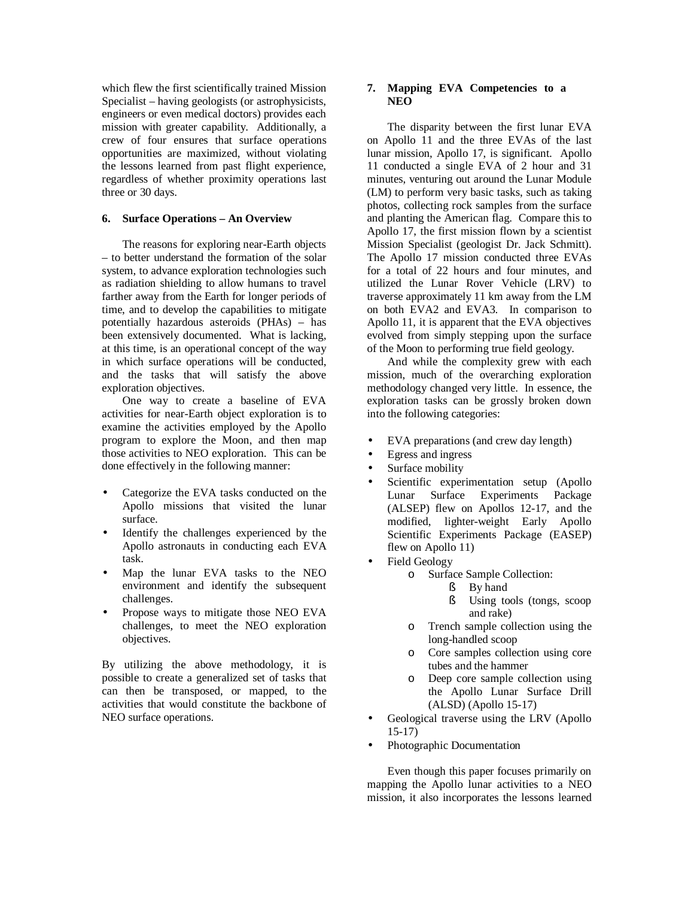which flew the first scientifically trained Mission Specialist – having geologists (or astrophysicists, engineers or even medical doctors) provides each mission with greater capability. Additionally, a crew of four ensures that surface operations opportunities are maximized, without violating the lessons learned from past flight experience, regardless of whether proximity operations last three or 30 days.

## 6. Surface Operations – An Overview

The reasons for exploring near-Earth objects – to better understand the formation of the solar system, to advance exploration technologies such as radiation shielding to allow humans to travel farther away from the Earth for longer periods of time, and to develop the capabilities to mitigate potentially hazardous asteroids (PHAs) – has been extensively documented. What is lacking, at this time, is an operational concept of the way in which surface operations will be conducted, and the tasks that will satisfy the above exploration objectives.

One way to create a baseline of EVA activities for near-Earth object exploration is to examine the activities employed by the Apollo program to explore the Moon, and then map those activities to NEO exploration. This can be done effectively in the following manner:

- Categorize the EVA tasks conducted on the Apollo missions that visited the lunar surface.
- Identify the challenges experienced by the Apollo astronauts in conducting each EVA task.
- Map the lunar EVA tasks to the NEO environment and identify the subsequent challenges.
- Propose ways to mitigate those NEO EVA challenges, to meet the NEO exploration objectives.

By utilizing the above methodology, it is possible to create a generalized set of tasks that can then be transposed, or mapped, to the activities that would constitute the backbone of NEO surface operations.

## 7. Mapping EVA Competencies to a NEO

The disparity between the first lunar EVA on Apollo 11 and the three EVAs of the last lunar mission, Apollo 17, is significant. Apollo 11 conducted a single EVA of 2 hour and 31 minutes, venturing out around the Lunar Module (LM) to perform very basic tasks, such as taking photos, collecting rock samples from the surface and planting the American flag. Compare this to Apollo 17, the first mission flown by a scientist Mission Specialist (geologist Dr. Jack Schmitt). The Apollo 17 mission conducted three EVAs for a total of 22 hours and four minutes, and utilized the Lunar Rover Vehicle (LRV) to traverse approximately 11 km away from the LM on both EVA2 and EVA3. In comparison to Apollo 11, it is apparent that the EVA objectives evolved from simply stepping upon the surface of the Moon to performing true field geology.

And while the complexity grew with each mission, much of the overarching exploration methodology changed very little. In essence, the exploration tasks can be grossly broken down into the following categories:

- EVA preparations (and crew day length)
- Egress and ingress
- Surface mobility
- Scientific experimentation setup (Apollo Lunar Surface Experiments Package (ALSEP) flew on Apollos 12-17, and the modified, lighter-weight Early Apollo Scientific Experiments Package (EASEP) flew on Apollo 11)
- Field Geology
    - Surface Sample Collection:
        - By hand
        - Using tools (tongs, scoop and rake)
    - Trench sample collection using the long-handled scoop
    - Core samples collection using core tubes and the hammer
    - Deep core sample collection using the Apollo Lunar Surface Drill (ALSD) (Apollo 15-17)
- Geological traverse using the LRV (Apollo 15-17)
- Photographic Documentation

Even though this paper focuses primarily on mapping the Apollo lunar activities to a NEO mission, it also incorporates the lessons learned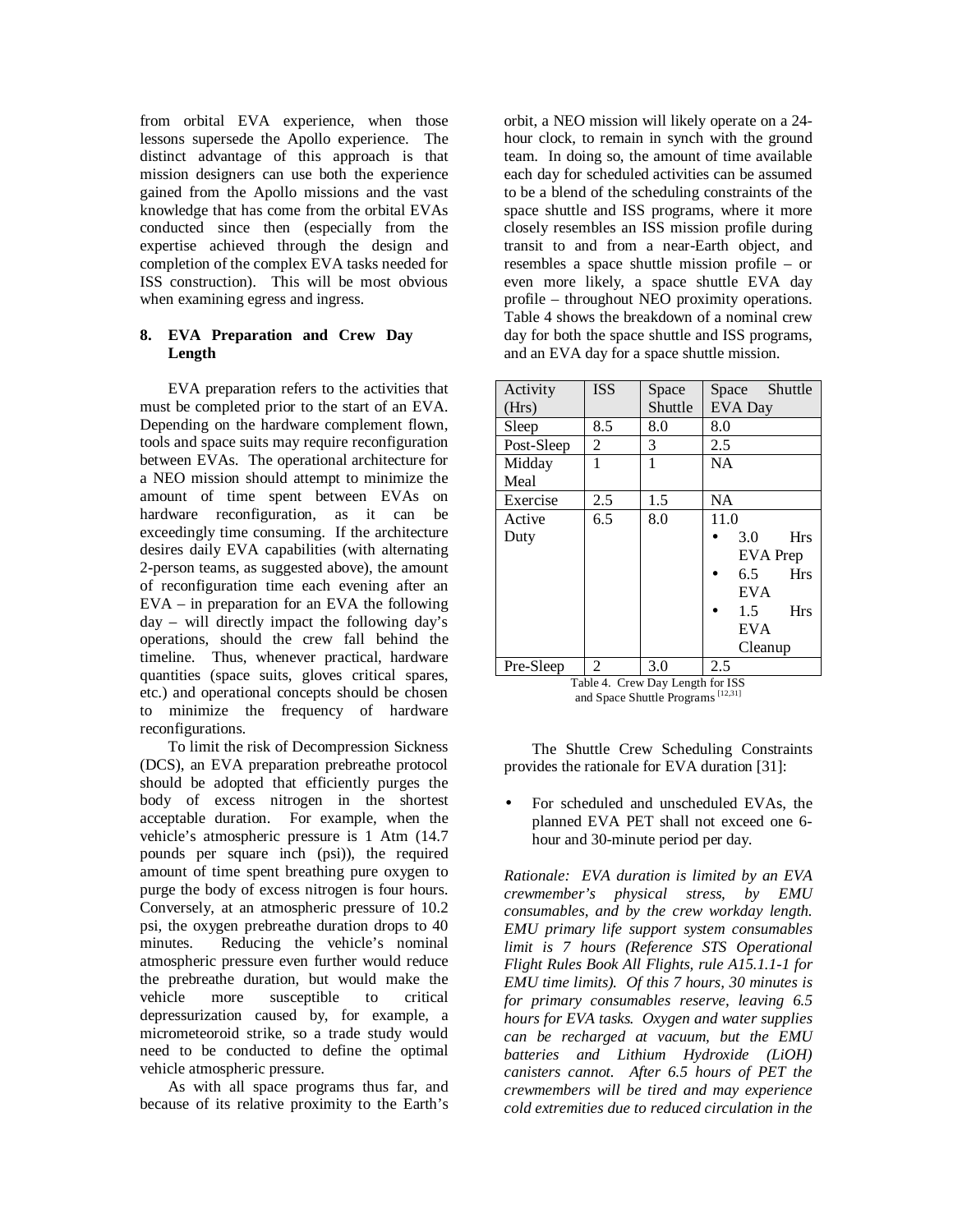from orbital EVA experience, when those lessons supersede the Apollo experience. The distinct advantage of this approach is that mission designers can use both the experience gained from the Apollo missions and the vast knowledge that has come from the orbital EVAs conducted since then (especially from the expertise achieved through the design and completion of the complex EVA tasks needed for ISS construction). This will be most obvious when examining egress and ingress.

## 8. EVA Preparation and Crew Day Length

EVA preparation refers to the activities that must be completed prior to the start of an EVA. Depending on the hardware complement flown, tools and space suits may require reconfiguration between EVAs. The operational architecture for a NEO mission should attempt to minimize the amount of time spent between EVAs on hardware reconfiguration, as it can be exceedingly time consuming. If the architecture desires daily EVA capabilities (with alternating 2-person teams, as suggested above), the amount of reconfiguration time each evening after an EVA – in preparation for an EVA the following day – will directly impact the following day's operations, should the crew fall behind the timeline. Thus, whenever practical, hardware quantities (space suits, gloves critical spares, etc.) and operational concepts should be chosen to minimize the frequency of hardware reconfigurations.

To limit the risk of Decompression Sickness (DCS), an EVA preparation prebreathe protocol should be adopted that efficiently purges the body of excess nitrogen in the shortest acceptable duration. For example, when the vehicle's atmospheric pressure is 1 Atm (14.7 pounds per square inch (psi)), the required amount of time spent breathing pure oxygen to purge the body of excess nitrogen is four hours. Conversely, at an atmospheric pressure of 10.2 psi, the oxygen prebreathe duration drops to 40 minutes. Reducing the vehicle's nominal atmospheric pressure even further would reduce the prebreathe duration, but would make the vehicle more susceptible to critical depressurization caused by, for example, a micrometeoroid strike, so a trade study would need to be conducted to define the optimal vehicle atmospheric pressure.

As with all space programs thus far, and because of its relative proximity to the Earth's orbit, a NEO mission will likely operate on a 24-hour clock, to remain in synch with the ground team. In doing so, the amount of time available each day for scheduled activities can be assumed to be a blend of the scheduling constraints of the space shuttle and ISS programs, where it more closely resembles an ISS mission profile during transit to and from a near-Earth object, and resembles a space shuttle mission profile – or even more likely, a space shuttle EVA day profile – throughout NEO proximity operations. Table 4 shows the breakdown of a nominal crew day for both the space shuttle and ISS programs, and an EVA day for a space shuttle mission.

| Activity (Hrs) | ISS | Space Shuttle | Space Shuttle EVA Day |
|---|---|---|---|
| Sleep | 8.5 | 8.0 | 8.0 |
| Post-Sleep | 2 | 3 | 2.5 |
| Midday Meal | 1 | 1 | NA |
| Exercise | 2.5 | 1.5 | NA |
| Active Duty | 6.5 | 8.0 | 11.0<br>• 3.0 Hrs EVA Prep<br>• 6.5 Hrs EVA<br>• 1.5 Hrs EVA Cleanup |
| Pre-Sleep | 2 | 3.0 | 2.5 |

Table 4. Crew Day Length for ISS and Space Shuttle Programs [12,31]

The Shuttle Crew Scheduling Constraints provides the rationale for EVA duration [31]:

- For scheduled and unscheduled EVAs, the planned EVA PET shall not exceed one 6-hour and 30-minute period per day.

*Rationale: EVA duration is limited by an EVA crewmember's physical stress, by EMU consumables, and by the crew workday length. EMU primary life support system consumables limit is 7 hours (Reference STS Operational Flight Rules Book All Flights, rule A15.1.1-1 for EMU time limits). Of this 7 hours, 30 minutes is for primary consumables reserve, leaving 6.5 hours for EVA tasks. Oxygen and water supplies can be recharged at vacuum, but the EMU batteries and Lithium Hydroxide (LiOH) canisters cannot. After 6.5 hours of PET the crewmembers will be tired and may experience cold extremities due to reduced circulation in the*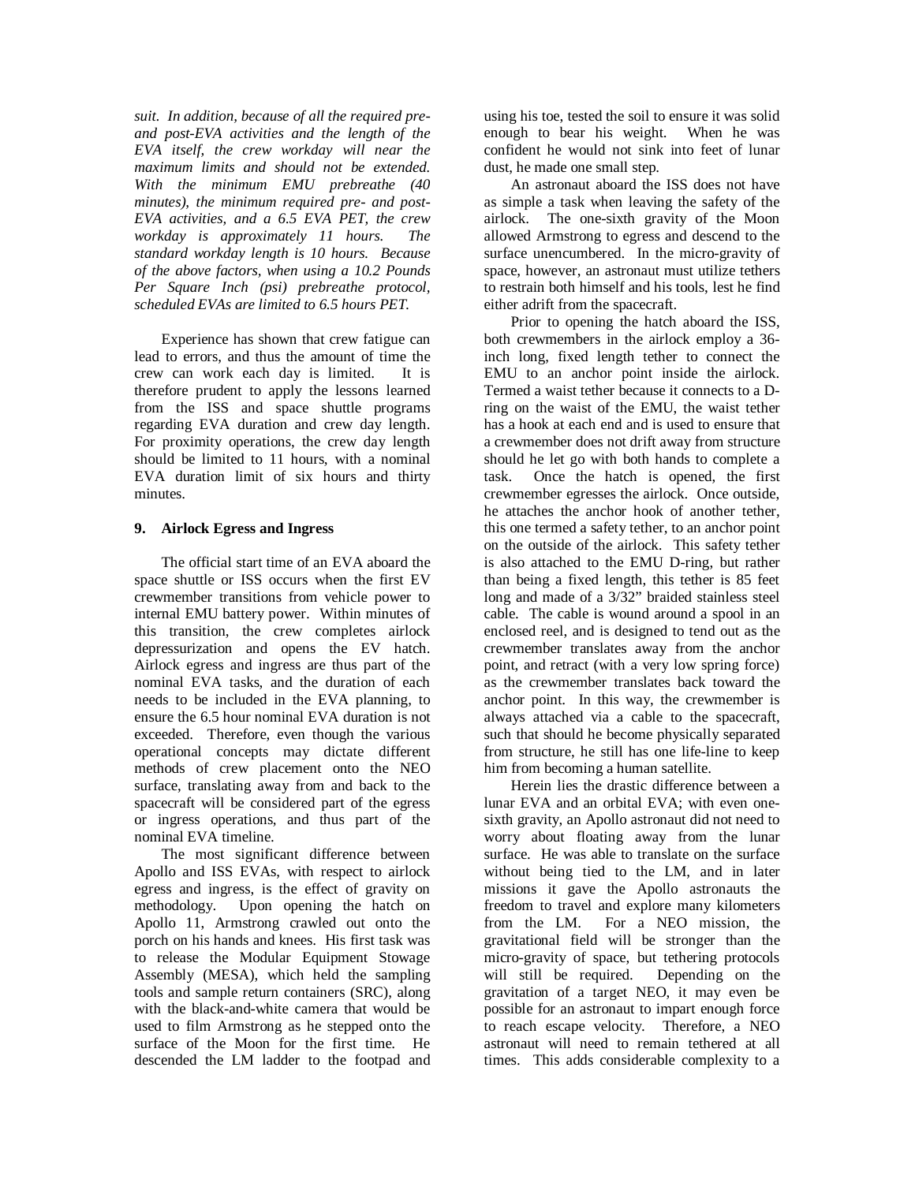*suit. In addition, because of all the required pre- and post-EVA activities and the length of the EVA itself, the crew workday will near the maximum limits and should not be extended. With the minimum EMU prebreathe (40 minutes), the minimum required pre- and post-EVA activities, and a 6.5 EVA PET, the crew workday is approximately 11 hours. The standard workday length is 10 hours. Because of the above factors, when using a 10.2 Pounds Per Square Inch (psi) prebreathe protocol, scheduled EVAs are limited to 6.5 hours PET.*

Experience has shown that crew fatigue can lead to errors, and thus the amount of time the crew can work each day is limited. It is therefore prudent to apply the lessons learned from the ISS and space shuttle programs regarding EVA duration and crew day length. For proximity operations, the crew day length should be limited to 11 hours, with a nominal EVA duration limit of six hours and thirty minutes.

### 9. Airlock Egress and Ingress

The official start time of an EVA aboard the space shuttle or ISS occurs when the first EV crewmember transitions from vehicle power to internal EMU battery power. Within minutes of this transition, the crew completes airlock depressurization and opens the EV hatch. Airlock egress and ingress are thus part of the nominal EVA tasks, and the duration of each needs to be included in the EVA planning, to ensure the 6.5 hour nominal EVA duration is not exceeded. Therefore, even though the various operational concepts may dictate different methods of crew placement onto the NEO surface, translating away from and back to the spacecraft will be considered part of the egress or ingress operations, and thus part of the nominal EVA timeline.

The most significant difference between Apollo and ISS EVAs, with respect to airlock egress and ingress, is the effect of gravity on methodology. Upon opening the hatch on Apollo 11, Armstrong crawled out onto the porch on his hands and knees. His first task was to release the Modular Equipment Stowage Assembly (MESA), which held the sampling tools and sample return containers (SRC), along with the black-and-white camera that would be used to film Armstrong as he stepped onto the surface of the Moon for the first time. He descended the LM ladder to the footpad and using his toe, tested the soil to ensure it was solid enough to bear his weight. When he was confident he would not sink into feet of lunar dust, he made one small step.

An astronaut aboard the ISS does not have as simple a task when leaving the safety of the airlock. The one-sixth gravity of the Moon allowed Armstrong to egress and descend to the surface unencumbered. In the micro-gravity of space, however, an astronaut must utilize tethers to restrain both himself and his tools, lest he find either adrift from the spacecraft.

Prior to opening the hatch aboard the ISS, both crewmembers in the airlock employ a 36-inch long, fixed length tether to connect the EMU to an anchor point inside the airlock. Termed a waist tether because it connects to a D-ring on the waist of the EMU, the waist tether has a hook at each end and is used to ensure that a crewmember does not drift away from structure should he let go with both hands to complete a task. Once the hatch is opened, the first crewmember egresses the airlock. Once outside, he attaches the anchor hook of another tether, this one termed a safety tether, to an anchor point on the outside of the airlock. This safety tether is also attached to the EMU D-ring, but rather than being a fixed length, this tether is 85 feet long and made of a 3/32" braided stainless steel cable. The cable is wound around a spool in an enclosed reel, and is designed to tend out as the crewmember translates away from the anchor point, and retract (with a very low spring force) as the crewmember translates back toward the anchor point. In this way, the crewmember is always attached via a cable to the spacecraft, such that should he become physically separated from structure, he still has one life-line to keep him from becoming a human satellite.

Herein lies the drastic difference between a lunar EVA and an orbital EVA; with even one-sixth gravity, an Apollo astronaut did not need to worry about floating away from the lunar surface. He was able to translate on the surface without being tied to the LM, and in later missions it gave the Apollo astronauts the freedom to travel and explore many kilometers from the LM. For a NEO mission, the gravitational field will be stronger than the micro-gravity of space, but tethering protocols will still be required. Depending on the gravitation of a target NEO, it may even be possible for an astronaut to impart enough force to reach escape velocity. Therefore, a NEO astronaut will need to remain tethered at all times. This adds considerable complexity to a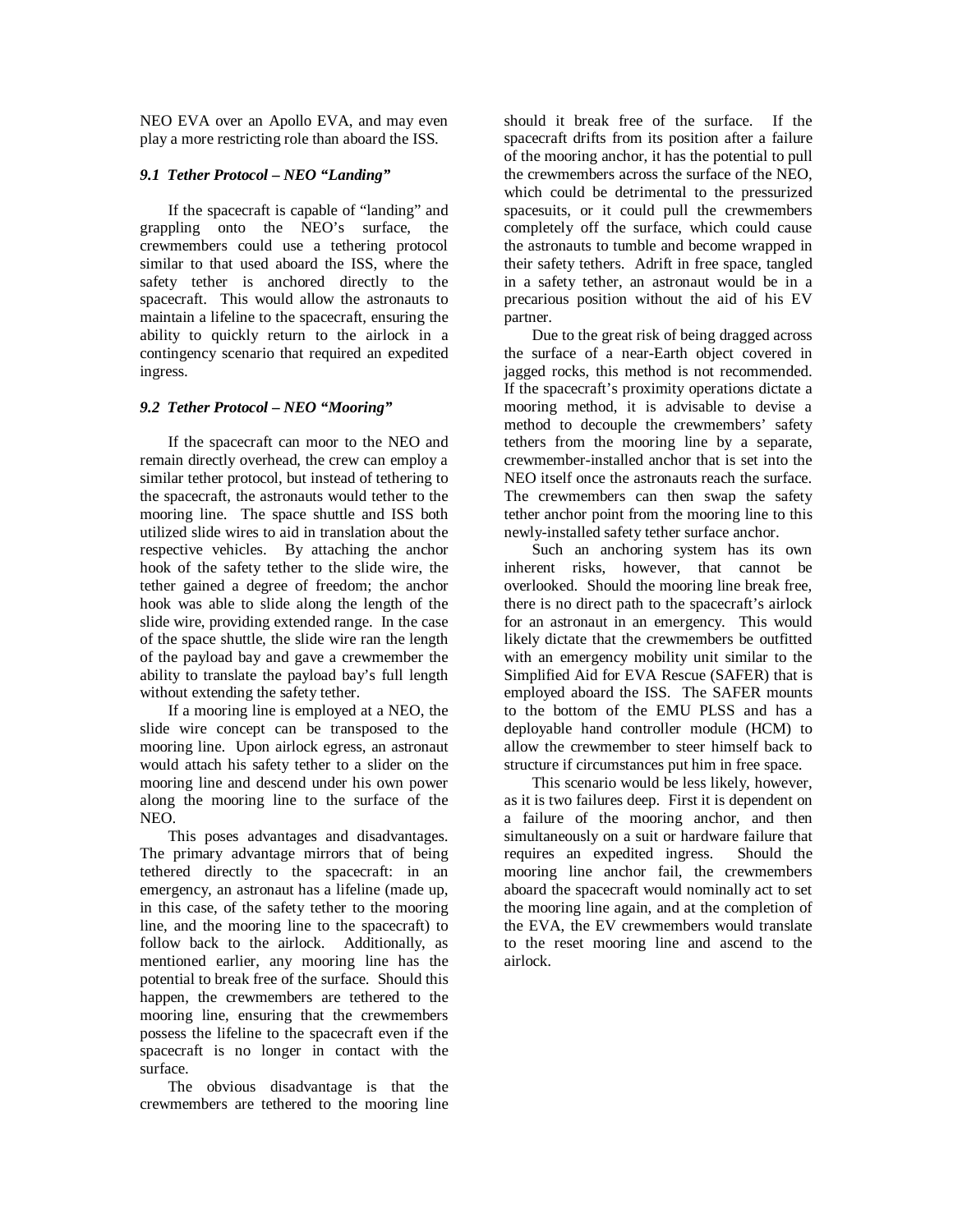NEO EVA over an Apollo EVA, and may even play a more restricting role than aboard the ISS.

### *9.1 Tether Protocol – NEO "Landing"*

If the spacecraft is capable of "landing" and grappling onto the NEO's surface, the crewmembers could use a tethering protocol similar to that used aboard the ISS, where the safety tether is anchored directly to the spacecraft. This would allow the astronauts to maintain a lifeline to the spacecraft, ensuring the ability to quickly return to the airlock in a contingency scenario that required an expedited ingress.

### *9.2 Tether Protocol – NEO "Mooring"*

If the spacecraft can moor to the NEO and remain directly overhead, the crew can employ a similar tether protocol, but instead of tethering to the spacecraft, the astronauts would tether to the mooring line. The space shuttle and ISS both utilized slide wires to aid in translation about the respective vehicles. By attaching the anchor hook of the safety tether to the slide wire, the tether gained a degree of freedom; the anchor hook was able to slide along the length of the slide wire, providing extended range. In the case of the space shuttle, the slide wire ran the length of the payload bay and gave a crewmember the ability to translate the payload bay's full length without extending the safety tether.

If a mooring line is employed at a NEO, the slide wire concept can be transposed to the mooring line. Upon airlock egress, an astronaut would attach his safety tether to a slider on the mooring line and descend under his own power along the mooring line to the surface of the NEO.

This poses advantages and disadvantages. The primary advantage mirrors that of being tethered directly to the spacecraft: in an emergency, an astronaut has a lifeline (made up, in this case, of the safety tether to the mooring line, and the mooring line to the spacecraft) to follow back to the airlock. Additionally, as mentioned earlier, any mooring line has the potential to break free of the surface. Should this happen, the crewmembers are tethered to the mooring line, ensuring that the crewmembers possess the lifeline to the spacecraft even if the spacecraft is no longer in contact with the surface.

The obvious disadvantage is that the crewmembers are tethered to the mooring line should it break free of the surface. If the spacecraft drifts from its position after a failure of the mooring anchor, it has the potential to pull the crewmembers across the surface of the NEO, which could be detrimental to the pressurized spacesuits, or it could pull the crewmembers completely off the surface, which could cause the astronauts to tumble and become wrapped in their safety tethers. Adrift in free space, tangled in a safety tether, an astronaut would be in a precarious position without the aid of his EV partner.

Due to the great risk of being dragged across the surface of a near-Earth object covered in jagged rocks, this method is not recommended. If the spacecraft's proximity operations dictate a mooring method, it is advisable to devise a method to decouple the crewmembers' safety tethers from the mooring line by a separate, crewmember-installed anchor that is set into the NEO itself once the astronauts reach the surface. The crewmembers can then swap the safety tether anchor point from the mooring line to this newly-installed safety tether surface anchor.

Such an anchoring system has its own inherent risks, however, that cannot be overlooked. Should the mooring line break free, there is no direct path to the spacecraft's airlock for an astronaut in an emergency. This would likely dictate that the crewmembers be outfitted with an emergency mobility unit similar to the Simplified Aid for EVA Rescue (SAFER) that is employed aboard the ISS. The SAFER mounts to the bottom of the EMU PLSS and has a deployable hand controller module (HCM) to allow the crewmember to steer himself back to structure if circumstances put him in free space.

This scenario would be less likely, however, as it is two failures deep. First it is dependent on a failure of the mooring anchor, and then simultaneously on a suit or hardware failure that requires an expedited ingress. Should the mooring line anchor fail, the crewmembers aboard the spacecraft would nominally act to set the mooring line again, and at the completion of the EVA, the EV crewmembers would translate to the reset mooring line and ascend to the airlock.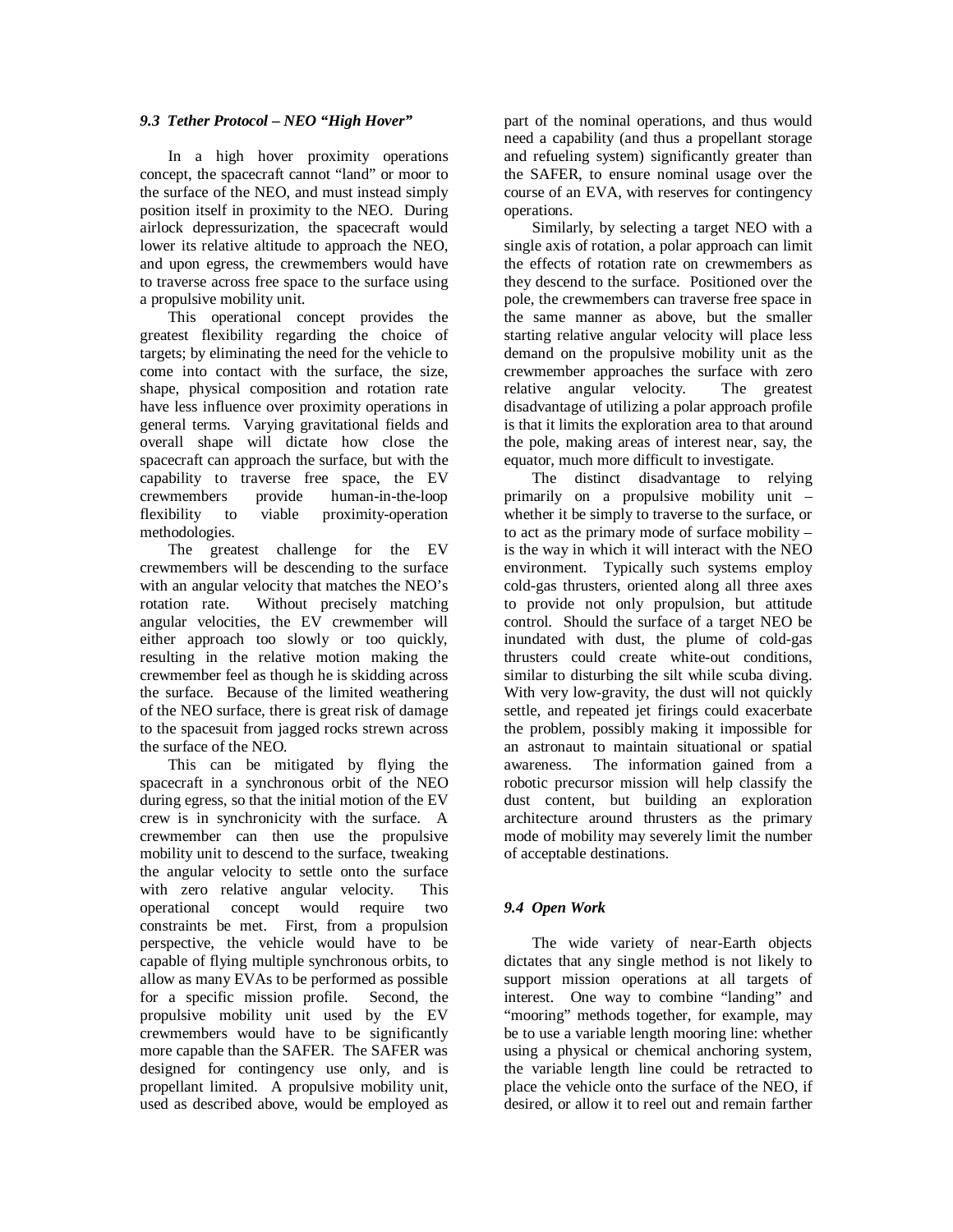### *9.3 Tether Protocol – NEO "High Hover"*

In a high hover proximity operations concept, the spacecraft cannot "land" or moor to the surface of the NEO, and must instead simply position itself in proximity to the NEO. During airlock depressurization, the spacecraft would lower its relative altitude to approach the NEO, and upon egress, the crewmembers would have to traverse across free space to the surface using a propulsive mobility unit.

This operational concept provides the greatest flexibility regarding the choice of targets; by eliminating the need for the vehicle to come into contact with the surface, the size, shape, physical composition and rotation rate have less influence over proximity operations in general terms. Varying gravitational fields and overall shape will dictate how close the spacecraft can approach the surface, but with the capability to traverse free space, the EV crewmembers provide human-in-the-loop flexibility to viable proximity-operation methodologies.

The greatest challenge for the EV crewmembers will be descending to the surface with an angular velocity that matches the NEO's rotation rate. Without precisely matching angular velocities, the EV crewmember will either approach too slowly or too quickly, resulting in the relative motion making the crewmember feel as though he is skidding across the surface. Because of the limited weathering of the NEO surface, there is great risk of damage to the spacesuit from jagged rocks strewn across the surface of the NEO.

This can be mitigated by flying the spacecraft in a synchronous orbit of the NEO during egress, so that the initial motion of the EV crew is in synchronicity with the surface. A crewmember can then use the propulsive mobility unit to descend to the surface, tweaking the angular velocity to settle onto the surface with zero relative angular velocity. This operational concept would require two constraints be met. First, from a propulsion perspective, the vehicle would have to be capable of flying multiple synchronous orbits, to allow as many EVAs to be performed as possible for a specific mission profile. Second, the propulsive mobility unit used by the EV crewmembers would have to be significantly more capable than the SAFER. The SAFER was designed for contingency use only, and is propellant limited. A propulsive mobility unit, used as described above, would be employed as part of the nominal operations, and thus would need a capability (and thus a propellant storage and refueling system) significantly greater than the SAFER, to ensure nominal usage over the course of an EVA, with reserves for contingency operations.

Similarly, by selecting a target NEO with a single axis of rotation, a polar approach can limit the effects of rotation rate on crewmembers as they descend to the surface. Positioned over the pole, the crewmembers can traverse free space in the same manner as above, but the smaller starting relative angular velocity will place less demand on the propulsive mobility unit as the crewmember approaches the surface with zero relative angular velocity. The greatest disadvantage of utilizing a polar approach profile is that it limits the exploration area to that around the pole, making areas of interest near, say, the equator, much more difficult to investigate.

The distinct disadvantage to relying primarily on a propulsive mobility unit – whether it be simply to traverse to the surface, or to act as the primary mode of surface mobility – is the way in which it will interact with the NEO environment. Typically such systems employ cold-gas thrusters, oriented along all three axes to provide not only propulsion, but attitude control. Should the surface of a target NEO be inundated with dust, the plume of cold-gas thrusters could create white-out conditions, similar to disturbing the silt while scuba diving. With very low-gravity, the dust will not quickly settle, and repeated jet firings could exacerbate the problem, possibly making it impossible for an astronaut to maintain situational or spatial awareness. The information gained from a robotic precursor mission will help classify the dust content, but building an exploration architecture around thrusters as the primary mode of mobility may severely limit the number of acceptable destinations.

### *9.4 Open Work*

The wide variety of near-Earth objects dictates that any single method is not likely to support mission operations at all targets of interest. One way to combine "landing" and "mooring" methods together, for example, may be to use a variable length mooring line: whether using a physical or chemical anchoring system, the variable length line could be retracted to place the vehicle onto the surface of the NEO, if desired, or allow it to reel out and remain farther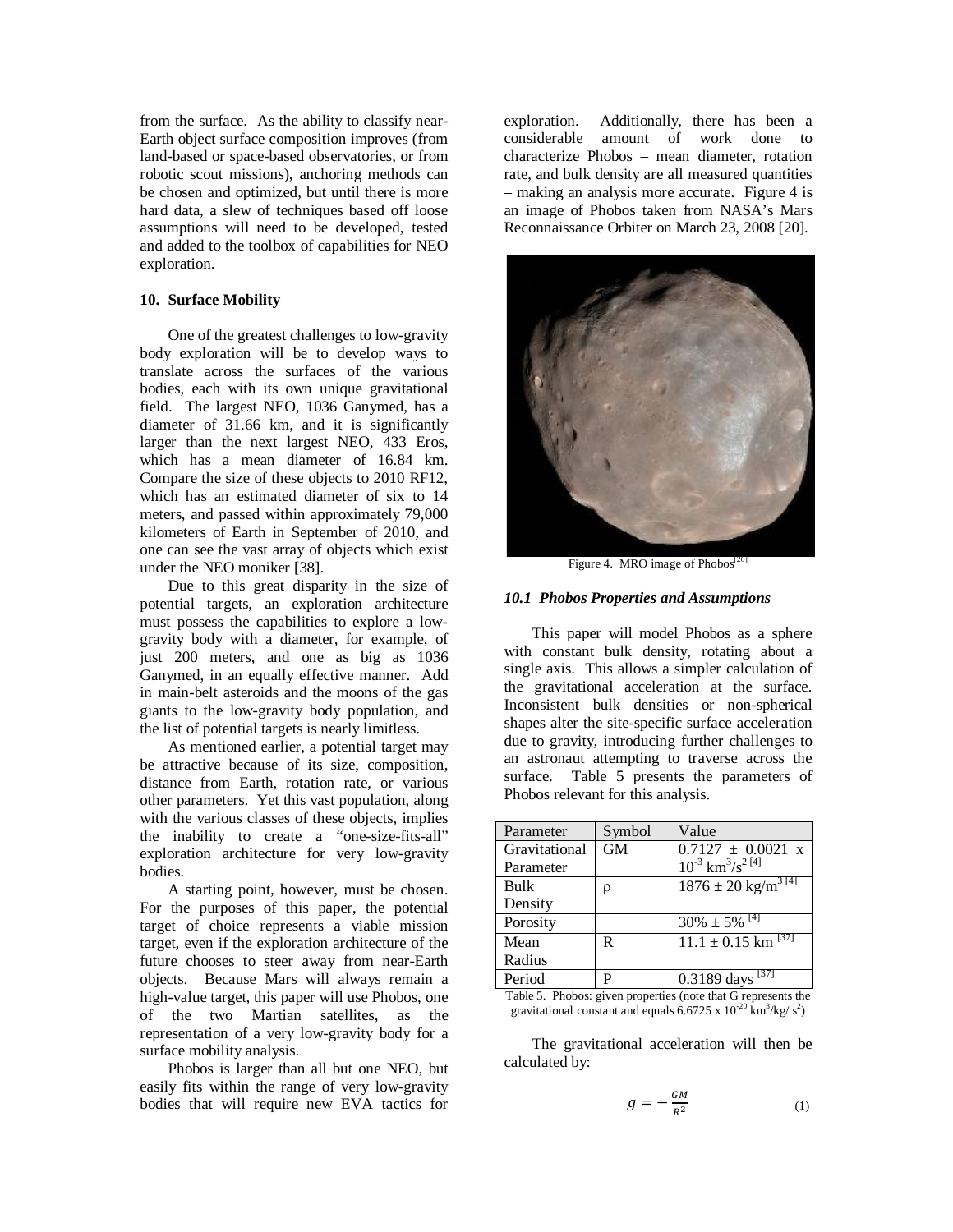from the surface. As the ability to classify near-Earth object surface composition improves (from land-based or space-based observatories, or from robotic scout missions), anchoring methods can be chosen and optimized, but until there is more hard data, a slew of techniques based off loose assumptions will need to be developed, tested and added to the toolbox of capabilities for NEO exploration.

## 10. Surface Mobility

One of the greatest challenges to low-gravity body exploration will be to develop ways to translate across the surfaces of the various bodies, each with its own unique gravitational field. The largest NEO, 1036 Ganymed, has a diameter of 31.66 km, and it is significantly larger than the next largest NEO, 433 Eros, which has a mean diameter of 16.84 km. Compare the size of these objects to 2010 RF12, which has an estimated diameter of six to 14 meters, and passed within approximately 79,000 kilometers of Earth in September of 2010, and one can see the vast array of objects which exist under the NEO moniker [38].

Due to this great disparity in the size of potential targets, an exploration architecture must possess the capabilities to explore a low-gravity body with a diameter, for example, of just 200 meters, and one as big as 1036 Ganymed, in an equally effective manner. Add in main-belt asteroids and the moons of the gas giants to the low-gravity body population, and the list of potential targets is nearly limitless.

As mentioned earlier, a potential target may be attractive because of its size, composition, distance from Earth, rotation rate, or various other parameters. Yet this vast population, along with the various classes of these objects, implies the inability to create a "one-size-fits-all" exploration architecture for very low-gravity bodies.

A starting point, however, must be chosen. For the purposes of this paper, the potential target of choice represents a viable mission target, even if the exploration architecture of the future chooses to steer away from near-Earth objects. Because Mars will always remain a high-value target, this paper will use Phobos, one of the two Martian satellites, as the representation of a very low-gravity body for a surface mobility analysis.

Phobos is larger than all but one NEO, but easily fits within the range of very low-gravity bodies that will require new EVA tactics for exploration. Additionally, there has been a considerable amount of work done to characterize Phobos – mean diameter, rotation rate, and bulk density are all measured quantities – making an analysis more accurate. Figure 4 is an image of Phobos taken from NASA's Mars Reconnaissance Orbiter on March 23, 2008 [20].

Figure 4. MRO image of Phobos[20]

### *10.1 Phobos Properties and Assumptions*

This paper will model Phobos as a sphere with constant bulk density, rotating about a single axis. This allows a simpler calculation of the gravitational acceleration at the surface. Inconsistent bulk densities or non-spherical shapes alter the site-specific surface acceleration due to gravity, introducing further challenges to an astronaut attempting to traverse across the surface. Table 5 presents the parameters of Phobos relevant for this analysis.

| Parameter | Symbol | Value |
|---|---|---|
| Gravitational Parameter | GM | $0.7127 \pm 0.0021 \times 10^{-3}$ km$^3$/s$^2$ [4] |
| Bulk Density | $\rho$ | $1876 \pm 20$ kg/m$^3$ [4] |
| Porosity | | $30\% \pm 5\%$ [4] |
| Mean Radius | R | $11.1 \pm 0.15$ km [37] |
| Period | P | 0.3189 days [37] |

Table 5. Phobos: given properties (note that G represents the gravitational constant and equals $6.6725 \times 10^{-20}$ km$^3$/kg/ s$^2$)

The gravitational acceleration will then be calculated by:

$$g = -\frac{GM}{R^2} \tag{1}$$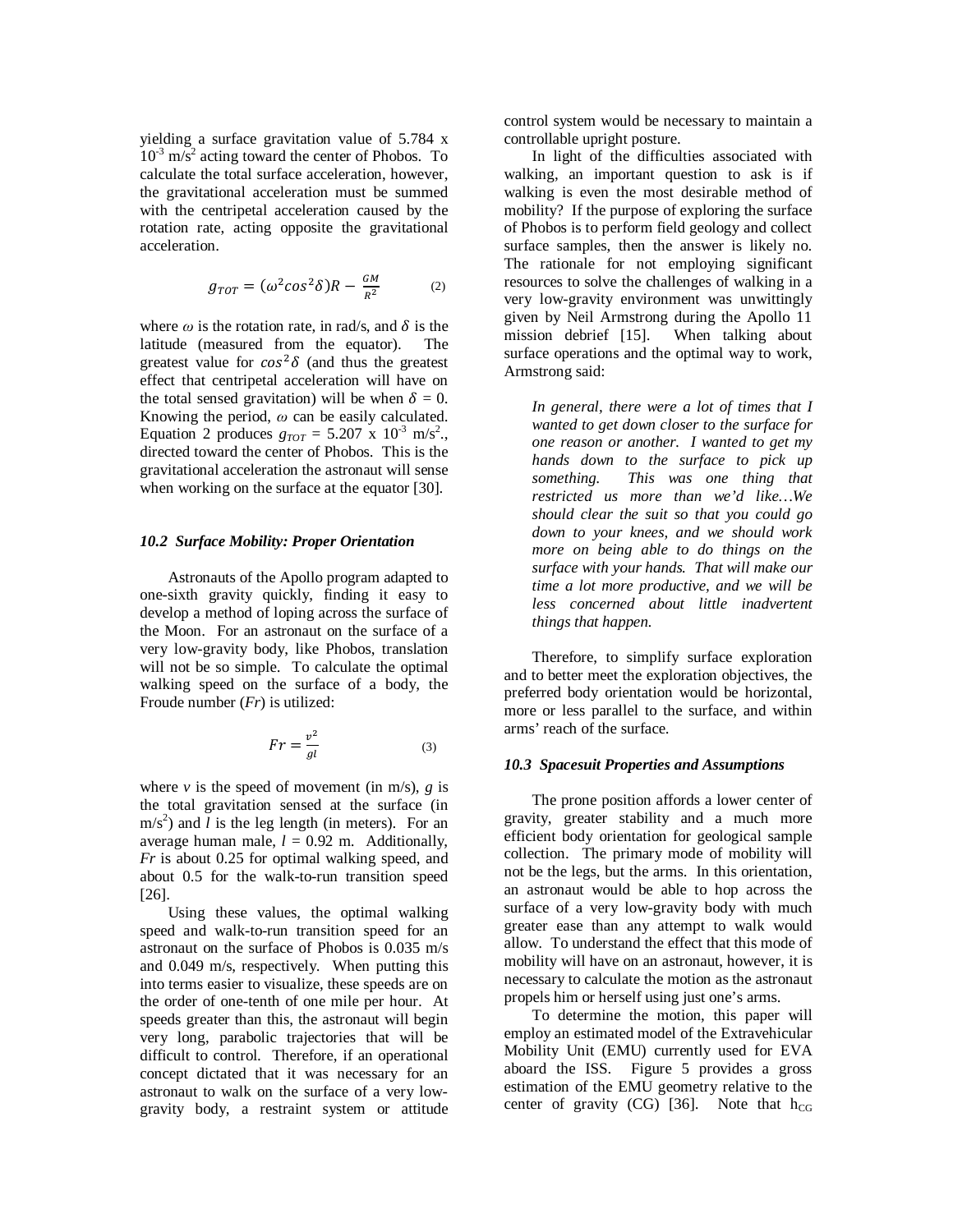yielding a surface gravitation value of 5.784 x $10^{-3}$ m/s$^2$ acting toward the center of Phobos. To calculate the total surface acceleration, however, the gravitational acceleration must be summed with the centripetal acceleration caused by the rotation rate, acting opposite the gravitational acceleration.

$$g_{TOT} = (\omega^2 cos^2\delta)R - \frac{GM}{R^2} \qquad (2)$$

where $\omega$ is the rotation rate, in rad/s, and $\delta$ is the latitude (measured from the equator). The greatest value for $cos^2\delta$ (and thus the greatest effect that centripetal acceleration will have on the total sensed gravitation) will be when $\delta = 0$. Knowing the period, $\omega$ can be easily calculated. Equation 2 produces $g_{TOT}$ = 5.207 x $10^{-3}$ m/s$^2$., directed toward the center of Phobos. This is the gravitational acceleration the astronaut will sense when working on the surface at the equator [30].

### *10.2 Surface Mobility: Proper Orientation*

Astronauts of the Apollo program adapted to one-sixth gravity quickly, finding it easy to develop a method of loping across the surface of the Moon. For an astronaut on the surface of a very low-gravity body, like Phobos, translation will not be so simple. To calculate the optimal walking speed on the surface of a body, the Froude number (*Fr*) is utilized:

$$Fr = \frac{v^2}{gl} \qquad (3)$$

where *v* is the speed of movement (in m/s), *g* is the total gravitation sensed at the surface (in m/s$^2$) and *l* is the leg length (in meters). For an average human male, $l$ = 0.92 m. Additionally, *Fr* is about 0.25 for optimal walking speed, and about 0.5 for the walk-to-run transition speed [26].

Using these values, the optimal walking speed and walk-to-run transition speed for an astronaut on the surface of Phobos is 0.035 m/s and 0.049 m/s, respectively. When putting this into terms easier to visualize, these speeds are on the order of one-tenth of one mile per hour. At speeds greater than this, the astronaut will begin very long, parabolic trajectories that will be difficult to control. Therefore, if an operational concept dictated that it was necessary for an astronaut to walk on the surface of a very low-gravity body, a restraint system or attitude control system would be necessary to maintain a controllable upright posture.

In light of the difficulties associated with walking, an important question to ask is if walking is even the most desirable method of mobility? If the purpose of exploring the surface of Phobos is to perform field geology and collect surface samples, then the answer is likely no. The rationale for not employing significant resources to solve the challenges of walking in a very low-gravity environment was unwittingly given by Neil Armstrong during the Apollo 11 mission debrief [15]. When talking about surface operations and the optimal way to work, Armstrong said:

> *In general, there were a lot of times that I wanted to get down closer to the surface for one reason or another. I wanted to get my hands down to the surface to pick up something. This was one thing that restricted us more than we'd like…We should clear the suit so that you could go down to your knees, and we should work more on being able to do things on the surface with your hands. That will make our time a lot more productive, and we will be less concerned about little inadvertent things that happen.*

Therefore, to simplify surface exploration and to better meet the exploration objectives, the preferred body orientation would be horizontal, more or less parallel to the surface, and within arms' reach of the surface.

### *10.3 Spacesuit Properties and Assumptions*

The prone position affords a lower center of gravity, greater stability and a much more efficient body orientation for geological sample collection. The primary mode of mobility will not be the legs, but the arms. In this orientation, an astronaut would be able to hop across the surface of a very low-gravity body with much greater ease than any attempt to walk would allow. To understand the effect that this mode of mobility will have on an astronaut, however, it is necessary to calculate the motion as the astronaut propels him or herself using just one's arms.

To determine the motion, this paper will employ an estimated model of the Extravehicular Mobility Unit (EMU) currently used for EVA aboard the ISS. Figure 5 provides a gross estimation of the EMU geometry relative to the center of gravity (CG) [36]. Note that $h_{CG}$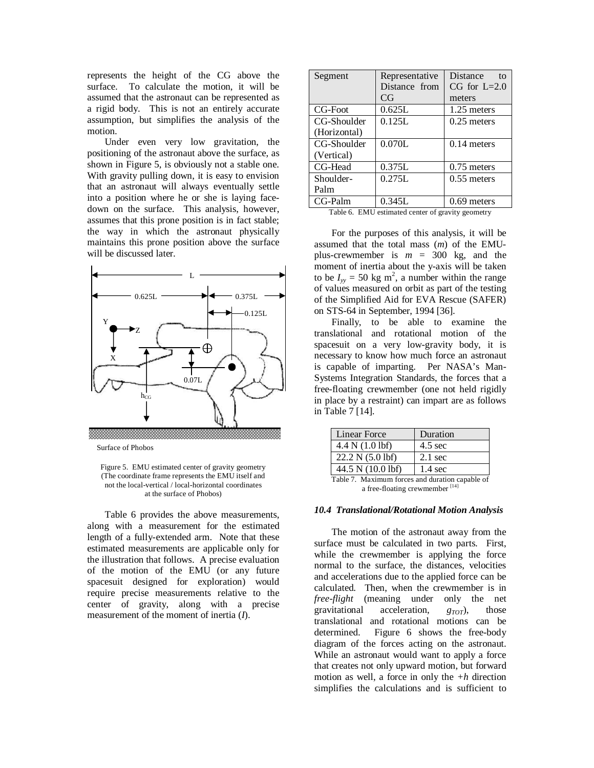represents the height of the CG above the surface. To calculate the motion, it will be assumed that the astronaut can be represented as a rigid body. This is not an entirely accurate assumption, but simplifies the analysis of the motion.

Under even very low gravitation, the positioning of the astronaut above the surface, as shown in Figure 5, is obviously not a stable one. With gravity pulling down, it is easy to envision that an astronaut will always eventually settle into a position where he or she is laying face-down on the surface. This analysis, however, assumes that this prone position is in fact stable; the way in which the astronaut physically maintains this prone position above the surface will be discussed later.

Figure 5. EMU estimated center of gravity geometry (The coordinate frame represents the EMU itself and not the local-vertical / local-horizontal coordinates at the surface of Phobos)

Table 6 provides the above measurements, along with a measurement for the estimated length of a fully-extended arm. Note that these estimated measurements are applicable only for the illustration that follows. A precise evaluation of the motion of the EMU (or any future spacesuit designed for exploration) would require precise measurements relative to the center of gravity, along with a precise measurement of the moment of inertia ($I$).

| Segment | Representative Distance from CG | Distance to CG for L=2.0 meters |
|---|---|---|
| CG-Foot | 0.625L | 1.25 meters |
| CG-Shoulder (Horizontal) | 0.125L | 0.25 meters |
| CG-Shoulder (Vertical) | 0.070L | 0.14 meters |
| CG-Head | 0.375L | 0.75 meters |
| Shoulder-Palm | 0.275L | 0.55 meters |
| CG-Palm | 0.345L | 0.69 meters |

Table 6. EMU estimated center of gravity geometry

For the purposes of this analysis, it will be assumed that the total mass ($m$) of the EMU-plus-crewmember is $m$ = 300 kg, and the moment of inertia about the y-axis will be taken to be $I_{yy}$ = 50 kg m$^2$, a number within the range of values measured on orbit as part of the testing of the Simplified Aid for EVA Rescue (SAFER) on STS-64 in September, 1994 [36].

Finally, to be able to examine the translational and rotational motion of the spacesuit on a very low-gravity body, it is necessary to know how much force an astronaut is capable of imparting. Per NASA's Man-Systems Integration Standards, the forces that a free-floating crewmember (one not held rigidly in place by a restraint) can impart are as follows in Table 7 [14].

| Linear Force | Duration |
|---|---|
| 4.4 N (1.0 lbf) | 4.5 sec |
| 22.2 N (5.0 lbf) | 2.1 sec |
| 44.5 N (10.0 lbf) | 1.4 sec |

Table 7. Maximum forces and duration capable of a free-floating crewmember [14]

### *10.4 Translational/Rotational Motion Analysis*

The motion of the astronaut away from the surface must be calculated in two parts. First, while the crewmember is applying the force normal to the surface, the distances, velocities and accelerations due to the applied force can be calculated. Then, when the crewmember is in *free-flight* (meaning under only the net gravitational acceleration, $g_{TOT}$), those translational and rotational motions can be determined. Figure 6 shows the free-body diagram of the forces acting on the astronaut. While an astronaut would want to apply a force that creates not only upward motion, but forward motion as well, a force in only the $+h$ direction simplifies the calculations and is sufficient to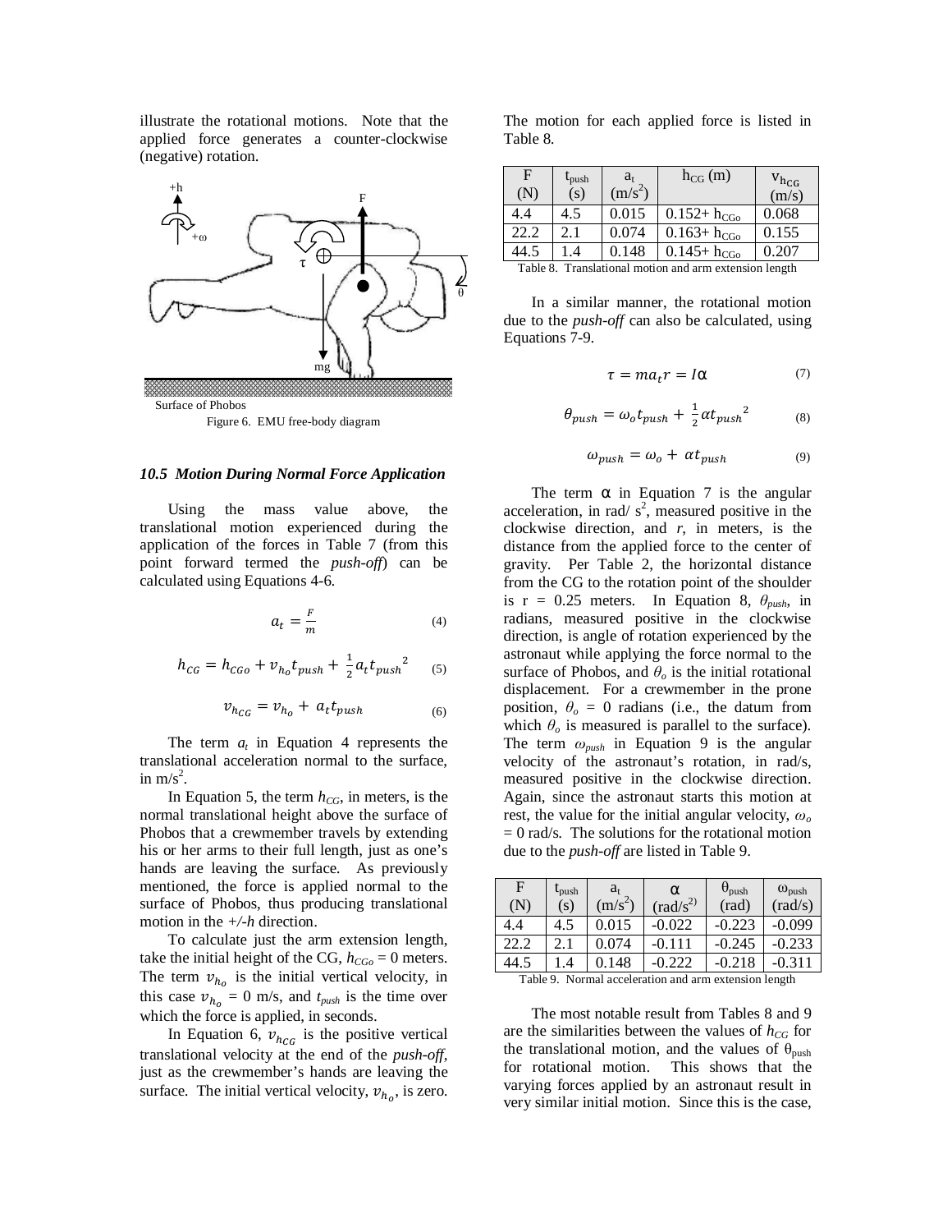illustrate the rotational motions. Note that the applied force generates a counter-clockwise (negative) rotation.

Figure 6. EMU free-body diagram

### 10.5 Motion During Normal Force Application

Using the mass value above, the translational motion experienced during the application of the forces in Table 7 (from this point forward termed the *push-off*) can be calculated using Equations 4-6.

$$a_t = \frac{F}{m} \tag{4}$$

$$h_{CG} = h_{CGo} + v_{h_o} t_{push} + \frac{1}{2} a_t t_{push}^2 \tag{5}$$

$$v_{h_{CG}} = v_{h_o} + a_t t_{push} \tag{6}$$

The term $a_t$ in Equation 4 represents the translational acceleration normal to the surface, in m/s$^2$.

In Equation 5, the term $h_{CG}$, in meters, is the normal translational height above the surface of Phobos that a crewmember travels by extending his or her arms to their full length, just as one's hands are leaving the surface. As previously mentioned, the force is applied normal to the surface of Phobos, thus producing translational motion in the *+/-h* direction.

To calculate just the arm extension length, take the initial height of the CG, $h_{CGo}$ = 0 meters. The term $v_{h_o}$ is the initial vertical velocity, in this case $v_{h_o}$ = 0 m/s, and $t_{push}$ is the time over which the force is applied, in seconds.

In Equation 6, $v_{h_{CG}}$ is the positive vertical translational velocity at the end of the *push-off*, just as the crewmember's hands are leaving the surface. The initial vertical velocity, $v_{h_o}$, is zero. The motion for each applied force is listed in Table 8.

| F (N) | $t_{push}$ (s) | $a_t$ (m/s$^2$) | $h_{CG}$ (m) | $v_{h_{CG}}$ (m/s) |
|---|---|---|---|---|
| 4.4 | 4.5 | 0.015 | 0.152+ $h_{CGo}$ | 0.068 |
| 22.2 | 2.1 | 0.074 | 0.163+ $h_{CGo}$ | 0.155 |
| 44.5 | 1.4 | 0.148 | 0.145+ $h_{CGo}$ | 0.207 |

Table 8. Translational motion and arm extension length

In a similar manner, the rotational motion due to the *push-off* can also be calculated, using Equations 7-9.

$$\tau = m a_t r = I\alpha \tag{7}$$

$$\theta_{push} = \omega_o t_{push} + \frac{1}{2} \alpha t_{push}^2 \tag{8}$$

$$\omega_{push} = \omega_o + \alpha t_{push} \tag{9}$$

The term α in Equation 7 is the angular acceleration, in rad/ s$^2$, measured positive in the clockwise direction, and *r*, in meters, is the distance from the applied force to the center of gravity. Per Table 2, the horizontal distance from the CG to the rotation point of the shoulder is r = 0.25 meters. In Equation 8, $\theta_{push}$, in radians, measured positive in the clockwise direction, is angle of rotation experienced by the astronaut while applying the force normal to the surface of Phobos, and $\theta_o$ is the initial rotational displacement. For a crewmember in the prone position, $\theta_o$ = 0 radians (i.e., the datum from which $\theta_o$ is measured is parallel to the surface). The term $\omega_{push}$ in Equation 9 is the angular velocity of the astronaut's rotation, in rad/s, measured positive in the clockwise direction. Again, since the astronaut starts this motion at rest, the value for the initial angular velocity, $\omega_o$ = 0 rad/s. The solutions for the rotational motion due to the *push-off* are listed in Table 9.

| F (N) | $t_{push}$ (s) | $a_t$ (m/s$^2$) | α (rad/s$^2$) | $\theta_{push}$ (rad) | $\omega_{push}$ (rad/s) |
|---|---|---|---|---|---|
| 4.4 | 4.5 | 0.015 | -0.022 | -0.223 | -0.099 |
| 22.2 | 2.1 | 0.074 | -0.111 | -0.245 | -0.233 |
| 44.5 | 1.4 | 0.148 | -0.222 | -0.218 | -0.311 |

Table 9. Normal acceleration and arm extension length

The most notable result from Tables 8 and 9 are the similarities between the values of $h_{CG}$ for the translational motion, and the values of $\theta_{push}$ for rotational motion. This shows that the varying forces applied by an astronaut result in very similar initial motion. Since this is the case,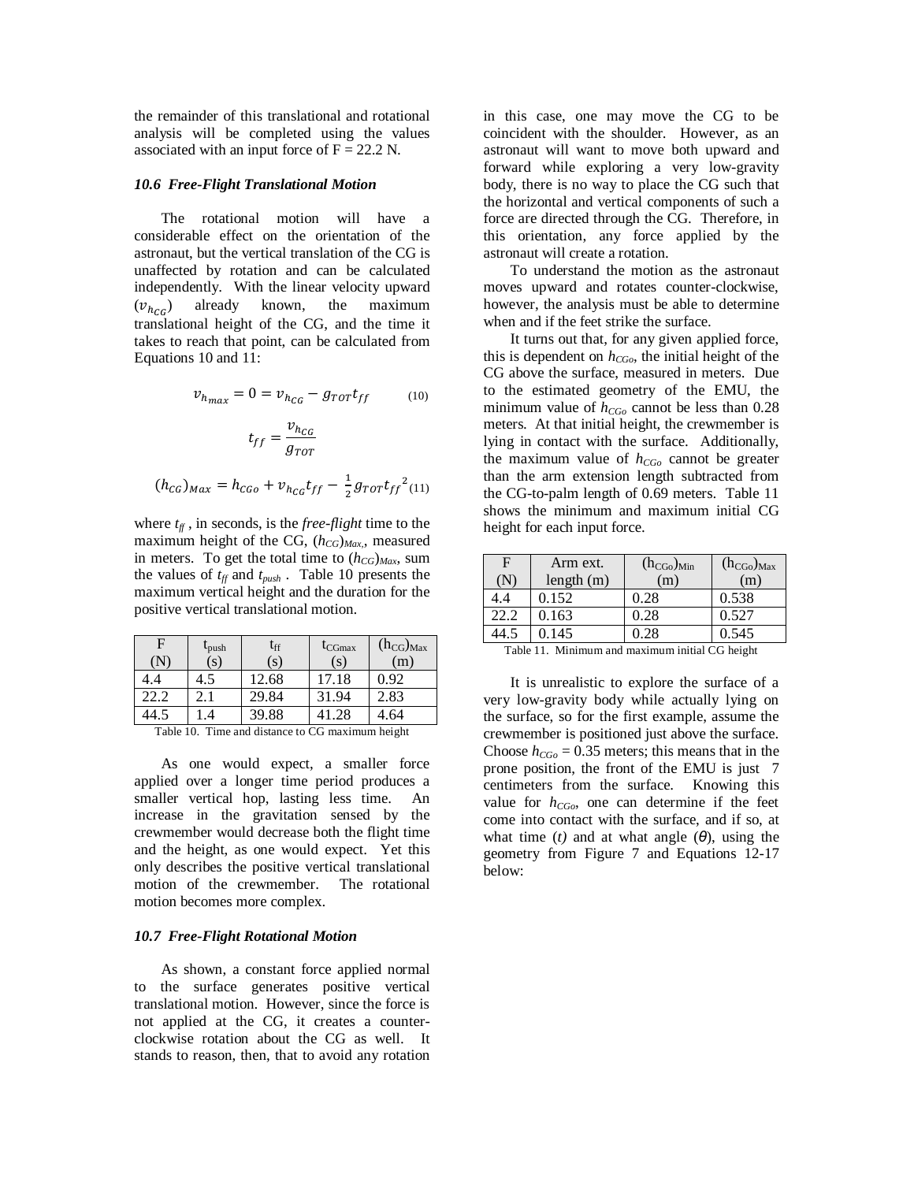the remainder of this translational and rotational analysis will be completed using the values associated with an input force of F = 22.2 N.

### *10.6 Free-Flight Translational Motion*

The rotational motion will have a considerable effect on the orientation of the astronaut, but the vertical translation of the CG is unaffected by rotation and can be calculated independently. With the linear velocity upward ($v_{h_{CG}}$) already known, the maximum translational height of the CG, and the time it takes to reach that point, can be calculated from Equations 10 and 11:

$$v_{h_{max}} = 0 = v_{h_{CG}} - g_{TOT}t_{ff} \qquad (10)$$

$$t_{ff} = \frac{v_{h_{CG}}}{g_{TOT}}$$

$$(h_{CG})_{Max} = h_{CGo} + v_{h_{CG}}t_{ff} - \tfrac{1}{2}g_{TOT}t_{ff}^{\,2} \qquad (11)$$

where $t_{ff}$, in seconds, is the *free-flight* time to the maximum height of the CG, $(h_{CG})_{Max}$, measured in meters. To get the total time to $(h_{CG})_{Max}$, sum the values of $t_{ff}$ and $t_{push}$. Table 10 presents the maximum vertical height and the duration for the positive vertical translational motion.

| F (N) | $t_{push}$ (s) | $t_{ff}$ (s) | $t_{CGmax}$ (s) | $(h_{CG})_{Max}$ (m) |
|---|---|---|---|---|
| 4.4 | 4.5 | 12.68 | 17.18 | 0.92 |
| 22.2 | 2.1 | 29.84 | 31.94 | 2.83 |
| 44.5 | 1.4 | 39.88 | 41.28 | 4.64 |

Table 10. Time and distance to CG maximum height

As one would expect, a smaller force applied over a longer time period produces a smaller vertical hop, lasting less time. An increase in the gravitation sensed by the crewmember would decrease both the flight time and the height, as one would expect. Yet this only describes the positive vertical translational motion of the crewmember. The rotational motion becomes more complex.

### *10.7 Free-Flight Rotational Motion*

As shown, a constant force applied normal to the surface generates positive vertical translational motion. However, since the force is not applied at the CG, it creates a counter-clockwise rotation about the CG as well. It stands to reason, then, that to avoid any rotation in this case, one may move the CG to be coincident with the shoulder. However, as an astronaut will want to move both upward and forward while exploring a very low-gravity body, there is no way to place the CG such that the horizontal and vertical components of such a force are directed through the CG. Therefore, in this orientation, any force applied by the astronaut will create a rotation.

To understand the motion as the astronaut moves upward and rotates counter-clockwise, however, the analysis must be able to determine when and if the feet strike the surface.

It turns out that, for any given applied force, this is dependent on $h_{CGo}$, the initial height of the CG above the surface, measured in meters. Due to the estimated geometry of the EMU, the minimum value of $h_{CGo}$ cannot be less than 0.28 meters. At that initial height, the crewmember is lying in contact with the surface. Additionally, the maximum value of $h_{CGo}$ cannot be greater than the arm extension length subtracted from the CG-to-palm length of 0.69 meters. Table 11 shows the minimum and maximum initial CG height for each input force.

| F (N) | Arm ext. length (m) | $(h_{CGo})_{Min}$ (m) | $(h_{CGo})_{Max}$ (m) |
|---|---|---|---|
| 4.4 | 0.152 | 0.28 | 0.538 |
| 22.2 | 0.163 | 0.28 | 0.527 |
| 44.5 | 0.145 | 0.28 | 0.545 |

Table 11. Minimum and maximum initial CG height

It is unrealistic to explore the surface of a very low-gravity body while actually lying on the surface, so for the first example, assume the crewmember is positioned just above the surface. Choose $h_{CGo}$ = 0.35 meters; this means that in the prone position, the front of the EMU is just 7 centimeters from the surface. Knowing this value for $h_{CGo}$, one can determine if the feet come into contact with the surface, and if so, at what time (*t*) and at what angle ($\theta$), using the geometry from Figure 7 and Equations 12-17 below: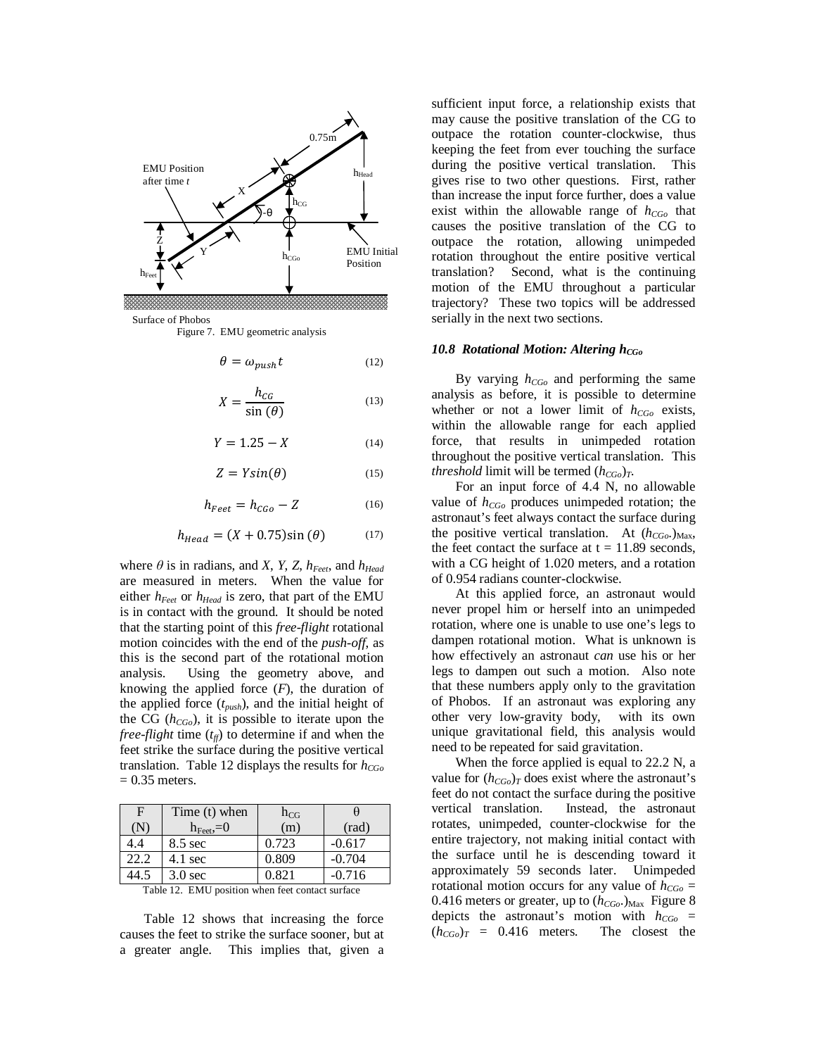Surface of Phobos

Figure 7. EMU geometric analysis

$$\theta = \omega_{push} t \tag{12}$$

$$X = \frac{h_{CG}}{\sin(\theta)} \tag{13}$$

$$Y = 1.25 - X \tag{14}$$

$$Z = Y \sin(\theta) \tag{15}$$

$$h_{Feet} = h_{CGo} - Z \tag{16}$$

$$h_{Head} = (X + 0.75)\sin(\theta) \tag{17}$$

where $\theta$ is in radians, and $X$, $Y$, $Z$, $h_{Feet}$, and $h_{Head}$ are measured in meters. When the value for either $h_{Feet}$ or $h_{Head}$ is zero, that part of the EMU is in contact with the ground. It should be noted that the starting point of this *free-flight* rotational motion coincides with the end of the *push-off*, as this is the second part of the rotational motion analysis. Using the geometry above, and knowing the applied force ($F$), the duration of the applied force ($t_{push}$), and the initial height of the CG ($h_{CGo}$), it is possible to iterate upon the *free-flight* time ($t_{ff}$) to determine if and when the feet strike the surface during the positive vertical translation. Table 12 displays the results for $h_{CGo}$ = 0.35 meters.

| F (N) | Time (t) when $h_{Feet}$=0 | $h_{CG}$ (m) | $\theta$ (rad) |
|---|---|---|---|
| 4.4 | 8.5 sec | 0.723 | -0.617 |
| 22.2 | 4.1 sec | 0.809 | -0.704 |
| 44.5 | 3.0 sec | 0.821 | -0.716 |

Table 12. EMU position when feet contact surface

Table 12 shows that increasing the force causes the feet to strike the surface sooner, but at a greater angle. This implies that, given a sufficient input force, a relationship exists that may cause the positive translation of the CG to outpace the rotation counter-clockwise, thus keeping the feet from ever touching the surface during the positive vertical translation. This gives rise to two other questions. First, rather than increase the input force further, does a value exist within the allowable range of $h_{CGo}$ that causes the positive translation of the CG to outpace the rotation, allowing unimpeded rotation throughout the entire positive vertical translation? Second, what is the continuing motion of the EMU throughout a particular trajectory? These two topics will be addressed serially in the next two sections.

### *10.8 Rotational Motion: Altering $h_{CGo}$*

By varying $h_{CGo}$ and performing the same analysis as before, it is possible to determine whether or not a lower limit of $h_{CGo}$ exists, within the allowable range for each applied force, that results in unimpeded rotation throughout the positive vertical translation. This *threshold* limit will be termed $(h_{CGo})_T$.

For an input force of 4.4 N, no allowable value of $h_{CGo}$ produces unimpeded rotation; the astronaut's feet always contact the surface during the positive vertical translation. At $(h_{CGo})_{Max}$, the feet contact the surface at t = 11.89 seconds, with a CG height of 1.020 meters, and a rotation of 0.954 radians counter-clockwise.

At this applied force, an astronaut would never propel him or herself into an unimpeded rotation, where one is unable to use one's legs to dampen rotational motion. What is unknown is how effectively an astronaut *can* use his or her legs to dampen out such a motion. Also note that these numbers apply only to the gravitation of Phobos. If an astronaut was exploring any other very low-gravity body, with its own unique gravitational field, this analysis would need to be repeated for said gravitation.

When the force applied is equal to 22.2 N, a value for $(h_{CGo})_T$ does exist where the astronaut's feet do not contact the surface during the positive vertical translation. Instead, the astronaut rotates, unimpeded, counter-clockwise for the entire trajectory, not making initial contact with the surface until he is descending toward it approximately 59 seconds later. Unimpeded rotational motion occurs for any value of $h_{CGo}$ = 0.416 meters or greater, up to $(h_{CGo})_{Max}$. Figure 8 depicts the astronaut's motion with $h_{CGo}$ = $(h_{CGo})_T$ = 0.416 meters. The closest the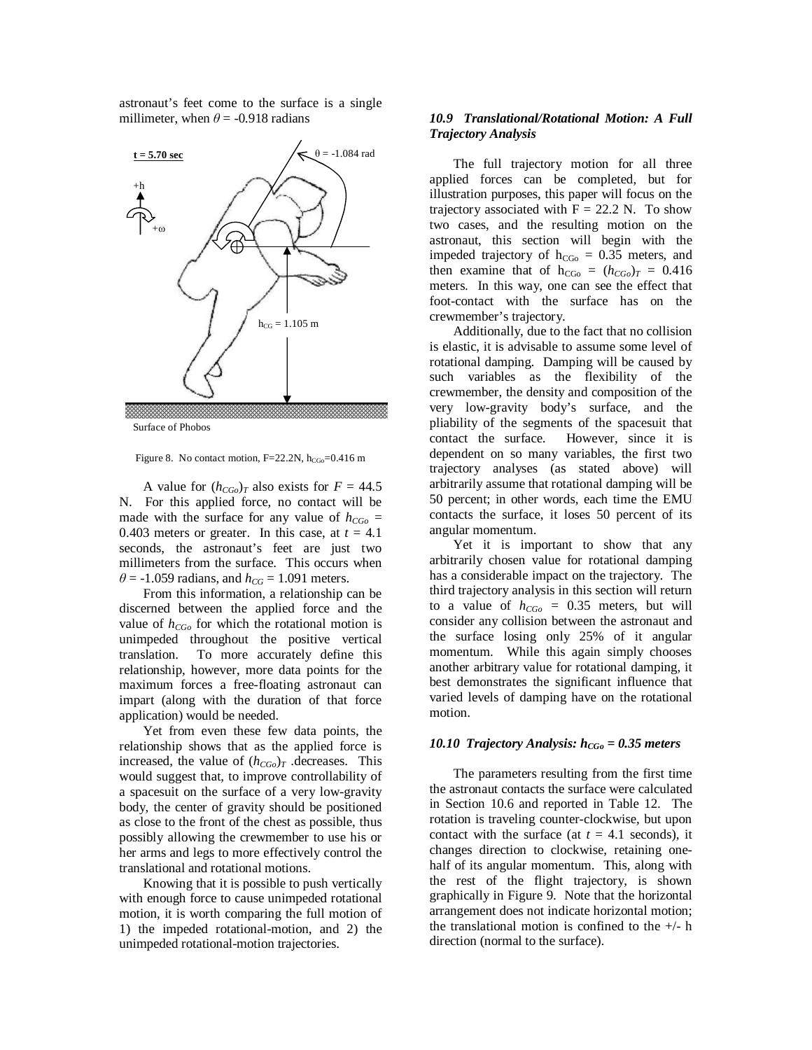astronaut's feet come to the surface is a single millimeter, when $\theta = -0.918$ radians

Figure 8. No contact motion, F=22.2N, $h_{CGo}$=0.416 m

A value for $(h_{CGo})_T$ also exists for $F = 44.5$ N. For this applied force, no contact will be made with the surface for any value of $h_{CGo}$ = 0.403 meters or greater. In this case, at $t = 4.1$ seconds, the astronaut's feet are just two millimeters from the surface. This occurs when $\theta = -1.059$ radians, and $h_{CG} = 1.091$ meters.

From this information, a relationship can be discerned between the applied force and the value of $h_{CGo}$ for which the rotational motion is unimpeded throughout the positive vertical translation. To more accurately define this relationship, however, more data points for the maximum forces a free-floating astronaut can impart (along with the duration of that force application) would be needed.

Yet from even these few data points, the relationship shows that as the applied force is increased, the value of $(h_{CGo})_T$ .decreases. This would suggest that, to improve controllability of a spacesuit on the surface of a very low-gravity body, the center of gravity should be positioned as close to the front of the chest as possible, thus possibly allowing the crewmember to use his or her arms and legs to more effectively control the translational and rotational motions.

Knowing that it is possible to push vertically with enough force to cause unimpeded rotational motion, it is worth comparing the full motion of 1) the impeded rotational-motion, and 2) the unimpeded rotational-motion trajectories.

### *10.9 Translational/Rotational Motion: A Full Trajectory Analysis*

The full trajectory motion for all three applied forces can be completed, but for illustration purposes, this paper will focus on the trajectory associated with F = 22.2 N. To show two cases, and the resulting motion on the astronaut, this section will begin with the impeded trajectory of $h_{CGo}$ = 0.35 meters, and then examine that of $h_{CGo} = (h_{CGo})_T = 0.416$ meters. In this way, one can see the effect that foot-contact with the surface has on the crewmember's trajectory.

Additionally, due to the fact that no collision is elastic, it is advisable to assume some level of rotational damping. Damping will be caused by such variables as the flexibility of the crewmember, the density and composition of the very low-gravity body's surface, and the pliability of the segments of the spacesuit that contact the surface. However, since it is dependent on so many variables, the first two trajectory analyses (as stated above) will arbitrarily assume that rotational damping will be 50 percent; in other words, each time the EMU contacts the surface, it loses 50 percent of its angular momentum.

Yet it is important to show that any arbitrarily chosen value for rotational damping has a considerable impact on the trajectory. The third trajectory analysis in this section will return to a value of $h_{CGo}$ = 0.35 meters, but will consider any collision between the astronaut and the surface losing only 25% of it angular momentum. While this again simply chooses another arbitrary value for rotational damping, it best demonstrates the significant influence that varied levels of damping have on the rotational motion.

### *10.10 Trajectory Analysis: $h_{CGo}$ = 0.35 meters*

The parameters resulting from the first time the astronaut contacts the surface were calculated in Section 10.6 and reported in Table 12. The rotation is traveling counter-clockwise, but upon contact with the surface (at $t = 4.1$ seconds), it changes direction to clockwise, retaining one-half of its angular momentum. This, along with the rest of the flight trajectory, is shown graphically in Figure 9. Note that the horizontal arrangement does not indicate horizontal motion; the translational motion is confined to the +/- h direction (normal to the surface).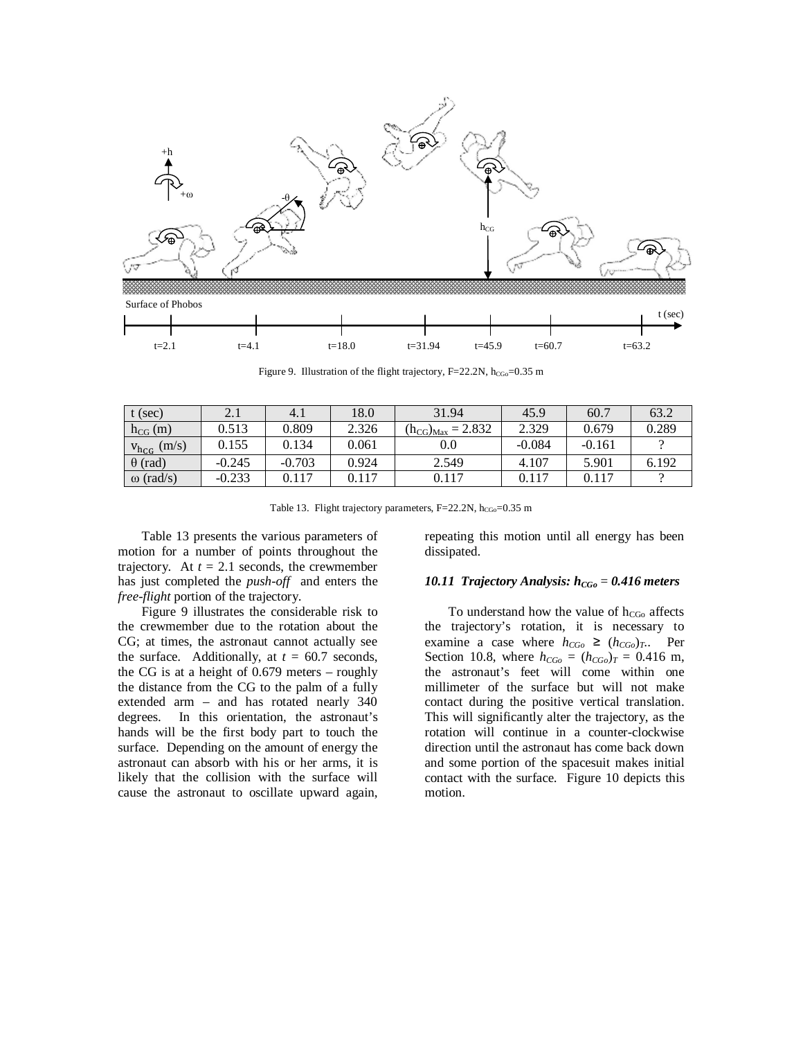Figure 9. Illustration of the flight trajectory, F=22.2N, $h_{CGo}$=0.35 m

| t (sec) | 2.1 | 4.1 | 18.0 | 31.94 | 45.9 | 60.7 | 63.2 |
|---|---|---|---|---|---|---|---|
| $h_{CG}$ (m) | 0.513 | 0.809 | 2.326 | $(h_{CG})_{Max}$ = 2.832 | 2.329 | 0.679 | 0.289 |
| $v_{h_{CG}}$ (m/s) | 0.155 | 0.134 | 0.061 | 0.0 | -0.084 | -0.161 | ? |
| θ (rad) | -0.245 | -0.703 | 0.924 | 2.549 | 4.107 | 5.901 | 6.192 |
| ω (rad/s) | -0.233 | 0.117 | 0.117 | 0.117 | 0.117 | 0.117 | ? |

Table 13. Flight trajectory parameters, F=22.2N, $h_{CGo}$=0.35 m

Table 13 presents the various parameters of motion for a number of points throughout the trajectory. At $t$ = 2.1 seconds, the crewmember has just completed the *push-off* and enters the *free-flight* portion of the trajectory.

Figure 9 illustrates the considerable risk to the crewmember due to the rotation about the CG; at times, the astronaut cannot actually see the surface. Additionally, at $t$ = 60.7 seconds, the CG is at a height of 0.679 meters – roughly the distance from the CG to the palm of a fully extended arm – and has rotated nearly 340 degrees. In this orientation, the astronaut's hands will be the first body part to touch the surface. Depending on the amount of energy the astronaut can absorb with his or her arms, it is likely that the collision with the surface will cause the astronaut to oscillate upward again, repeating this motion until all energy has been dissipated.

### *10.11 Trajectory Analysis: $h_{CGo}$ = 0.416 meters*

To understand how the value of $h_{CGo}$ affects the trajectory's rotation, it is necessary to examine a case where $h_{CGo} \geq (h_{CGo})_T$. Per Section 10.8, where $h_{CGo} = (h_{CGo})_T$ = 0.416 m, the astronaut's feet will come within one millimeter of the surface but will not make contact during the positive vertical translation. This will significantly alter the trajectory, as the rotation will continue in a counter-clockwise direction until the astronaut has come back down and some portion of the spacesuit makes initial contact with the surface. Figure 10 depicts this motion.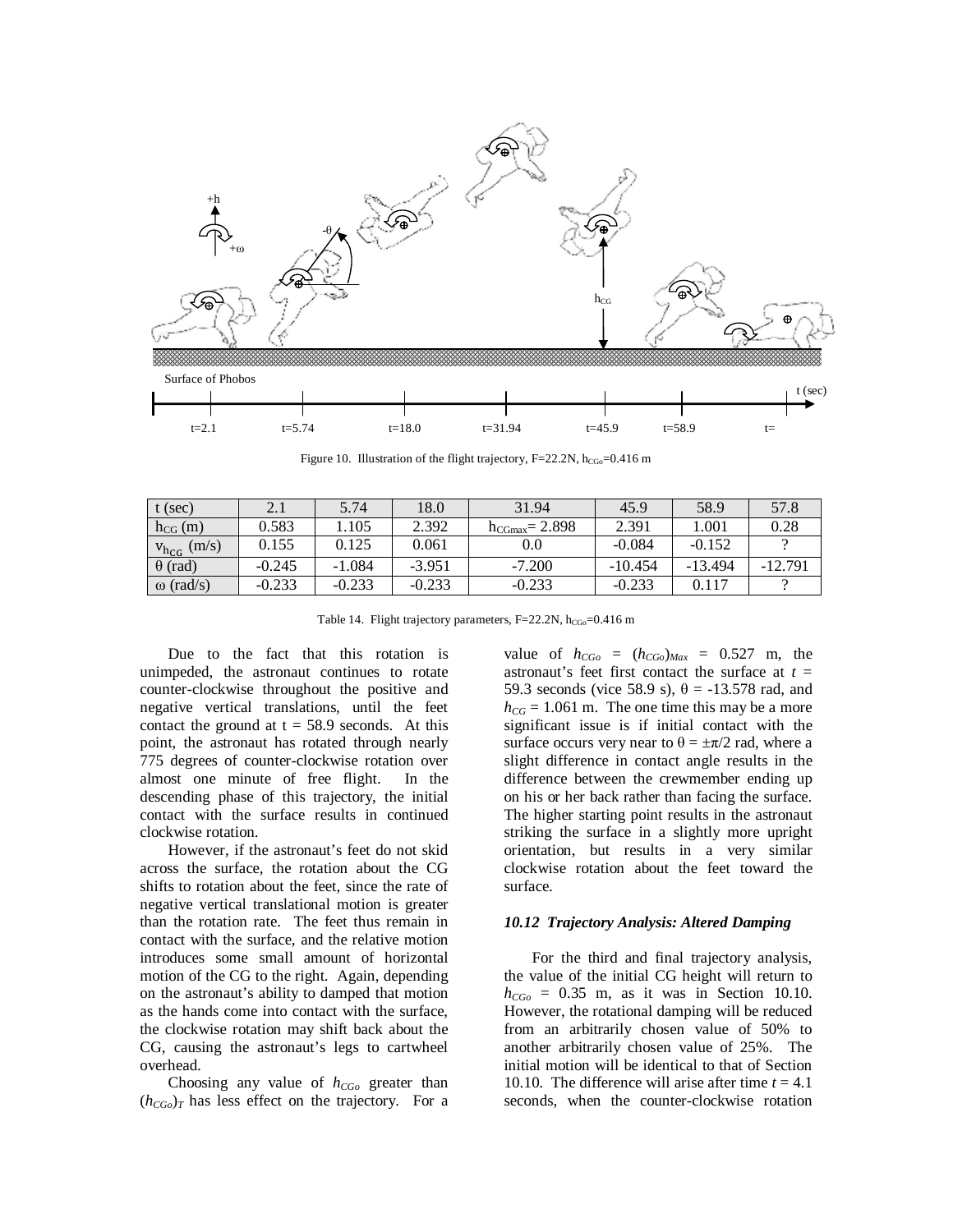Figure 10. Illustration of the flight trajectory, F=22.2N, $h_{CGo}$=0.416 m

| t (sec) | 2.1 | 5.74 | 18.0 | 31.94 | 45.9 | 58.9 | 57.8 |
|---|---|---|---|---|---|---|---|
| $h_{CG}$ (m) | 0.583 | 1.105 | 2.392 | $h_{CGmax}$= 2.898 | 2.391 | 1.001 | 0.28 |
| $v_{h_{CG}}$ (m/s) | 0.155 | 0.125 | 0.061 | 0.0 | -0.084 | -0.152 | ? |
| θ (rad) | -0.245 | -1.084 | -3.951 | -7.200 | -10.454 | -13.494 | -12.791 |
| ω (rad/s) | -0.233 | -0.233 | -0.233 | -0.233 | -0.233 | 0.117 | ? |

Table 14. Flight trajectory parameters, F=22.2N, $h_{CGo}$=0.416 m

Due to the fact that this rotation is unimpeded, the astronaut continues to rotate counter-clockwise throughout the positive and negative vertical translations, until the feet contact the ground at t = 58.9 seconds. At this point, the astronaut has rotated through nearly 775 degrees of counter-clockwise rotation over almost one minute of free flight. In the descending phase of this trajectory, the initial contact with the surface results in continued clockwise rotation.

However, if the astronaut's feet do not skid across the surface, the rotation about the CG shifts to rotation about the feet, since the rate of negative vertical translational motion is greater than the rotation rate. The feet thus remain in contact with the surface, and the relative motion introduces some small amount of horizontal motion of the CG to the right. Again, depending on the astronaut's ability to damped that motion as the hands come into contact with the surface, the clockwise rotation may shift back about the CG, causing the astronaut's legs to cartwheel overhead.

Choosing any value of $h_{CGo}$ greater than $(h_{CGo})_T$ has less effect on the trajectory. For a value of $h_{CGo}$ = $(h_{CGo})_{Max}$ = 0.527 m, the astronaut's feet first contact the surface at $t$ = 59.3 seconds (vice 58.9 s), θ = -13.578 rad, and $h_{CG}$ = 1.061 m. The one time this may be a more significant issue is if initial contact with the surface occurs very near to θ = ±π/2 rad, where a slight difference in contact angle results in the difference between the crewmember ending up on his or her back rather than facing the surface. The higher starting point results in the astronaut striking the surface in a slightly more upright orientation, but results in a very similar clockwise rotation about the feet toward the surface.

### *10.12 Trajectory Analysis: Altered Damping*

For the third and final trajectory analysis, the value of the initial CG height will return to $h_{CGo}$ = 0.35 m, as it was in Section 10.10. However, the rotational damping will be reduced from an arbitrarily chosen value of 50% to another arbitrarily chosen value of 25%. The initial motion will be identical to that of Section 10.10. The difference will arise after time $t$ = 4.1 seconds, when the counter-clockwise rotation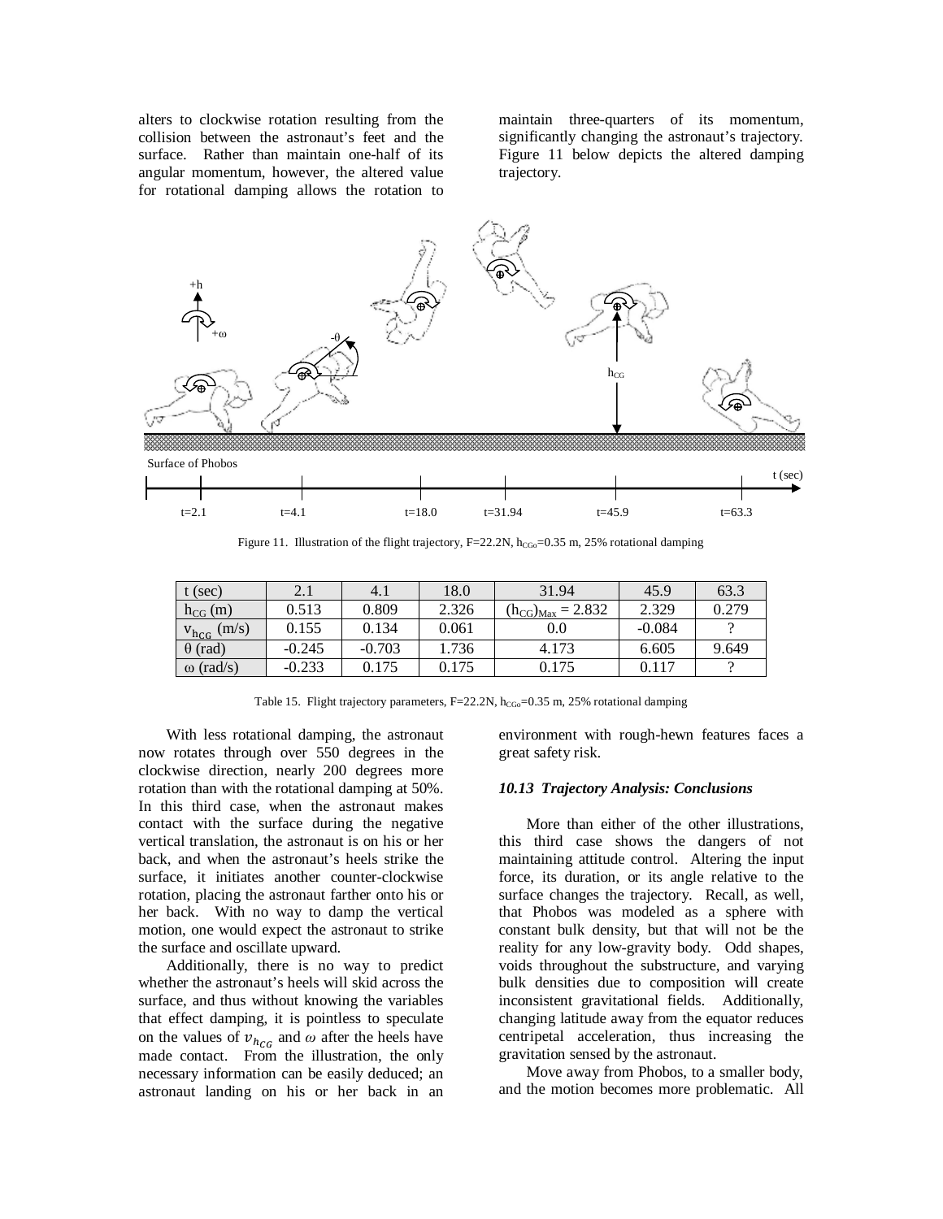alters to clockwise rotation resulting from the collision between the astronaut's feet and the surface. Rather than maintain one-half of its angular momentum, however, the altered value for rotational damping allows the rotation to maintain three-quarters of its momentum, significantly changing the astronaut's trajectory. Figure 11 below depicts the altered damping trajectory.

Figure 11. Illustration of the flight trajectory, F=22.2N, $h_{CGo}$=0.35 m, 25% rotational damping

| t (sec) | 2.1 | 4.1 | 18.0 | 31.94 | 45.9 | 63.3 |
|---|---|---|---|---|---|---|
| $h_{CG}$ (m) | 0.513 | 0.809 | 2.326 | $(h_{CG})_{Max}$ = 2.832 | 2.329 | 0.279 |
| $v_{h_{CG}}$ (m/s) | 0.155 | 0.134 | 0.061 | 0.0 | -0.084 | ? |
| θ (rad) | -0.245 | -0.703 | 1.736 | 4.173 | 6.605 | 9.649 |
| ω (rad/s) | -0.233 | 0.175 | 0.175 | 0.175 | 0.117 | ? |

Table 15. Flight trajectory parameters, F=22.2N, $h_{CGo}$=0.35 m, 25% rotational damping

With less rotational damping, the astronaut now rotates through over 550 degrees in the clockwise direction, nearly 200 degrees more rotation than with the rotational damping at 50%. In this third case, when the astronaut makes contact with the surface during the negative vertical translation, the astronaut is on his or her back, and when the astronaut's heels strike the surface, it initiates another counter-clockwise rotation, placing the astronaut farther onto his or her back. With no way to damp the vertical motion, one would expect the astronaut to strike the surface and oscillate upward.

Additionally, there is no way to predict whether the astronaut's heels will skid across the surface, and thus without knowing the variables that effect damping, it is pointless to speculate on the values of $v_{h_{CG}}$ and $\omega$ after the heels have made contact. From the illustration, the only necessary information can be easily deduced; an astronaut landing on his or her back in an environment with rough-hewn features faces a great safety risk.

### *10.13 Trajectory Analysis: Conclusions*

More than either of the other illustrations, this third case shows the dangers of not maintaining attitude control. Altering the input force, its duration, or its angle relative to the surface changes the trajectory. Recall, as well, that Phobos was modeled as a sphere with constant bulk density, but that will not be the reality for any low-gravity body. Odd shapes, voids throughout the substructure, and varying bulk densities due to composition will create inconsistent gravitational fields. Additionally, changing latitude away from the equator reduces centripetal acceleration, thus increasing the gravitation sensed by the astronaut.

Move away from Phobos, to a smaller body, and the motion becomes more problematic. All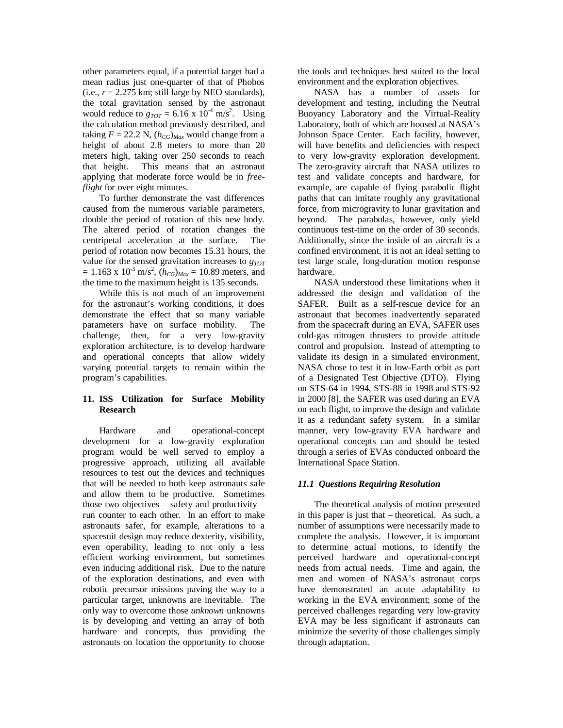other parameters equal, if a potential target had a mean radius just one-quarter of that of Phobos (i.e., $r$ = 2.275 km; still large by NEO standards), the total gravitation sensed by the astronaut would reduce to $g_{TOT}$ = 6.16 x $10^{-4}$ m/s$^2$. Using the calculation method previously described, and taking $F$ = 22.2 N, $(h_{CG})_{Max}$ would change from a height of about 2.8 meters to more than 20 meters high, taking over 250 seconds to reach that height. This means that an astronaut applying that moderate force would be in *free-flight* for over eight minutes.

To further demonstrate the vast differences caused from the numerous variable parameters, double the period of rotation of this new body. The altered period of rotation changes the centripetal acceleration at the surface. The period of rotation now becomes 15.31 hours, the value for the sensed gravitation increases to $g_{TOT}$ = 1.163 x $10^{-3}$ m/s$^2$, $(h_{CG})_{Max}$ = 10.89 meters, and the time to the maximum height is 135 seconds.

While this is not much of an improvement for the astronaut's working conditions, it does demonstrate the effect that so many variable parameters have on surface mobility. The challenge, then, for a very low-gravity exploration architecture, is to develop hardware and operational concepts that allow widely varying potential targets to remain within the program's capabilities.

## 11. ISS Utilization for Surface Mobility Research

Hardware and operational-concept development for a low-gravity exploration program would be well served to employ a progressive approach, utilizing all available resources to test out the devices and techniques that will be needed to both keep astronauts safe and allow them to be productive. Sometimes those two objectives – safety and productivity – run counter to each other. In an effort to make astronauts safer, for example, alterations to a spacesuit design may reduce dexterity, visibility, even operability, leading to not only a less efficient working environment, but sometimes even inducing additional risk. Due to the nature of the exploration destinations, and even with robotic precursor missions paving the way to a particular target, unknowns are inevitable. The only way to overcome those *unknown* unknowns is by developing and vetting an array of both hardware and concepts, thus providing the astronauts on location the opportunity to choose the tools and techniques best suited to the local environment and the exploration objectives.

NASA has a number of assets for development and testing, including the Neutral Buoyancy Laboratory and the Virtual-Reality Laboratory, both of which are housed at NASA's Johnson Space Center. Each facility, however, will have benefits and deficiencies with respect to very low-gravity exploration development. The zero-gravity aircraft that NASA utilizes to test and validate concepts and hardware, for example, are capable of flying parabolic flight paths that can imitate roughly any gravitational force, from microgravity to lunar gravitation and beyond. The parabolas, however, only yield continuous test-time on the order of 30 seconds. Additionally, since the inside of an aircraft is a confined environment, it is not an ideal setting to test large scale, long-duration motion response hardware.

NASA understood these limitations when it addressed the design and validation of the SAFER. Built as a self-rescue device for an astronaut that becomes inadvertently separated from the spacecraft during an EVA, SAFER uses cold-gas nitrogen thrusters to provide attitude control and propulsion. Instead of attempting to validate its design in a simulated environment, NASA chose to test it in low-Earth orbit as part of a Designated Test Objective (DTO). Flying on STS-64 in 1994, STS-88 in 1998 and STS-92 in 2000 [8], the SAFER was used during an EVA on each flight, to improve the design and validate it as a redundant safety system. In a similar manner, very low-gravity EVA hardware and operational concepts can and should be tested through a series of EVAs conducted onboard the International Space Station.

### *11.1 Questions Requiring Resolution*

The theoretical analysis of motion presented in this paper is just that – theoretical. As such, a number of assumptions were necessarily made to complete the analysis. However, it is important to determine actual motions, to identify the perceived hardware and operational-concept needs from actual needs. Time and again, the men and women of NASA's astronaut corps have demonstrated an acute adaptability to working in the EVA environment; some of the perceived challenges regarding very low-gravity EVA may be less significant if astronauts can minimize the severity of those challenges simply through adaptation.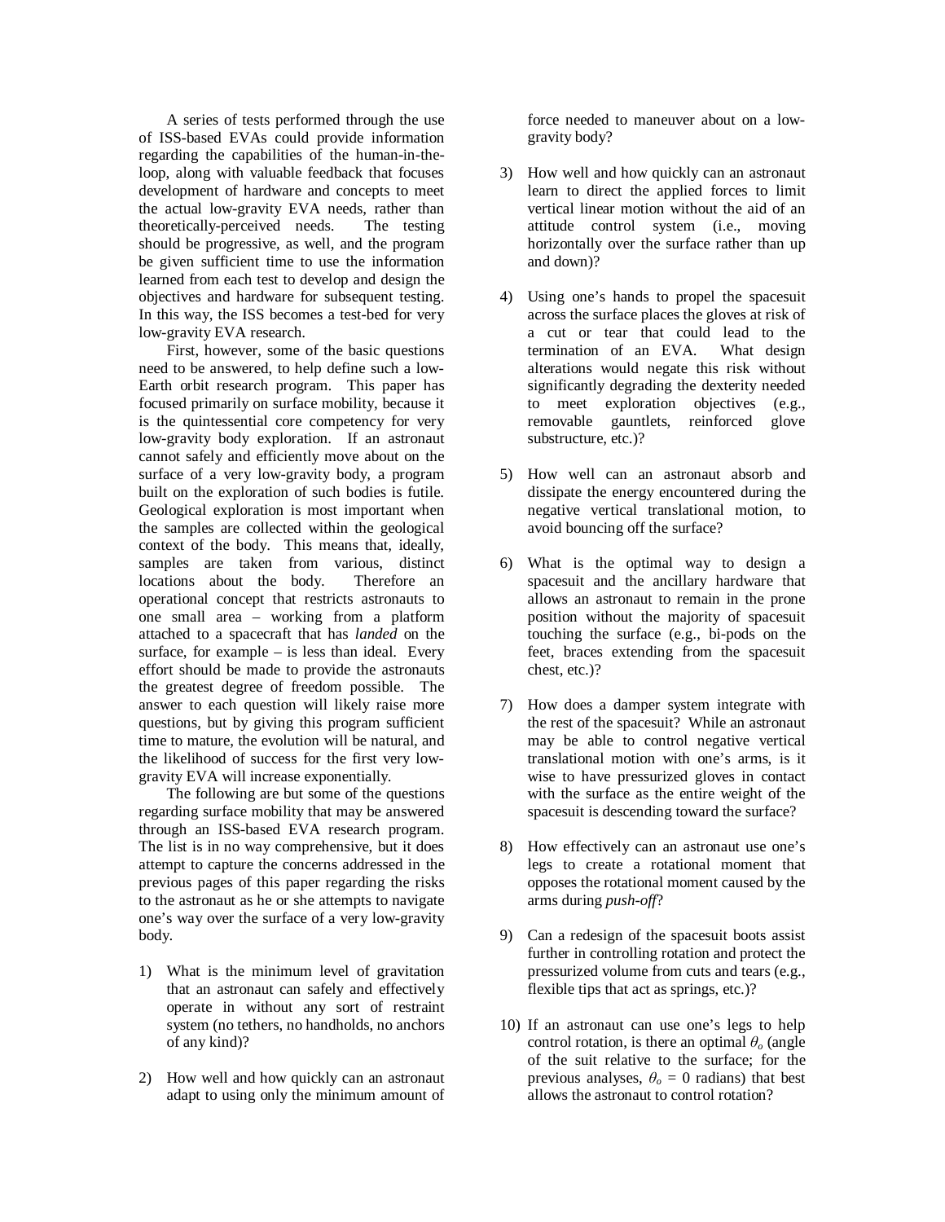A series of tests performed through the use of ISS-based EVAs could provide information regarding the capabilities of the human-in-the-loop, along with valuable feedback that focuses development of hardware and concepts to meet the actual low-gravity EVA needs, rather than theoretically-perceived needs. The testing should be progressive, as well, and the program be given sufficient time to use the information learned from each test to develop and design the objectives and hardware for subsequent testing. In this way, the ISS becomes a test-bed for very low-gravity EVA research.

First, however, some of the basic questions need to be answered, to help define such a low-Earth orbit research program. This paper has focused primarily on surface mobility, because it is the quintessential core competency for very low-gravity body exploration. If an astronaut cannot safely and efficiently move about on the surface of a very low-gravity body, a program built on the exploration of such bodies is futile. Geological exploration is most important when the samples are collected within the geological context of the body. This means that, ideally, samples are taken from various, distinct locations about the body. Therefore an operational concept that restricts astronauts to one small area – working from a platform attached to a spacecraft that has *landed* on the surface, for example – is less than ideal. Every effort should be made to provide the astronauts the greatest degree of freedom possible. The answer to each question will likely raise more questions, but by giving this program sufficient time to mature, the evolution will be natural, and the likelihood of success for the first very low-gravity EVA will increase exponentially.

The following are but some of the questions regarding surface mobility that may be answered through an ISS-based EVA research program. The list is in no way comprehensive, but it does attempt to capture the concerns addressed in the previous pages of this paper regarding the risks to the astronaut as he or she attempts to navigate one's way over the surface of a very low-gravity body.

1) What is the minimum level of gravitation that an astronaut can safely and effectively operate in without any sort of restraint system (no tethers, no handholds, no anchors of any kind)?

2) How well and how quickly can an astronaut adapt to using only the minimum amount of force needed to maneuver about on a low-gravity body?

3) How well and how quickly can an astronaut learn to direct the applied forces to limit vertical linear motion without the aid of an attitude control system (i.e., moving horizontally over the surface rather than up and down)?

4) Using one's hands to propel the spacesuit across the surface places the gloves at risk of a cut or tear that could lead to the termination of an EVA. What design alterations would negate this risk without significantly degrading the dexterity needed to meet exploration objectives (e.g., removable gauntlets, reinforced glove substructure, etc.)?

5) How well can an astronaut absorb and dissipate the energy encountered during the negative vertical translational motion, to avoid bouncing off the surface?

6) What is the optimal way to design a spacesuit and the ancillary hardware that allows an astronaut to remain in the prone position without the majority of spacesuit touching the surface (e.g., bi-pods on the feet, braces extending from the spacesuit chest, etc.)?

7) How does a damper system integrate with the rest of the spacesuit? While an astronaut may be able to control negative vertical translational motion with one's arms, is it wise to have pressurized gloves in contact with the surface as the entire weight of the spacesuit is descending toward the surface?

8) How effectively can an astronaut use one's legs to create a rotational moment that opposes the rotational moment caused by the arms during *push-off*?

9) Can a redesign of the spacesuit boots assist further in controlling rotation and protect the pressurized volume from cuts and tears (e.g., flexible tips that act as springs, etc.)?

10) If an astronaut can use one's legs to help control rotation, is there an optimal $\theta_o$ (angle of the suit relative to the surface; for the previous analyses, $\theta_o = 0$ radians) that best allows the astronaut to control rotation?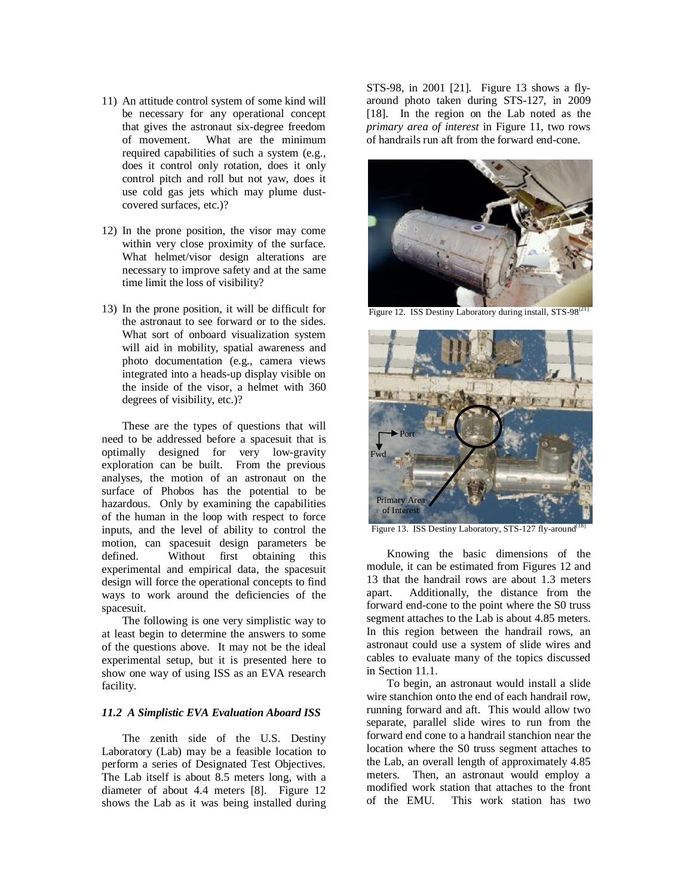11) An attitude control system of some kind will be necessary for any operational concept that gives the astronaut six-degree freedom of movement. What are the minimum required capabilities of such a system (e.g., does it control only rotation, does it only control pitch and roll but not yaw, does it use cold gas jets which may plume dust-covered surfaces, etc.)?

12) In the prone position, the visor may come within very close proximity of the surface. What helmet/visor design alterations are necessary to improve safety and at the same time limit the loss of visibility?

13) In the prone position, it will be difficult for the astronaut to see forward or to the sides. What sort of onboard visualization system will aid in mobility, spatial awareness and photo documentation (e.g., camera views integrated into a heads-up display visible on the inside of the visor, a helmet with 360 degrees of visibility, etc.)?

These are the types of questions that will need to be addressed before a spacesuit that is optimally designed for very low-gravity exploration can be built. From the previous analyses, the motion of an astronaut on the surface of Phobos has the potential to be hazardous. Only by examining the capabilities of the human in the loop with respect to force inputs, and the level of ability to control the motion, can spacesuit design parameters be defined. Without first obtaining this experimental and empirical data, the spacesuit design will force the operational concepts to find ways to work around the deficiencies of the spacesuit.

The following is one very simplistic way to at least begin to determine the answers to some of the questions above. It may not be the ideal experimental setup, but it is presented here to show one way of using ISS as an EVA research facility.

### *11.2 A Simplistic EVA Evaluation Aboard ISS*

The zenith side of the U.S. Destiny Laboratory (Lab) may be a feasible location to perform a series of Designated Test Objectives. The Lab itself is about 8.5 meters long, with a diameter of about 4.4 meters [8]. Figure 12 shows the Lab as it was being installed during STS-98, in 2001 [21]. Figure 13 shows a fly-around photo taken during STS-127, in 2009 [18]. In the region on the Lab noted as the *primary area of interest* in Figure 11, two rows of handrails run aft from the forward end-cone.

Figure 12. ISS Destiny Laboratory during install, STS-98[21]

Figure 13. ISS Destiny Laboratory, STS-127 fly-around[18]

Knowing the basic dimensions of the module, it can be estimated from Figures 12 and 13 that the handrail rows are about 1.3 meters apart. Additionally, the distance from the forward end-cone to the point where the S0 truss segment attaches to the Lab is about 4.85 meters. In this region between the handrail rows, an astronaut could use a system of slide wires and cables to evaluate many of the topics discussed in Section 11.1.

To begin, an astronaut would install a slide wire stanchion onto the end of each handrail row, running forward and aft. This would allow two separate, parallel slide wires to run from the forward end cone to a handrail stanchion near the location where the S0 truss segment attaches to the Lab, an overall length of approximately 4.85 meters. Then, an astronaut would employ a modified work station that attaches to the front of the EMU. This work station has two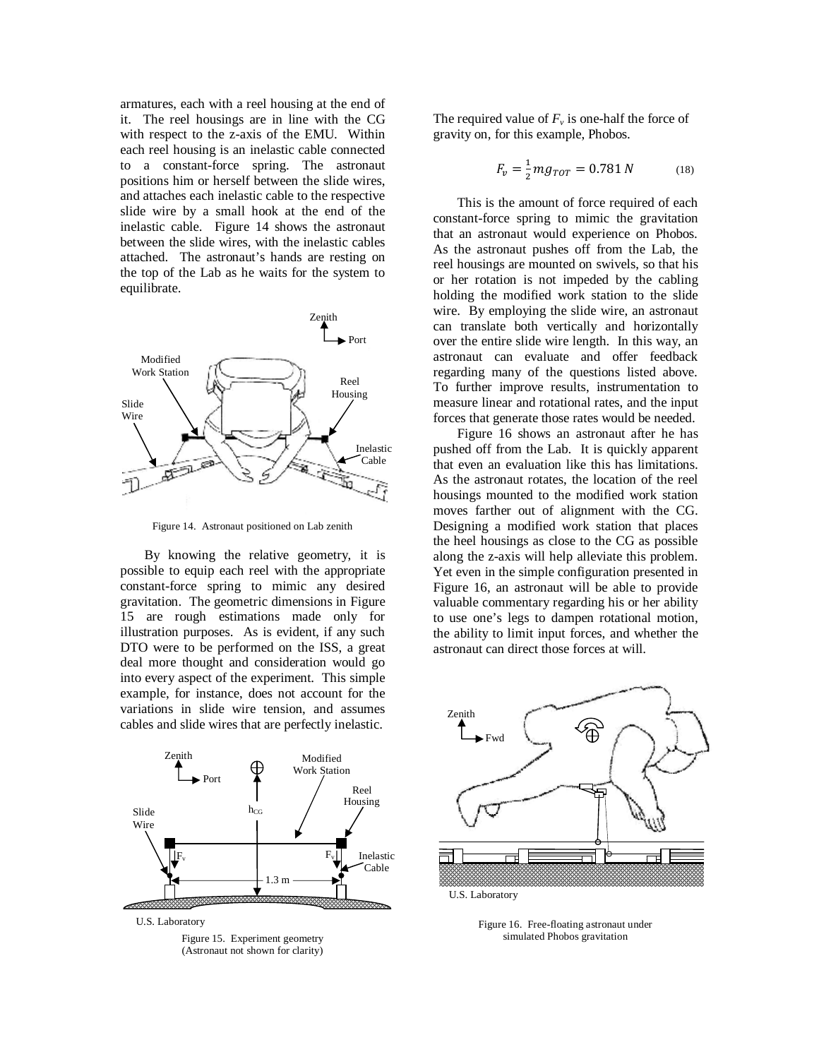armatures, each with a reel housing at the end of it. The reel housings are in line with the CG with respect to the z-axis of the EMU. Within each reel housing is an inelastic cable connected to a constant-force spring. The astronaut positions him or herself between the slide wires, and attaches each inelastic cable to the respective slide wire by a small hook at the end of the inelastic cable. Figure 14 shows the astronaut between the slide wires, with the inelastic cables attached. The astronaut's hands are resting on the top of the Lab as he waits for the system to equilibrate.

Figure 14. Astronaut positioned on Lab zenith

By knowing the relative geometry, it is possible to equip each reel with the appropriate constant-force spring to mimic any desired gravitation. The geometric dimensions in Figure 15 are rough estimations made only for illustration purposes. As is evident, if any such DTO were to be performed on the ISS, a great deal more thought and consideration would go into every aspect of the experiment. This simple example, for instance, does not account for the variations in slide wire tension, and assumes cables and slide wires that are perfectly inelastic.

Figure 15. Experiment geometry (Astronaut not shown for clarity)

The required value of $F_v$ is one-half the force of gravity on, for this example, Phobos.

$$F_v = \frac{1}{2} m g_{TOT} = 0.781\ N \qquad (18)$$

This is the amount of force required of each constant-force spring to mimic the gravitation that an astronaut would experience on Phobos. As the astronaut pushes off from the Lab, the reel housings are mounted on swivels, so that his or her rotation is not impeded by the cabling holding the modified work station to the slide wire. By employing the slide wire, an astronaut can translate both vertically and horizontally over the entire slide wire length. In this way, an astronaut can evaluate and offer feedback regarding many of the questions listed above. To further improve results, instrumentation to measure linear and rotational rates, and the input forces that generate those rates would be needed.

Figure 16 shows an astronaut after he has pushed off from the Lab. It is quickly apparent that even an evaluation like this has limitations. As the astronaut rotates, the location of the reel housings mounted to the modified work station moves farther out of alignment with the CG. Designing a modified work station that places the heel housings as close to the CG as possible along the z-axis will help alleviate this problem. Yet even in the simple configuration presented in Figure 16, an astronaut will be able to provide valuable commentary regarding his or her ability to use one's legs to dampen rotational motion, the ability to limit input forces, and whether the astronaut can direct those forces at will.

Figure 16. Free-floating astronaut under simulated Phobos gravitation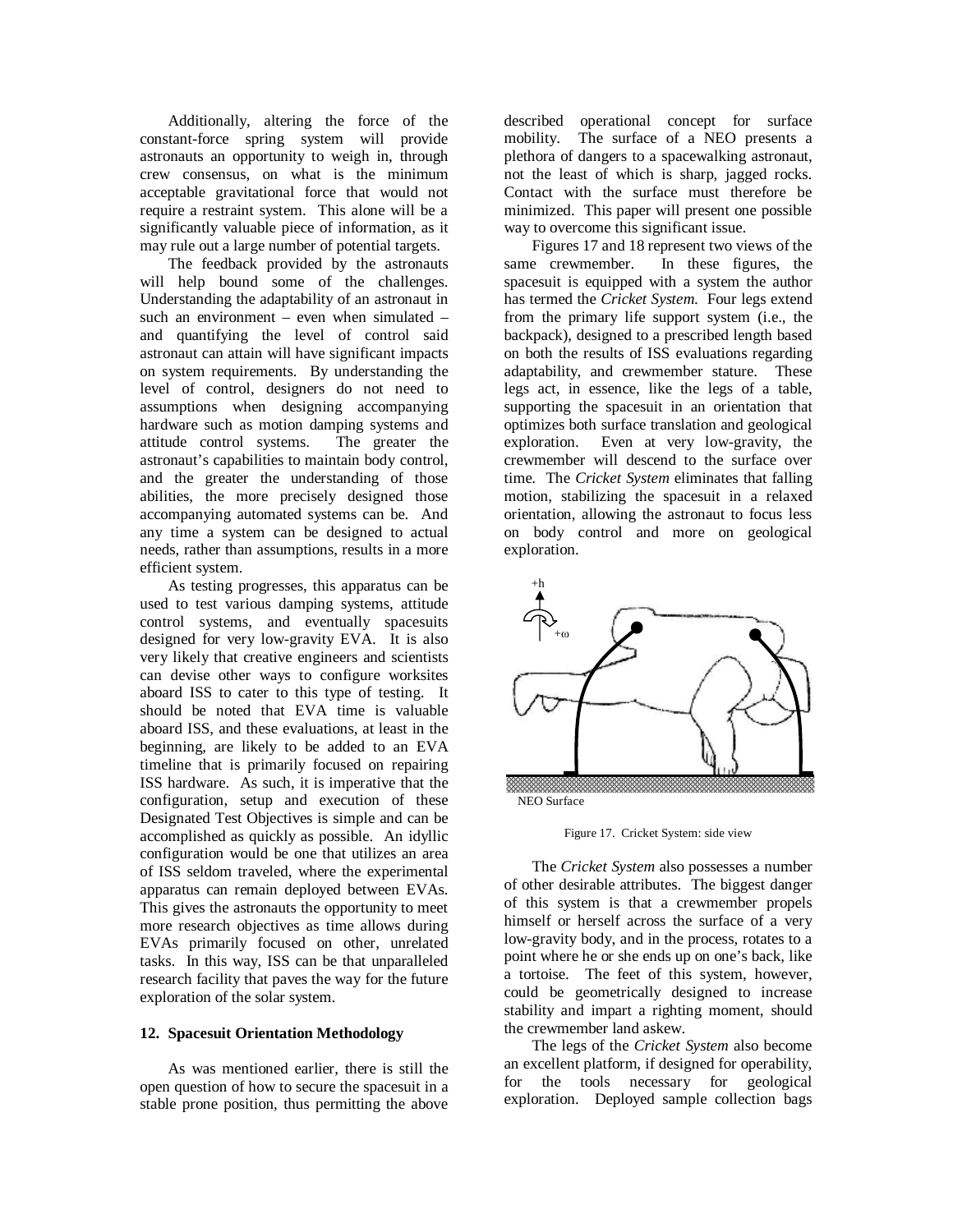Additionally, altering the force of the constant-force spring system will provide astronauts an opportunity to weigh in, through crew consensus, on what is the minimum acceptable gravitational force that would not require a restraint system. This alone will be a significantly valuable piece of information, as it may rule out a large number of potential targets.

The feedback provided by the astronauts will help bound some of the challenges. Understanding the adaptability of an astronaut in such an environment – even when simulated – and quantifying the level of control said astronaut can attain will have significant impacts on system requirements. By understanding the level of control, designers do not need to assumptions when designing accompanying hardware such as motion damping systems and attitude control systems. The greater the astronaut's capabilities to maintain body control, and the greater the understanding of those abilities, the more precisely designed those accompanying automated systems can be. And any time a system can be designed to actual needs, rather than assumptions, results in a more efficient system.

As testing progresses, this apparatus can be used to test various damping systems, attitude control systems, and eventually spacesuits designed for very low-gravity EVA. It is also very likely that creative engineers and scientists can devise other ways to configure worksites aboard ISS to cater to this type of testing. It should be noted that EVA time is valuable aboard ISS, and these evaluations, at least in the beginning, are likely to be added to an EVA timeline that is primarily focused on repairing ISS hardware. As such, it is imperative that the configuration, setup and execution of these Designated Test Objectives is simple and can be accomplished as quickly as possible. An idyllic configuration would be one that utilizes an area of ISS seldom traveled, where the experimental apparatus can remain deployed between EVAs. This gives the astronauts the opportunity to meet more research objectives as time allows during EVAs primarily focused on other, unrelated tasks. In this way, ISS can be that unparalleled research facility that paves the way for the future exploration of the solar system.

## 12. Spacesuit Orientation Methodology

As was mentioned earlier, there is still the open question of how to secure the spacesuit in a stable prone position, thus permitting the above described operational concept for surface mobility. The surface of a NEO presents a plethora of dangers to a spacewalking astronaut, not the least of which is sharp, jagged rocks. Contact with the surface must therefore be minimized. This paper will present one possible way to overcome this significant issue.

Figures 17 and 18 represent two views of the same crewmember. In these figures, the spacesuit is equipped with a system the author has termed the *Cricket System*. Four legs extend from the primary life support system (i.e., the backpack), designed to a prescribed length based on both the results of ISS evaluations regarding adaptability, and crewmember stature. These legs act, in essence, like the legs of a table, supporting the spacesuit in an orientation that optimizes both surface translation and geological exploration. Even at very low-gravity, the crewmember will descend to the surface over time. The *Cricket System* eliminates that falling motion, stabilizing the spacesuit in a relaxed orientation, allowing the astronaut to focus less on body control and more on geological exploration.

+h

+ω

NEO Surface

Figure 17. Cricket System: side view

The *Cricket System* also possesses a number of other desirable attributes. The biggest danger of this system is that a crewmember propels himself or herself across the surface of a very low-gravity body, and in the process, rotates to a point where he or she ends up on one's back, like a tortoise. The feet of this system, however, could be geometrically designed to increase stability and impart a righting moment, should the crewmember land askew.

The legs of the *Cricket System* also become an excellent platform, if designed for operability, for the tools necessary for geological exploration. Deployed sample collection bags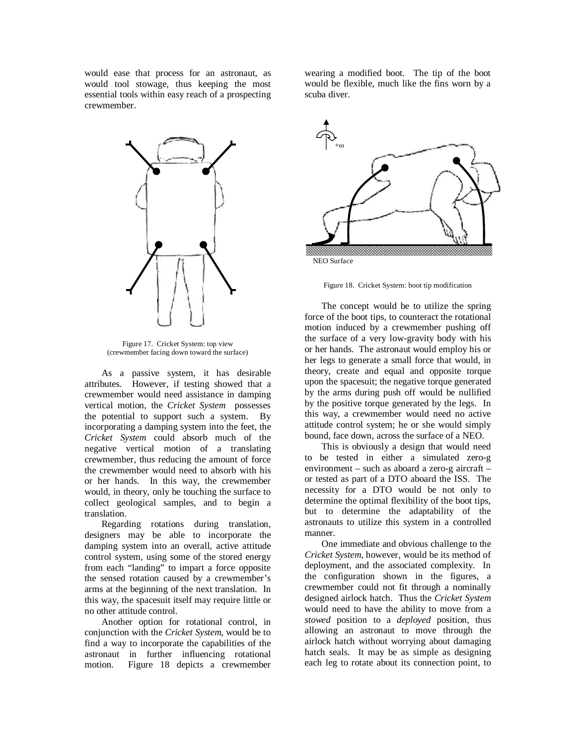would ease that process for an astronaut, as would tool stowage, thus keeping the most essential tools within easy reach of a prospecting crewmember.

Figure 17. Cricket System: top view (crewmember facing down toward the surface)

As a passive system, it has desirable attributes. However, if testing showed that a crewmember would need assistance in damping vertical motion, the *Cricket System* possesses the potential to support such a system. By incorporating a damping system into the feet, the *Cricket System* could absorb much of the negative vertical motion of a translating crewmember, thus reducing the amount of force the crewmember would need to absorb with his or her hands. In this way, the crewmember would, in theory, only be touching the surface to collect geological samples, and to begin a translation.

Regarding rotations during translation, designers may be able to incorporate the damping system into an overall, active attitude control system, using some of the stored energy from each "landing" to impart a force opposite the sensed rotation caused by a crewmember's arms at the beginning of the next translation. In this way, the spacesuit itself may require little or no other attitude control.

Another option for rotational control, in conjunction with the *Cricket System*, would be to find a way to incorporate the capabilities of the astronaut in further influencing rotational motion. Figure 18 depicts a crewmember wearing a modified boot. The tip of the boot would be flexible, much like the fins worn by a scuba diver.

Figure 18. Cricket System: boot tip modification

The concept would be to utilize the spring force of the boot tips, to counteract the rotational motion induced by a crewmember pushing off the surface of a very low-gravity body with his or her hands. The astronaut would employ his or her legs to generate a small force that would, in theory, create and equal and opposite torque upon the spacesuit; the negative torque generated by the arms during push off would be nullified by the positive torque generated by the legs. In this way, a crewmember would need no active attitude control system; he or she would simply bound, face down, across the surface of a NEO.

This is obviously a design that would need to be tested in either a simulated zero-g environment – such as aboard a zero-g aircraft – or tested as part of a DTO aboard the ISS. The necessity for a DTO would be not only to determine the optimal flexibility of the boot tips, but to determine the adaptability of the astronauts to utilize this system in a controlled manner.

One immediate and obvious challenge to the *Cricket System*, however, would be its method of deployment, and the associated complexity. In the configuration shown in the figures, a crewmember could not fit through a nominally designed airlock hatch. Thus the *Cricket System* would need to have the ability to move from a *stowed* position to a *deployed* position, thus allowing an astronaut to move through the airlock hatch without worrying about damaging hatch seals. It may be as simple as designing each leg to rotate about its connection point, to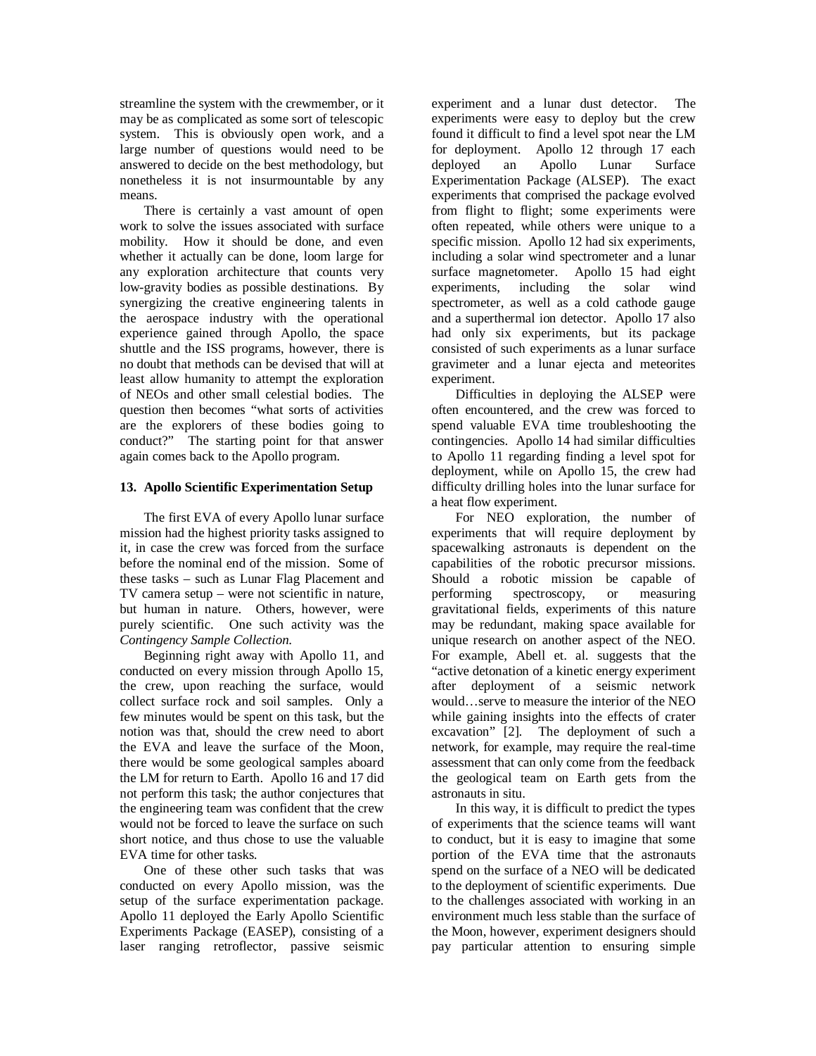streamline the system with the crewmember, or it may be as complicated as some sort of telescopic system. This is obviously open work, and a large number of questions would need to be answered to decide on the best methodology, but nonetheless it is not insurmountable by any means.

There is certainly a vast amount of open work to solve the issues associated with surface mobility. How it should be done, and even whether it actually can be done, loom large for any exploration architecture that counts very low-gravity bodies as possible destinations. By synergizing the creative engineering talents in the aerospace industry with the operational experience gained through Apollo, the space shuttle and the ISS programs, however, there is no doubt that methods can be devised that will at least allow humanity to attempt the exploration of NEOs and other small celestial bodies. The question then becomes "what sorts of activities are the explorers of these bodies going to conduct?" The starting point for that answer again comes back to the Apollo program.

### 13. Apollo Scientific Experimentation Setup

The first EVA of every Apollo lunar surface mission had the highest priority tasks assigned to it, in case the crew was forced from the surface before the nominal end of the mission. Some of these tasks – such as Lunar Flag Placement and TV camera setup – were not scientific in nature, but human in nature. Others, however, were purely scientific. One such activity was the *Contingency Sample Collection.*

Beginning right away with Apollo 11, and conducted on every mission through Apollo 15, the crew, upon reaching the surface, would collect surface rock and soil samples. Only a few minutes would be spent on this task, but the notion was that, should the crew need to abort the EVA and leave the surface of the Moon, there would be some geological samples aboard the LM for return to Earth. Apollo 16 and 17 did not perform this task; the author conjectures that the engineering team was confident that the crew would not be forced to leave the surface on such short notice, and thus chose to use the valuable EVA time for other tasks.

One of these other such tasks that was conducted on every Apollo mission, was the setup of the surface experimentation package. Apollo 11 deployed the Early Apollo Scientific Experiments Package (EASEP), consisting of a laser ranging retroflector, passive seismic experiment and a lunar dust detector. The experiments were easy to deploy but the crew found it difficult to find a level spot near the LM for deployment. Apollo 12 through 17 each deployed an Apollo Lunar Surface Experimentation Package (ALSEP). The exact experiments that comprised the package evolved from flight to flight; some experiments were often repeated, while others were unique to a specific mission. Apollo 12 had six experiments, including a solar wind spectrometer and a lunar surface magnetometer. Apollo 15 had eight experiments, including the solar wind spectrometer, as well as a cold cathode gauge and a superthermal ion detector. Apollo 17 also had only six experiments, but its package consisted of such experiments as a lunar surface gravimeter and a lunar ejecta and meteorites experiment.

Difficulties in deploying the ALSEP were often encountered, and the crew was forced to spend valuable EVA time troubleshooting the contingencies. Apollo 14 had similar difficulties to Apollo 11 regarding finding a level spot for deployment, while on Apollo 15, the crew had difficulty drilling holes into the lunar surface for a heat flow experiment.

For NEO exploration, the number of experiments that will require deployment by spacewalking astronauts is dependent on the capabilities of the robotic precursor missions. Should a robotic mission be capable of performing spectroscopy, or measuring gravitational fields, experiments of this nature may be redundant, making space available for unique research on another aspect of the NEO. For example, Abell et. al. suggests that the "active detonation of a kinetic energy experiment after deployment of a seismic network would…serve to measure the interior of the NEO while gaining insights into the effects of crater excavation" [2]. The deployment of such a network, for example, may require the real-time assessment that can only come from the feedback the geological team on Earth gets from the astronauts in situ.

In this way, it is difficult to predict the types of experiments that the science teams will want to conduct, but it is easy to imagine that some portion of the EVA time that the astronauts spend on the surface of a NEO will be dedicated to the deployment of scientific experiments. Due to the challenges associated with working in an environment much less stable than the surface of the Moon, however, experiment designers should pay particular attention to ensuring simple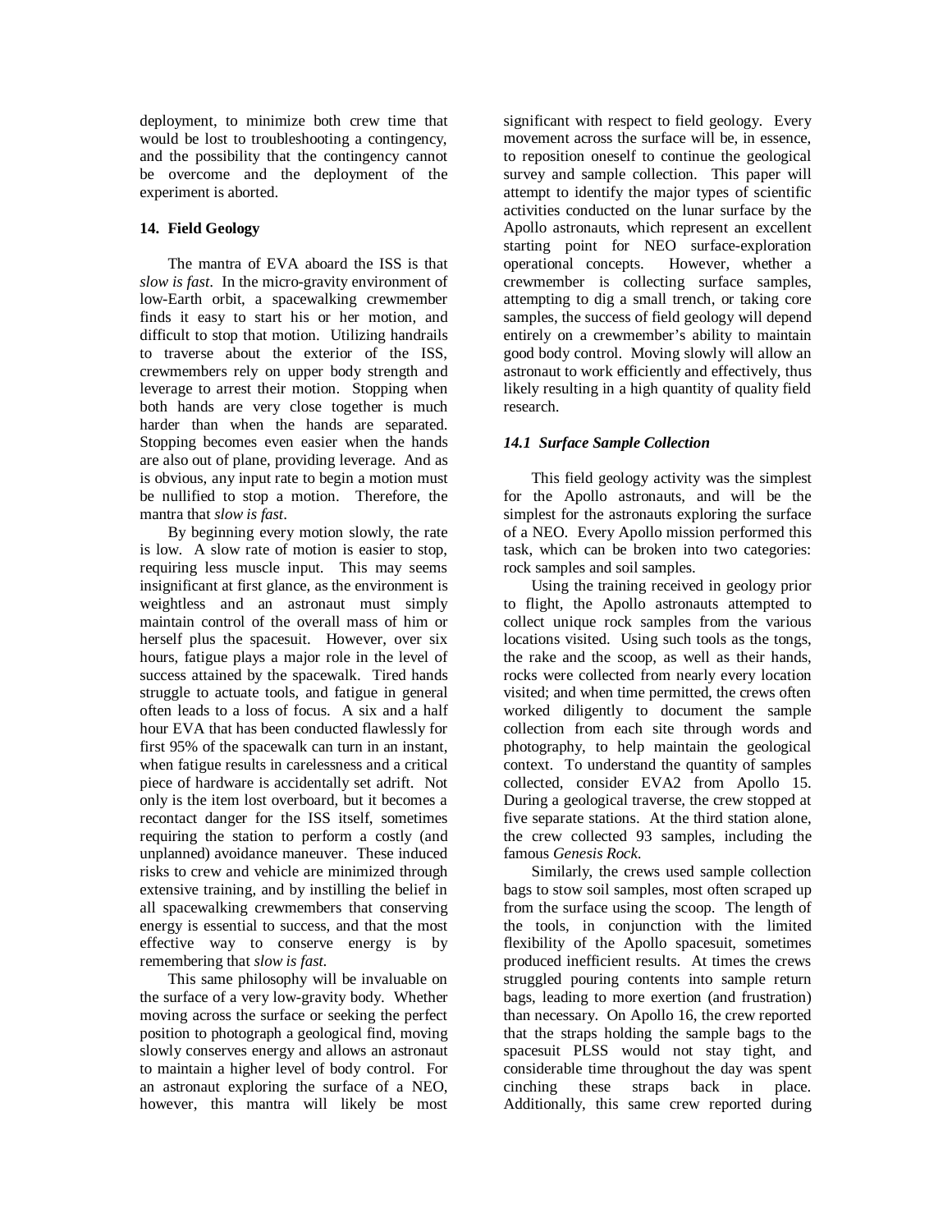deployment, to minimize both crew time that would be lost to troubleshooting a contingency, and the possibility that the contingency cannot be overcome and the deployment of the experiment is aborted.

### 14. Field Geology

The mantra of EVA aboard the ISS is that *slow is fast*. In the micro-gravity environment of low-Earth orbit, a spacewalking crewmember finds it easy to start his or her motion, and difficult to stop that motion. Utilizing handrails to traverse about the exterior of the ISS, crewmembers rely on upper body strength and leverage to arrest their motion. Stopping when both hands are very close together is much harder than when the hands are separated. Stopping becomes even easier when the hands are also out of plane, providing leverage. And as is obvious, any input rate to begin a motion must be nullified to stop a motion. Therefore, the mantra that *slow is fast*.

By beginning every motion slowly, the rate is low. A slow rate of motion is easier to stop, requiring less muscle input. This may seems insignificant at first glance, as the environment is weightless and an astronaut must simply maintain control of the overall mass of him or herself plus the spacesuit. However, over six hours, fatigue plays a major role in the level of success attained by the spacewalk. Tired hands struggle to actuate tools, and fatigue in general often leads to a loss of focus. A six and a half hour EVA that has been conducted flawlessly for first 95% of the spacewalk can turn in an instant, when fatigue results in carelessness and a critical piece of hardware is accidentally set adrift. Not only is the item lost overboard, but it becomes a recontact danger for the ISS itself, sometimes requiring the station to perform a costly (and unplanned) avoidance maneuver. These induced risks to crew and vehicle are minimized through extensive training, and by instilling the belief in all spacewalking crewmembers that conserving energy is essential to success, and that the most effective way to conserve energy is by remembering that *slow is fast*.

This same philosophy will be invaluable on the surface of a very low-gravity body. Whether moving across the surface or seeking the perfect position to photograph a geological find, moving slowly conserves energy and allows an astronaut to maintain a higher level of body control. For an astronaut exploring the surface of a NEO, however, this mantra will likely be most significant with respect to field geology. Every movement across the surface will be, in essence, to reposition oneself to continue the geological survey and sample collection. This paper will attempt to identify the major types of scientific activities conducted on the lunar surface by the Apollo astronauts, which represent an excellent starting point for NEO surface-exploration operational concepts. However, whether a crewmember is collecting surface samples, attempting to dig a small trench, or taking core samples, the success of field geology will depend entirely on a crewmember's ability to maintain good body control. Moving slowly will allow an astronaut to work efficiently and effectively, thus likely resulting in a high quantity of quality field research.

#### *14.1 Surface Sample Collection*

This field geology activity was the simplest for the Apollo astronauts, and will be the simplest for the astronauts exploring the surface of a NEO. Every Apollo mission performed this task, which can be broken into two categories: rock samples and soil samples.

Using the training received in geology prior to flight, the Apollo astronauts attempted to collect unique rock samples from the various locations visited. Using such tools as the tongs, the rake and the scoop, as well as their hands, rocks were collected from nearly every location visited; and when time permitted, the crews often worked diligently to document the sample collection from each site through words and photography, to help maintain the geological context. To understand the quantity of samples collected, consider EVA2 from Apollo 15. During a geological traverse, the crew stopped at five separate stations. At the third station alone, the crew collected 93 samples, including the famous *Genesis Rock*.

Similarly, the crews used sample collection bags to stow soil samples, most often scraped up from the surface using the scoop. The length of the tools, in conjunction with the limited flexibility of the Apollo spacesuit, sometimes produced inefficient results. At times the crews struggled pouring contents into sample return bags, leading to more exertion (and frustration) than necessary. On Apollo 16, the crew reported that the straps holding the sample bags to the spacesuit PLSS would not stay tight, and considerable time throughout the day was spent cinching these straps back in place. Additionally, this same crew reported during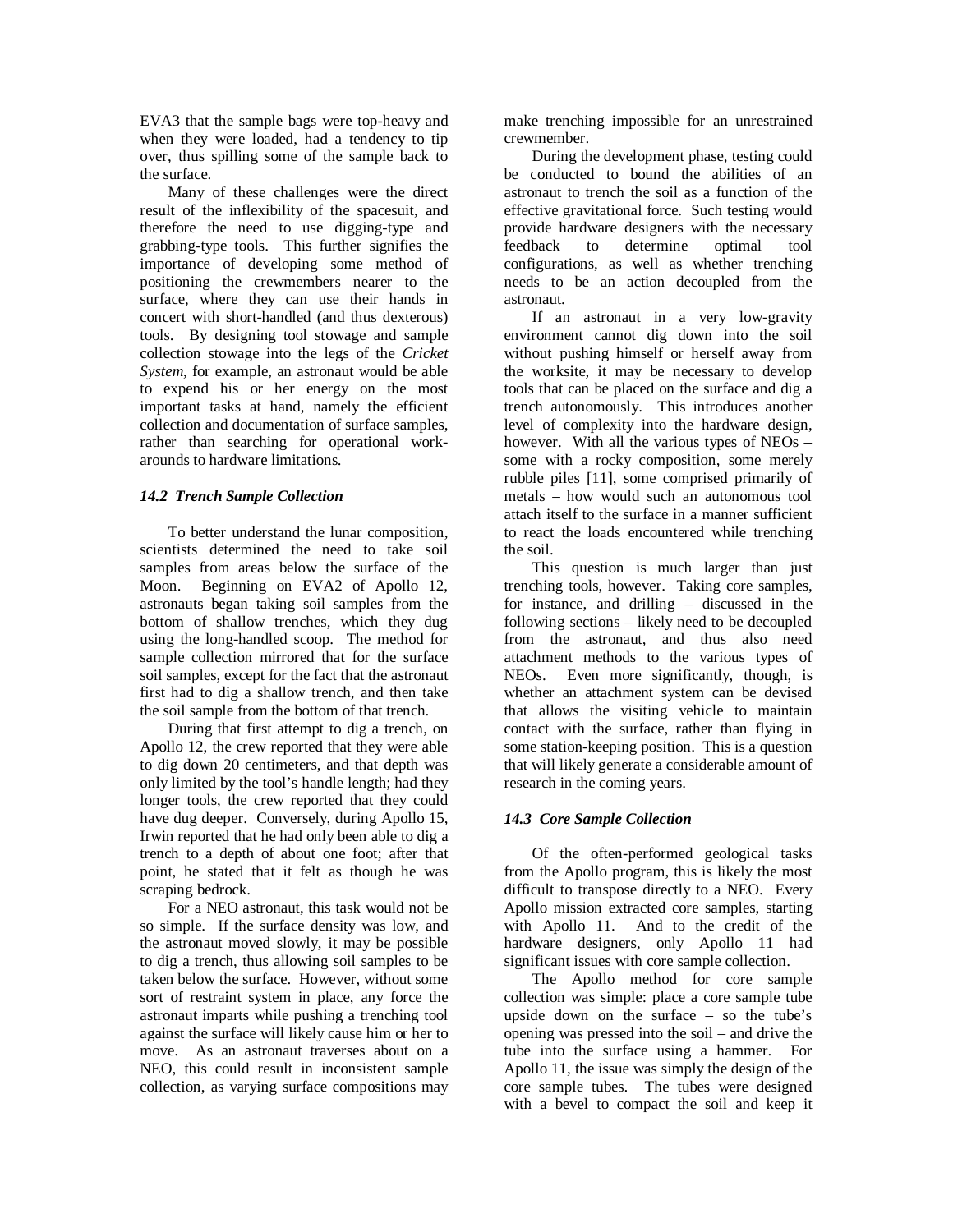EVA3 that the sample bags were top-heavy and when they were loaded, had a tendency to tip over, thus spilling some of the sample back to the surface.

Many of these challenges were the direct result of the inflexibility of the spacesuit, and therefore the need to use digging-type and grabbing-type tools. This further signifies the importance of developing some method of positioning the crewmembers nearer to the surface, where they can use their hands in concert with short-handled (and thus dexterous) tools. By designing tool stowage and sample collection stowage into the legs of the *Cricket System*, for example, an astronaut would be able to expend his or her energy on the most important tasks at hand, namely the efficient collection and documentation of surface samples, rather than searching for operational work-arounds to hardware limitations.

### *14.2 Trench Sample Collection*

To better understand the lunar composition, scientists determined the need to take soil samples from areas below the surface of the Moon. Beginning on EVA2 of Apollo 12, astronauts began taking soil samples from the bottom of shallow trenches, which they dug using the long-handled scoop. The method for sample collection mirrored that for the surface soil samples, except for the fact that the astronaut first had to dig a shallow trench, and then take the soil sample from the bottom of that trench.

During that first attempt to dig a trench, on Apollo 12, the crew reported that they were able to dig down 20 centimeters, and that depth was only limited by the tool's handle length; had they longer tools, the crew reported that they could have dug deeper. Conversely, during Apollo 15, Irwin reported that he had only been able to dig a trench to a depth of about one foot; after that point, he stated that it felt as though he was scraping bedrock.

For a NEO astronaut, this task would not be so simple. If the surface density was low, and the astronaut moved slowly, it may be possible to dig a trench, thus allowing soil samples to be taken below the surface. However, without some sort of restraint system in place, any force the astronaut imparts while pushing a trenching tool against the surface will likely cause him or her to move. As an astronaut traverses about on a NEO, this could result in inconsistent sample collection, as varying surface compositions may make trenching impossible for an unrestrained crewmember.

During the development phase, testing could be conducted to bound the abilities of an astronaut to trench the soil as a function of the effective gravitational force. Such testing would provide hardware designers with the necessary feedback to determine optimal tool configurations, as well as whether trenching needs to be an action decoupled from the astronaut.

If an astronaut in a very low-gravity environment cannot dig down into the soil without pushing himself or herself away from the worksite, it may be necessary to develop tools that can be placed on the surface and dig a trench autonomously. This introduces another level of complexity into the hardware design, however. With all the various types of NEOs – some with a rocky composition, some merely rubble piles [11], some comprised primarily of metals – how would such an autonomous tool attach itself to the surface in a manner sufficient to react the loads encountered while trenching the soil.

This question is much larger than just trenching tools, however. Taking core samples, for instance, and drilling – discussed in the following sections – likely need to be decoupled from the astronaut, and thus also need attachment methods to the various types of NEOs. Even more significantly, though, is whether an attachment system can be devised that allows the visiting vehicle to maintain contact with the surface, rather than flying in some station-keeping position. This is a question that will likely generate a considerable amount of research in the coming years.

### *14.3 Core Sample Collection*

Of the often-performed geological tasks from the Apollo program, this is likely the most difficult to transpose directly to a NEO. Every Apollo mission extracted core samples, starting with Apollo 11. And to the credit of the hardware designers, only Apollo 11 had significant issues with core sample collection.

The Apollo method for core sample collection was simple: place a core sample tube upside down on the surface – so the tube's opening was pressed into the soil – and drive the tube into the surface using a hammer. For Apollo 11, the issue was simply the design of the core sample tubes. The tubes were designed with a bevel to compact the soil and keep it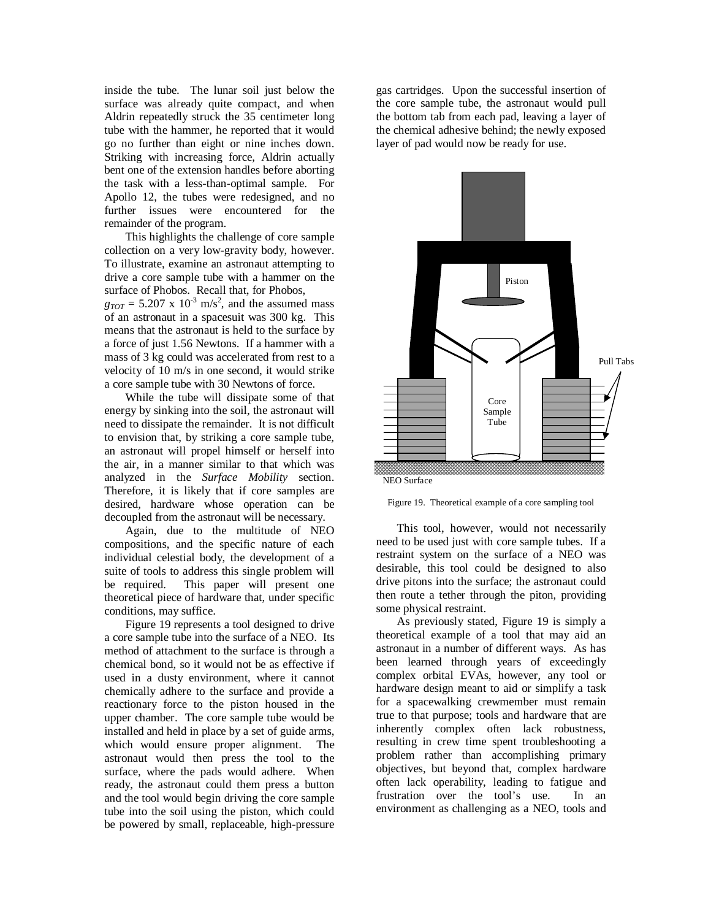inside the tube. The lunar soil just below the surface was already quite compact, and when Aldrin repeatedly struck the 35 centimeter long tube with the hammer, he reported that it would go no further than eight or nine inches down. Striking with increasing force, Aldrin actually bent one of the extension handles before aborting the task with a less-than-optimal sample. For Apollo 12, the tubes were redesigned, and no further issues were encountered for the remainder of the program.

This highlights the challenge of core sample collection on a very low-gravity body, however. To illustrate, examine an astronaut attempting to drive a core sample tube with a hammer on the surface of Phobos. Recall that, for Phobos, $g_{TOT}$ = 5.207 x $10^{-3}$ m/s$^2$, and the assumed mass of an astronaut in a spacesuit was 300 kg. This means that the astronaut is held to the surface by a force of just 1.56 Newtons. If a hammer with a mass of 3 kg could was accelerated from rest to a velocity of 10 m/s in one second, it would strike a core sample tube with 30 Newtons of force.

While the tube will dissipate some of that energy by sinking into the soil, the astronaut will need to dissipate the remainder. It is not difficult to envision that, by striking a core sample tube, an astronaut will propel himself or herself into the air, in a manner similar to that which was analyzed in the *Surface Mobility* section. Therefore, it is likely that if core samples are desired, hardware whose operation can be decoupled from the astronaut will be necessary.

Again, due to the multitude of NEO compositions, and the specific nature of each individual celestial body, the development of a suite of tools to address this single problem will be required. This paper will present one theoretical piece of hardware that, under specific conditions, may suffice.

Figure 19 represents a tool designed to drive a core sample tube into the surface of a NEO. Its method of attachment to the surface is through a chemical bond, so it would not be as effective if used in a dusty environment, where it cannot chemically adhere to the surface and provide a reactionary force to the piston housed in the upper chamber. The core sample tube would be installed and held in place by a set of guide arms, which would ensure proper alignment. The astronaut would then press the tool to the surface, where the pads would adhere. When ready, the astronaut could them press a button and the tool would begin driving the core sample tube into the soil using the piston, which could be powered by small, replaceable, high-pressure gas cartridges. Upon the successful insertion of the core sample tube, the astronaut would pull the bottom tab from each pad, leaving a layer of the chemical adhesive behind; the newly exposed layer of pad would now be ready for use.

Figure 19. Theoretical example of a core sampling tool

This tool, however, would not necessarily need to be used just with core sample tubes. If a restraint system on the surface of a NEO was desirable, this tool could be designed to also drive pitons into the surface; the astronaut could then route a tether through the piton, providing some physical restraint.

As previously stated, Figure 19 is simply a theoretical example of a tool that may aid an astronaut in a number of different ways. As has been learned through years of exceedingly complex orbital EVAs, however, any tool or hardware design meant to aid or simplify a task for a spacewalking crewmember must remain true to that purpose; tools and hardware that are inherently complex often lack robustness, resulting in crew time spent troubleshooting a problem rather than accomplishing primary objectives, but beyond that, complex hardware often lack operability, leading to fatigue and frustration over the tool's use. In an environment as challenging as a NEO, tools and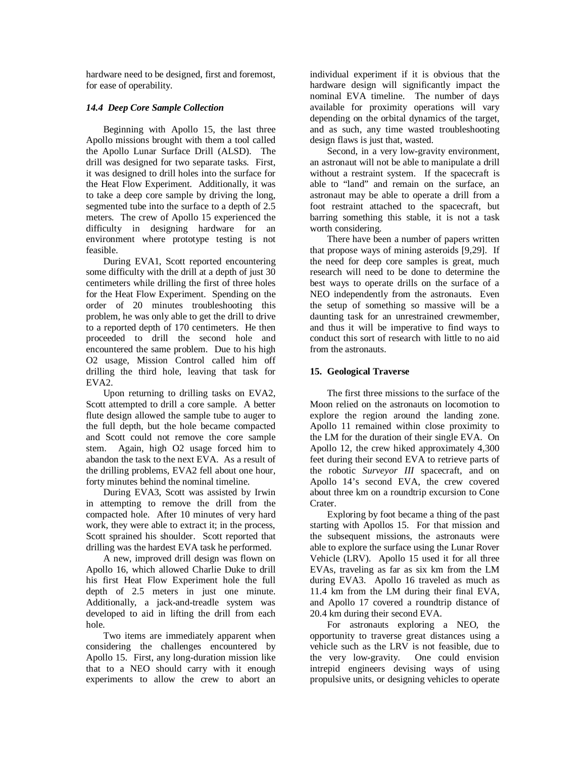hardware need to be designed, first and foremost, for ease of operability.

### *14.4 Deep Core Sample Collection*

Beginning with Apollo 15, the last three Apollo missions brought with them a tool called the Apollo Lunar Surface Drill (ALSD). The drill was designed for two separate tasks. First, it was designed to drill holes into the surface for the Heat Flow Experiment. Additionally, it was to take a deep core sample by driving the long, segmented tube into the surface to a depth of 2.5 meters. The crew of Apollo 15 experienced the difficulty in designing hardware for an environment where prototype testing is not feasible.

During EVA1, Scott reported encountering some difficulty with the drill at a depth of just 30 centimeters while drilling the first of three holes for the Heat Flow Experiment. Spending on the order of 20 minutes troubleshooting this problem, he was only able to get the drill to drive to a reported depth of 170 centimeters. He then proceeded to drill the second hole and encountered the same problem. Due to his high O2 usage, Mission Control called him off drilling the third hole, leaving that task for EVA2.

Upon returning to drilling tasks on EVA2, Scott attempted to drill a core sample. A better flute design allowed the sample tube to auger to the full depth, but the hole became compacted and Scott could not remove the core sample stem. Again, high O2 usage forced him to abandon the task to the next EVA. As a result of the drilling problems, EVA2 fell about one hour, forty minutes behind the nominal timeline.

During EVA3, Scott was assisted by Irwin in attempting to remove the drill from the compacted hole. After 10 minutes of very hard work, they were able to extract it; in the process, Scott sprained his shoulder. Scott reported that drilling was the hardest EVA task he performed.

A new, improved drill design was flown on Apollo 16, which allowed Charlie Duke to drill his first Heat Flow Experiment hole the full depth of 2.5 meters in just one minute. Additionally, a jack-and-treadle system was developed to aid in lifting the drill from each hole.

Two items are immediately apparent when considering the challenges encountered by Apollo 15. First, any long-duration mission like that to a NEO should carry with it enough experiments to allow the crew to abort an individual experiment if it is obvious that the hardware design will significantly impact the nominal EVA timeline. The number of days available for proximity operations will vary depending on the orbital dynamics of the target, and as such, any time wasted troubleshooting design flaws is just that, wasted.

Second, in a very low-gravity environment, an astronaut will not be able to manipulate a drill without a restraint system. If the spacecraft is able to "land" and remain on the surface, an astronaut may be able to operate a drill from a foot restraint attached to the spacecraft, but barring something this stable, it is not a task worth considering.

There have been a number of papers written that propose ways of mining asteroids [9,29]. If the need for deep core samples is great, much research will need to be done to determine the best ways to operate drills on the surface of a NEO independently from the astronauts. Even the setup of something so massive will be a daunting task for an unrestrained crewmember, and thus it will be imperative to find ways to conduct this sort of research with little to no aid from the astronauts.

## 15. Geological Traverse

The first three missions to the surface of the Moon relied on the astronauts on locomotion to explore the region around the landing zone. Apollo 11 remained within close proximity to the LM for the duration of their single EVA. On Apollo 12, the crew hiked approximately 4,300 feet during their second EVA to retrieve parts of the robotic *Surveyor III* spacecraft, and on Apollo 14's second EVA, the crew covered about three km on a roundtrip excursion to Cone Crater.

Exploring by foot became a thing of the past starting with Apollos 15. For that mission and the subsequent missions, the astronauts were able to explore the surface using the Lunar Rover Vehicle (LRV). Apollo 15 used it for all three EVAs, traveling as far as six km from the LM during EVA3. Apollo 16 traveled as much as 11.4 km from the LM during their final EVA, and Apollo 17 covered a roundtrip distance of 20.4 km during their second EVA.

For astronauts exploring a NEO, the opportunity to traverse great distances using a vehicle such as the LRV is not feasible, due to the very low-gravity. One could envision intrepid engineers devising ways of using propulsive units, or designing vehicles to operate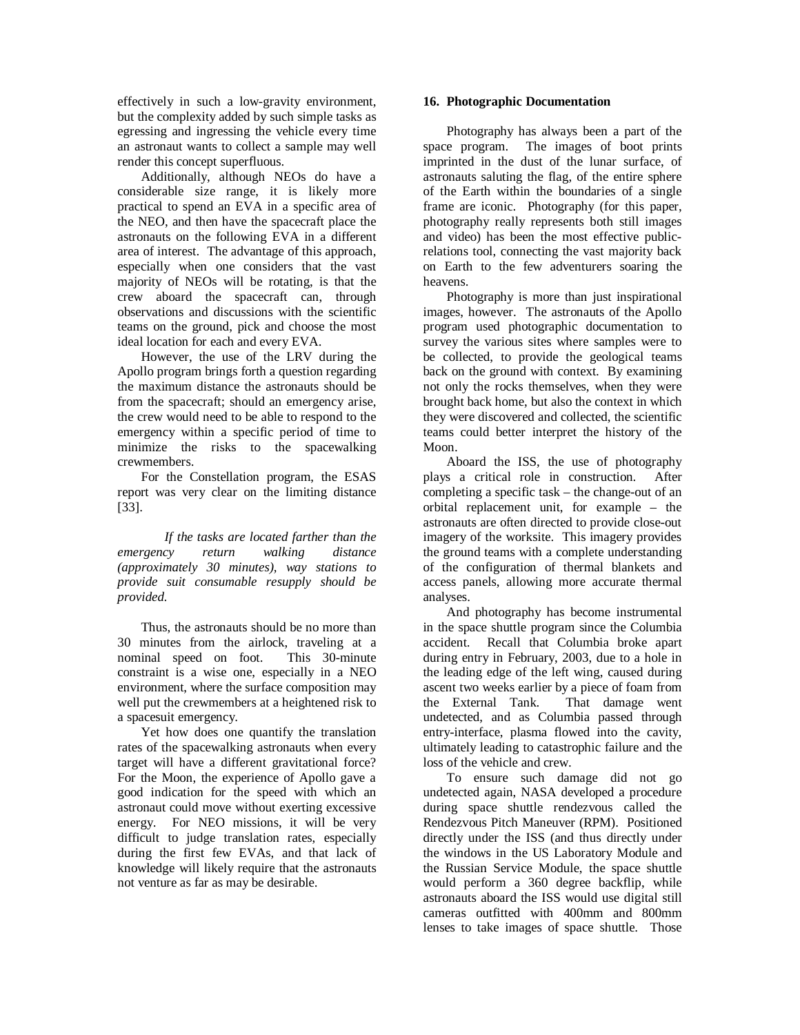effectively in such a low-gravity environment, but the complexity added by such simple tasks as egressing and ingressing the vehicle every time an astronaut wants to collect a sample may well render this concept superfluous.

Additionally, although NEOs do have a considerable size range, it is likely more practical to spend an EVA in a specific area of the NEO, and then have the spacecraft place the astronauts on the following EVA in a different area of interest. The advantage of this approach, especially when one considers that the vast majority of NEOs will be rotating, is that the crew aboard the spacecraft can, through observations and discussions with the scientific teams on the ground, pick and choose the most ideal location for each and every EVA.

However, the use of the LRV during the Apollo program brings forth a question regarding the maximum distance the astronauts should be from the spacecraft; should an emergency arise, the crew would need to be able to respond to the emergency within a specific period of time to minimize the risks to the spacewalking crewmembers.

For the Constellation program, the ESAS report was very clear on the limiting distance [33].

> *If the tasks are located farther than the emergency return walking distance (approximately 30 minutes), way stations to provide suit consumable resupply should be provided.*

Thus, the astronauts should be no more than 30 minutes from the airlock, traveling at a nominal speed on foot. This 30-minute constraint is a wise one, especially in a NEO environment, where the surface composition may well put the crewmembers at a heightened risk to a spacesuit emergency.

Yet how does one quantify the translation rates of the spacewalking astronauts when every target will have a different gravitational force? For the Moon, the experience of Apollo gave a good indication for the speed with which an astronaut could move without exerting excessive energy. For NEO missions, it will be very difficult to judge translation rates, especially during the first few EVAs, and that lack of knowledge will likely require that the astronauts not venture as far as may be desirable.

## 16. Photographic Documentation

Photography has always been a part of the space program. The images of boot prints imprinted in the dust of the lunar surface, of astronauts saluting the flag, of the entire sphere of the Earth within the boundaries of a single frame are iconic. Photography (for this paper, photography really represents both still images and video) has been the most effective public-relations tool, connecting the vast majority back on Earth to the few adventurers soaring the heavens.

Photography is more than just inspirational images, however. The astronauts of the Apollo program used photographic documentation to survey the various sites where samples were to be collected, to provide the geological teams back on the ground with context. By examining not only the rocks themselves, when they were brought back home, but also the context in which they were discovered and collected, the scientific teams could better interpret the history of the Moon.

Aboard the ISS, the use of photography plays a critical role in construction. After completing a specific task – the change-out of an orbital replacement unit, for example – the astronauts are often directed to provide close-out imagery of the worksite. This imagery provides the ground teams with a complete understanding of the configuration of thermal blankets and access panels, allowing more accurate thermal analyses.

And photography has become instrumental in the space shuttle program since the Columbia accident. Recall that Columbia broke apart during entry in February, 2003, due to a hole in the leading edge of the left wing, caused during ascent two weeks earlier by a piece of foam from the External Tank. That damage went undetected, and as Columbia passed through entry-interface, plasma flowed into the cavity, ultimately leading to catastrophic failure and the loss of the vehicle and crew.

To ensure such damage did not go undetected again, NASA developed a procedure during space shuttle rendezvous called the Rendezvous Pitch Maneuver (RPM). Positioned directly under the ISS (and thus directly under the windows in the US Laboratory Module and the Russian Service Module, the space shuttle would perform a 360 degree backflip, while astronauts aboard the ISS would use digital still cameras outfitted with 400mm and 800mm lenses to take images of space shuttle. Those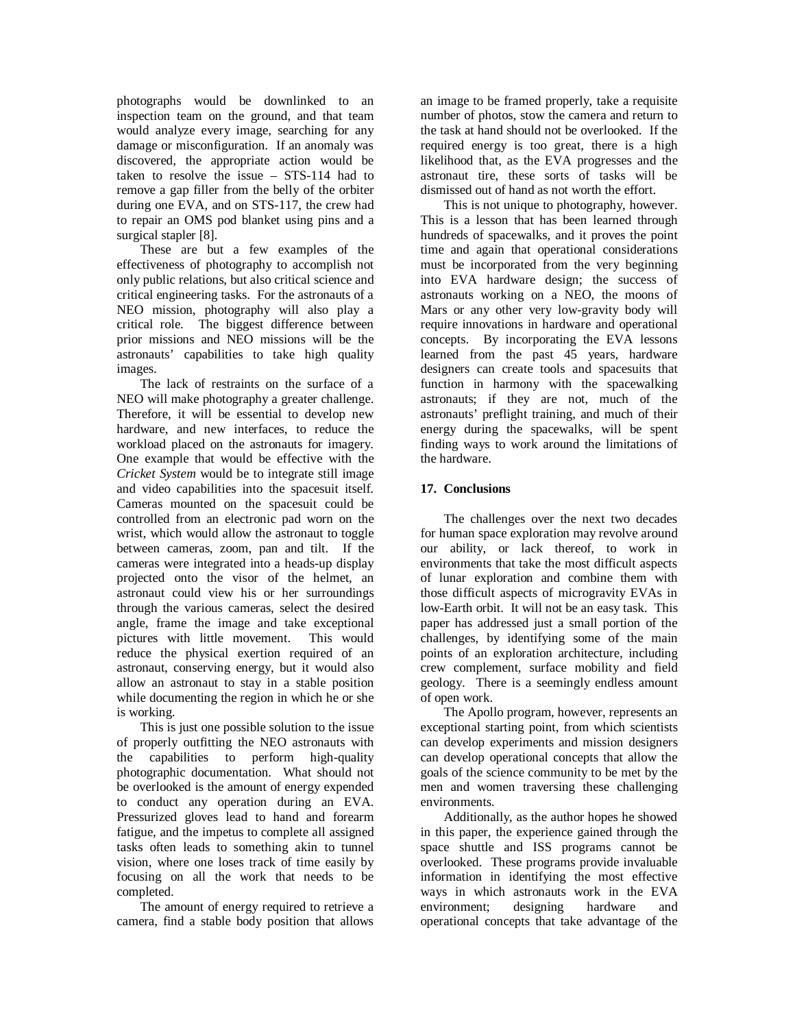photographs would be downlinked to an inspection team on the ground, and that team would analyze every image, searching for any damage or misconfiguration. If an anomaly was discovered, the appropriate action would be taken to resolve the issue – STS-114 had to remove a gap filler from the belly of the orbiter during one EVA, and on STS-117, the crew had to repair an OMS pod blanket using pins and a surgical stapler [8].

These are but a few examples of the effectiveness of photography to accomplish not only public relations, but also critical science and critical engineering tasks. For the astronauts of a NEO mission, photography will also play a critical role. The biggest difference between prior missions and NEO missions will be the astronauts' capabilities to take high quality images.

The lack of restraints on the surface of a NEO will make photography a greater challenge. Therefore, it will be essential to develop new hardware, and new interfaces, to reduce the workload placed on the astronauts for imagery. One example that would be effective with the *Cricket System* would be to integrate still image and video capabilities into the spacesuit itself. Cameras mounted on the spacesuit could be controlled from an electronic pad worn on the wrist, which would allow the astronaut to toggle between cameras, zoom, pan and tilt. If the cameras were integrated into a heads-up display projected onto the visor of the helmet, an astronaut could view his or her surroundings through the various cameras, select the desired angle, frame the image and take exceptional pictures with little movement. This would reduce the physical exertion required of an astronaut, conserving energy, but it would also allow an astronaut to stay in a stable position while documenting the region in which he or she is working.

This is just one possible solution to the issue of properly outfitting the NEO astronauts with the capabilities to perform high-quality photographic documentation. What should not be overlooked is the amount of energy expended to conduct any operation during an EVA. Pressurized gloves lead to hand and forearm fatigue, and the impetus to complete all assigned tasks often leads to something akin to tunnel vision, where one loses track of time easily by focusing on all the work that needs to be completed.

The amount of energy required to retrieve a camera, find a stable body position that allows an image to be framed properly, take a requisite number of photos, stow the camera and return to the task at hand should not be overlooked. If the required energy is too great, there is a high likelihood that, as the EVA progresses and the astronaut tire, these sorts of tasks will be dismissed out of hand as not worth the effort.

This is not unique to photography, however. This is a lesson that has been learned through hundreds of spacewalks, and it proves the point time and again that operational considerations must be incorporated from the very beginning into EVA hardware design; the success of astronauts working on a NEO, the moons of Mars or any other very low-gravity body will require innovations in hardware and operational concepts. By incorporating the EVA lessons learned from the past 45 years, hardware designers can create tools and spacesuits that function in harmony with the spacewalking astronauts; if they are not, much of the astronauts' preflight training, and much of their energy during the spacewalks, will be spent finding ways to work around the limitations of the hardware.

## 17. Conclusions

The challenges over the next two decades for human space exploration may revolve around our ability, or lack thereof, to work in environments that take the most difficult aspects of lunar exploration and combine them with those difficult aspects of microgravity EVAs in low-Earth orbit. It will not be an easy task. This paper has addressed just a small portion of the challenges, by identifying some of the main points of an exploration architecture, including crew complement, surface mobility and field geology. There is a seemingly endless amount of open work.

The Apollo program, however, represents an exceptional starting point, from which scientists can develop experiments and mission designers can develop operational concepts that allow the goals of the science community to be met by the men and women traversing these challenging environments.

Additionally, as the author hopes he showed in this paper, the experience gained through the space shuttle and ISS programs cannot be overlooked. These programs provide invaluable information in identifying the most effective ways in which astronauts work in the EVA environment; designing hardware and operational concepts that take advantage of the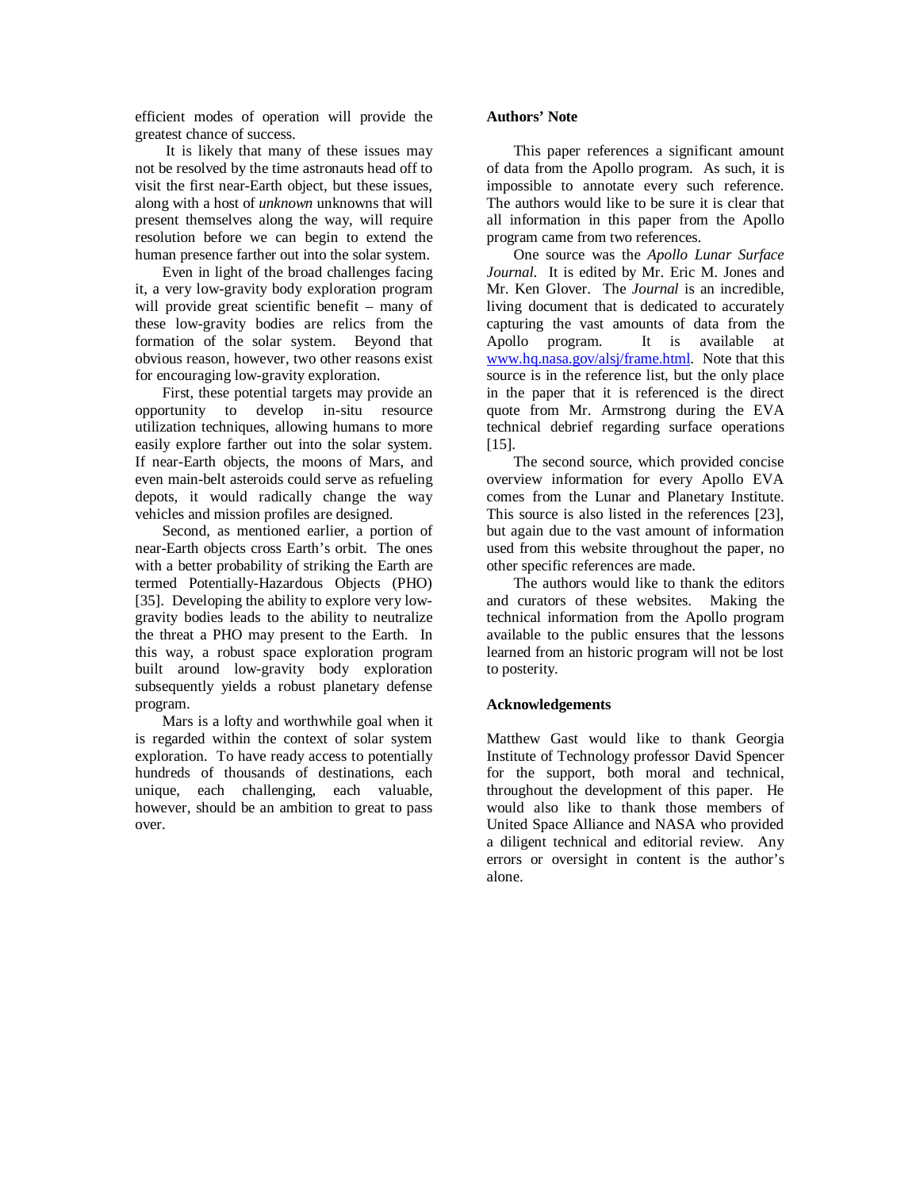efficient modes of operation will provide the greatest chance of success.

It is likely that many of these issues may not be resolved by the time astronauts head off to visit the first near-Earth object, but these issues, along with a host of *unknown* unknowns that will present themselves along the way, will require resolution before we can begin to extend the human presence farther out into the solar system.

Even in light of the broad challenges facing it, a very low-gravity body exploration program will provide great scientific benefit – many of these low-gravity bodies are relics from the formation of the solar system. Beyond that obvious reason, however, two other reasons exist for encouraging low-gravity exploration.

First, these potential targets may provide an opportunity to develop in-situ resource utilization techniques, allowing humans to more easily explore farther out into the solar system. If near-Earth objects, the moons of Mars, and even main-belt asteroids could serve as refueling depots, it would radically change the way vehicles and mission profiles are designed.

Second, as mentioned earlier, a portion of near-Earth objects cross Earth's orbit. The ones with a better probability of striking the Earth are termed Potentially-Hazardous Objects (PHO) [35]. Developing the ability to explore very low-gravity bodies leads to the ability to neutralize the threat a PHO may present to the Earth. In this way, a robust space exploration program built around low-gravity body exploration subsequently yields a robust planetary defense program.

Mars is a lofty and worthwhile goal when it is regarded within the context of solar system exploration. To have ready access to potentially hundreds of thousands of destinations, each unique, each challenging, each valuable, however, should be an ambition to great to pass over.

**Authors' Note**

This paper references a significant amount of data from the Apollo program. As such, it is impossible to annotate every such reference. The authors would like to be sure it is clear that all information in this paper from the Apollo program came from two references.

One source was the *Apollo Lunar Surface Journal*. It is edited by Mr. Eric M. Jones and Mr. Ken Glover. The *Journal* is an incredible, living document that is dedicated to accurately capturing the vast amounts of data from the Apollo program. It is available at www.hq.nasa.gov/alsj/frame.html. Note that this source is in the reference list, but the only place in the paper that it is referenced is the direct quote from Mr. Armstrong during the EVA technical debrief regarding surface operations [15].

The second source, which provided concise overview information for every Apollo EVA comes from the Lunar and Planetary Institute. This source is also listed in the references [23], but again due to the vast amount of information used from this website throughout the paper, no other specific references are made.

The authors would like to thank the editors and curators of these websites. Making the technical information from the Apollo program available to the public ensures that the lessons learned from an historic program will not be lost to posterity.

**Acknowledgements**

Matthew Gast would like to thank Georgia Institute of Technology professor David Spencer for the support, both moral and technical, throughout the development of this paper. He would also like to thank those members of United Space Alliance and NASA who provided a diligent technical and editorial review. Any errors or oversight in content is the author's alone.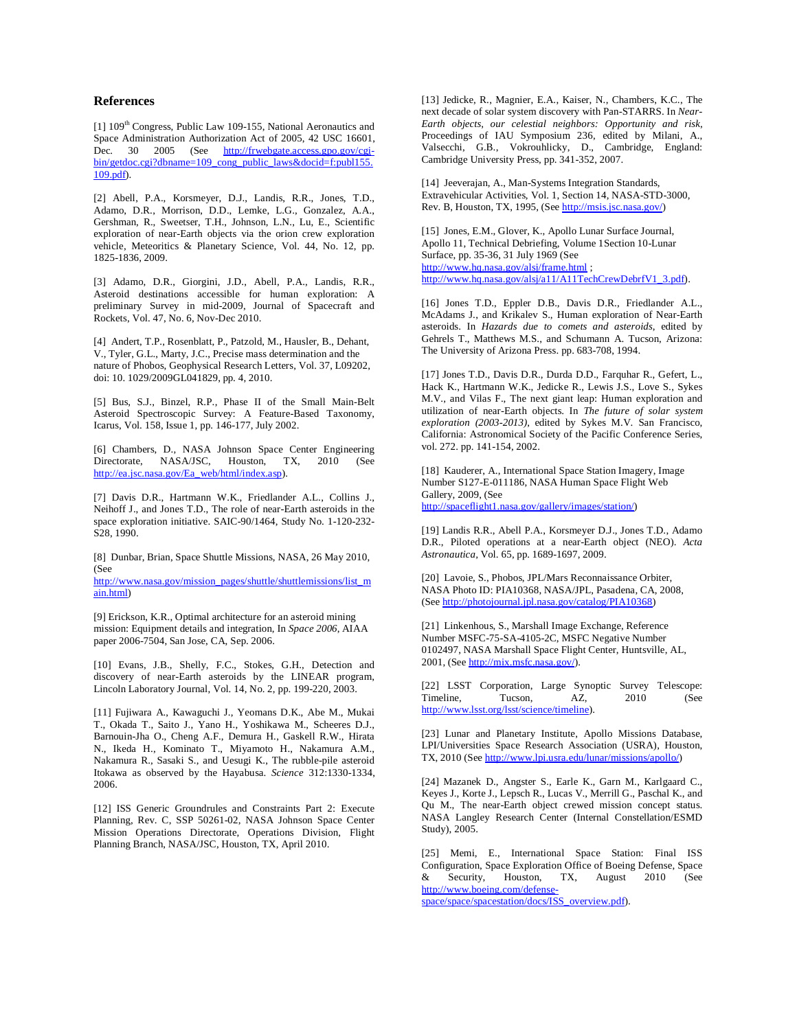## References

[1] 109th Congress, Public Law 109-155, National Aeronautics and Space Administration Authorization Act of 2005, 42 USC 16601, Dec. 30 2005 (See http://frwebgate.access.gpo.gov/cgi-bin/getdoc.cgi?dbname=109_cong_public_laws&docid=f:publ155.109.pdf).

[2] Abell, P.A., Korsmeyer, D.J., Landis, R.R., Jones, T.D., Adamo, D.R., Morrison, D.D., Lemke, L.G., Gonzalez, A.A., Gershman, R., Sweetser, T.H., Johnson, L.N., Lu, E., Scientific exploration of near-Earth objects via the orion crew exploration vehicle, Meteoritics & Planetary Science, Vol. 44, No. 12, pp. 1825-1836, 2009.

[3] Adamo, D.R., Giorgini, J.D., Abell, P.A., Landis, R.R., Asteroid destinations accessible for human exploration: A preliminary Survey in mid-2009, Journal of Spacecraft and Rockets, Vol. 47, No. 6, Nov-Dec 2010.

[4] Andert, T.P., Rosenblatt, P., Patzold, M., Hausler, B., Dehant, V., Tyler, G.L., Marty, J.C., Precise mass determination and the nature of Phobos, Geophysical Research Letters, Vol. 37, L09202, doi: 10. 1029/2009GL041829, pp. 4, 2010.

[5] Bus, S.J., Binzel, R.P., Phase II of the Small Main-Belt Asteroid Spectroscopic Survey: A Feature-Based Taxonomy, Icarus, Vol. 158, Issue 1, pp. 146-177, July 2002.

[6] Chambers, D., NASA Johnson Space Center Engineering Directorate, NASA/JSC, Houston, TX, 2010 (See http://ea.jsc.nasa.gov/Ea_web/html/index.asp).

[7] Davis D.R., Hartmann W.K., Friedlander A.L., Collins J., Neihoff J., and Jones T.D., The role of near-Earth asteroids in the space exploration initiative. SAIC-90/1464, Study No. 1-120-232-S28, 1990.

[8] Dunbar, Brian, Space Shuttle Missions, NASA, 26 May 2010, (See http://www.nasa.gov/mission_pages/shuttle/shuttlemissions/list_main.html)

[9] Erickson, K.R., Optimal architecture for an asteroid mining mission: Equipment details and integration, In *Space 2006*, AIAA paper 2006-7504, San Jose, CA, Sep. 2006.

[10] Evans, J.B., Shelly, F.C., Stokes, G.H., Detection and discovery of near-Earth asteroids by the LINEAR program, Lincoln Laboratory Journal, Vol. 14, No. 2, pp. 199-220, 2003.

[11] Fujiwara A., Kawaguchi J., Yeomans D.K., Abe M., Mukai T., Okada T., Saito J., Yano H., Yoshikawa M., Scheeres D.J., Barnouin-Jha O., Cheng A.F., Demura H., Gaskell R.W., Hirata N., Ikeda H., Kominato T., Miyamoto H., Nakamura A.M., Nakamura R., Sasaki S., and Uesugi K., The rubble-pile asteroid Itokawa as observed by the Hayabusa. *Science* 312:1330-1334, 2006.

[12] ISS Generic Groundrules and Constraints Part 2: Execute Planning, Rev. C, SSP 50261-02, NASA Johnson Space Center Mission Operations Directorate, Operations Division, Flight Planning Branch, NASA/JSC, Houston, TX, April 2010.

[13] Jedicke, R., Magnier, E.A., Kaiser, N., Chambers, K.C., The next decade of solar system discovery with Pan-STARRS. In *Near-Earth objects, our celestial neighbors: Opportunity and risk*, Proceedings of IAU Symposium 236, edited by Milani, A., Valsecchi, G.B., Vokrouhlicky, D., Cambridge, England: Cambridge University Press, pp. 341-352, 2007.

[14] Jeeverajan, A., Man-Systems Integration Standards, Extravehicular Activities, Vol. 1, Section 14, NASA-STD-3000, Rev. B, Houston, TX, 1995, (See http://msis.jsc.nasa.gov/)

[15] Jones, E.M., Glover, K., Apollo Lunar Surface Journal, Apollo 11, Technical Debriefing, Volume 1Section 10-Lunar Surface, pp. 35-36, 31 July 1969 (See http://www.hq.nasa.gov/alsj/frame.html ; http://www.hq.nasa.gov/alsj/a11/A11TechCrewDebrfV1_3.pdf).

[16] Jones T.D., Eppler D.B., Davis D.R., Friedlander A.L., McAdams J., and Krikalev S., Human exploration of Near-Earth asteroids. In *Hazards due to comets and asteroids*, edited by Gehrels T., Matthews M.S., and Schumann A. Tucson, Arizona: The University of Arizona Press. pp. 683-708, 1994.

[17] Jones T.D., Davis D.R., Durda D.D., Farquhar R., Gefert, L., Hack K., Hartmann W.K., Jedicke R., Lewis J.S., Love S., Sykes M.V., and Vilas F., The next giant leap: Human exploration and utilization of near-Earth objects. In *The future of solar system exploration (2003-2013)*, edited by Sykes M.V. San Francisco, California: Astronomical Society of the Pacific Conference Series, vol. 272. pp. 141-154, 2002.

[18] Kauderer, A., International Space Station Imagery, Image Number S127-E-011186, NASA Human Space Flight Web Gallery, 2009, (See http://spaceflight1.nasa.gov/gallery/images/station/)

[19] Landis R.R., Abell P.A., Korsmeyer D.J., Jones T.D., Adamo D.R., Piloted operations at a near-Earth object (NEO). *Acta Astronautica*, Vol. 65, pp. 1689-1697, 2009.

[20] Lavoie, S., Phobos, JPL/Mars Reconnaissance Orbiter, NASA Photo ID: PIA10368, NASA/JPL, Pasadena, CA, 2008, (See http://photojournal.jpl.nasa.gov/catalog/PIA10368)

[21] Linkenhous, S., Marshall Image Exchange, Reference Number MSFC-75-SA-4105-2C, MSFC Negative Number 0102497, NASA Marshall Space Flight Center, Huntsville, AL, 2001, (See http://mix.msfc.nasa.gov/).

[22] LSST Corporation, Large Synoptic Survey Telescope: Timeline, Tucson, AZ, 2010 (See http://www.lsst.org/lsst/science/timeline).

[23] Lunar and Planetary Institute, Apollo Missions Database, LPI/Universities Space Research Association (USRA), Houston, TX, 2010 (See http://www.lpi.usra.edu/lunar/missions/apollo/)

[24] Mazanek D., Angster S., Earle K., Garn M., Karlgaard C., Keyes J., Korte J., Lepsch R., Lucas V., Merrill G., Paschal K., and Qu M., The near-Earth object crewed mission concept status. NASA Langley Research Center (Internal Constellation/ESMD Study), 2005.

[25] Memi, E., International Space Station: Final ISS Configuration, Space Exploration Office of Boeing Defense, Space & Security, Houston, TX, August 2010 (See http://www.boeing.com/defense-space/space/spacestation/docs/ISS_overview.pdf).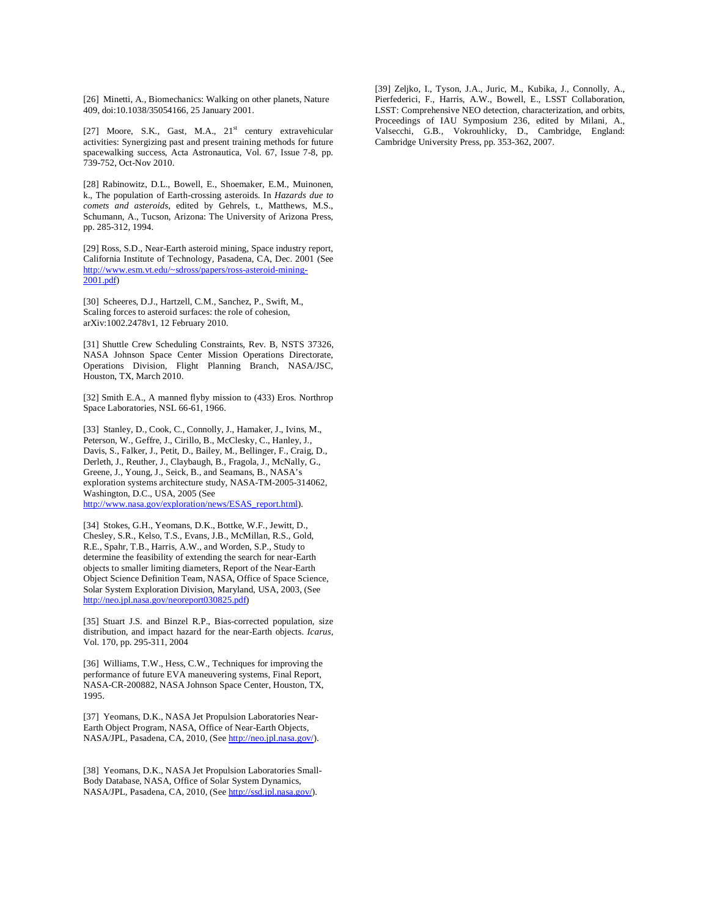[26] Minetti, A., Biomechanics: Walking on other planets, Nature 409, doi:10.1038/35054166, 25 January 2001.

[27] Moore, S.K., Gast, M.A., 21st century extravehicular activities: Synergizing past and present training methods for future spacewalking success, Acta Astronautica, Vol. 67, Issue 7-8, pp. 739-752, Oct-Nov 2010.

[28] Rabinowitz, D.L., Bowell, E., Shoemaker, E.M., Muinonen, k., The population of Earth-crossing asteroids. In *Hazards due to comets and asteroids*, edited by Gehrels, t., Matthews, M.S., Schumann, A., Tucson, Arizona: The University of Arizona Press, pp. 285-312, 1994.

[29] Ross, S.D., Near-Earth asteroid mining, Space industry report, California Institute of Technology, Pasadena, CA, Dec. 2001 (See http://www.esm.vt.edu/~sdross/papers/ross-asteroid-mining-2001.pdf)

[30] Scheeres, D.J., Hartzell, C.M., Sanchez, P., Swift, M., Scaling forces to asteroid surfaces: the role of cohesion, arXiv:1002.2478v1, 12 February 2010.

[31] Shuttle Crew Scheduling Constraints, Rev. B, NSTS 37326, NASA Johnson Space Center Mission Operations Directorate, Operations Division, Flight Planning Branch, NASA/JSC, Houston, TX, March 2010.

[32] Smith E.A., A manned flyby mission to (433) Eros. Northrop Space Laboratories, NSL 66-61, 1966.

[33] Stanley, D., Cook, C., Connolly, J., Hamaker, J., Ivins, M., Peterson, W., Geffre, J., Cirillo, B., McClesky, C., Hanley, J., Davis, S., Falker, J., Petit, D., Bailey, M., Bellinger, F., Craig, D., Derleth, J., Reuther, J., Claybaugh, B., Fragola, J., McNally, G., Greene, J., Young, J., Seick, B., and Seamans, B., NASA's exploration systems architecture study, NASA-TM-2005-314062, Washington, D.C., USA, 2005 (See http://www.nasa.gov/exploration/news/ESAS_report.html).

[34] Stokes, G.H., Yeomans, D.K., Bottke, W.F., Jewitt, D., Chesley, S.R., Kelso, T.S., Evans, J.B., McMillan, R.S., Gold, R.E., Spahr, T.B., Harris, A.W., and Worden, S.P., Study to determine the feasibility of extending the search for near-Earth objects to smaller limiting diameters, Report of the Near-Earth Object Science Definition Team, NASA, Office of Space Science, Solar System Exploration Division, Maryland, USA, 2003, (See http://neo.jpl.nasa.gov/neoreport030825.pdf)

[35] Stuart J.S. and Binzel R.P., Bias-corrected population, size distribution, and impact hazard for the near-Earth objects. *Icarus*, Vol. 170, pp. 295-311, 2004

[36] Williams, T.W., Hess, C.W., Techniques for improving the performance of future EVA maneuvering systems, Final Report, NASA-CR-200882, NASA Johnson Space Center, Houston, TX, 1995.

[37] Yeomans, D.K., NASA Jet Propulsion Laboratories Near-Earth Object Program, NASA, Office of Near-Earth Objects, NASA/JPL, Pasadena, CA, 2010, (See http://neo.jpl.nasa.gov/).

[38] Yeomans, D.K., NASA Jet Propulsion Laboratories Small-Body Database, NASA, Office of Solar System Dynamics, NASA/JPL, Pasadena, CA, 2010, (See http://ssd.jpl.nasa.gov/).

[39] Zeljko, I., Tyson, J.A., Juric, M., Kubika, J., Connolly, A., Pierfederici, F., Harris, A.W., Bowell, E., LSST Collaboration, LSST: Comprehensive NEO detection, characterization, and orbits, Proceedings of IAU Symposium 236, edited by Milani, A., Valsecchi, G.B., Vokrouhlicky, D., Cambridge, England: Cambridge University Press, pp. 353-362, 2007.